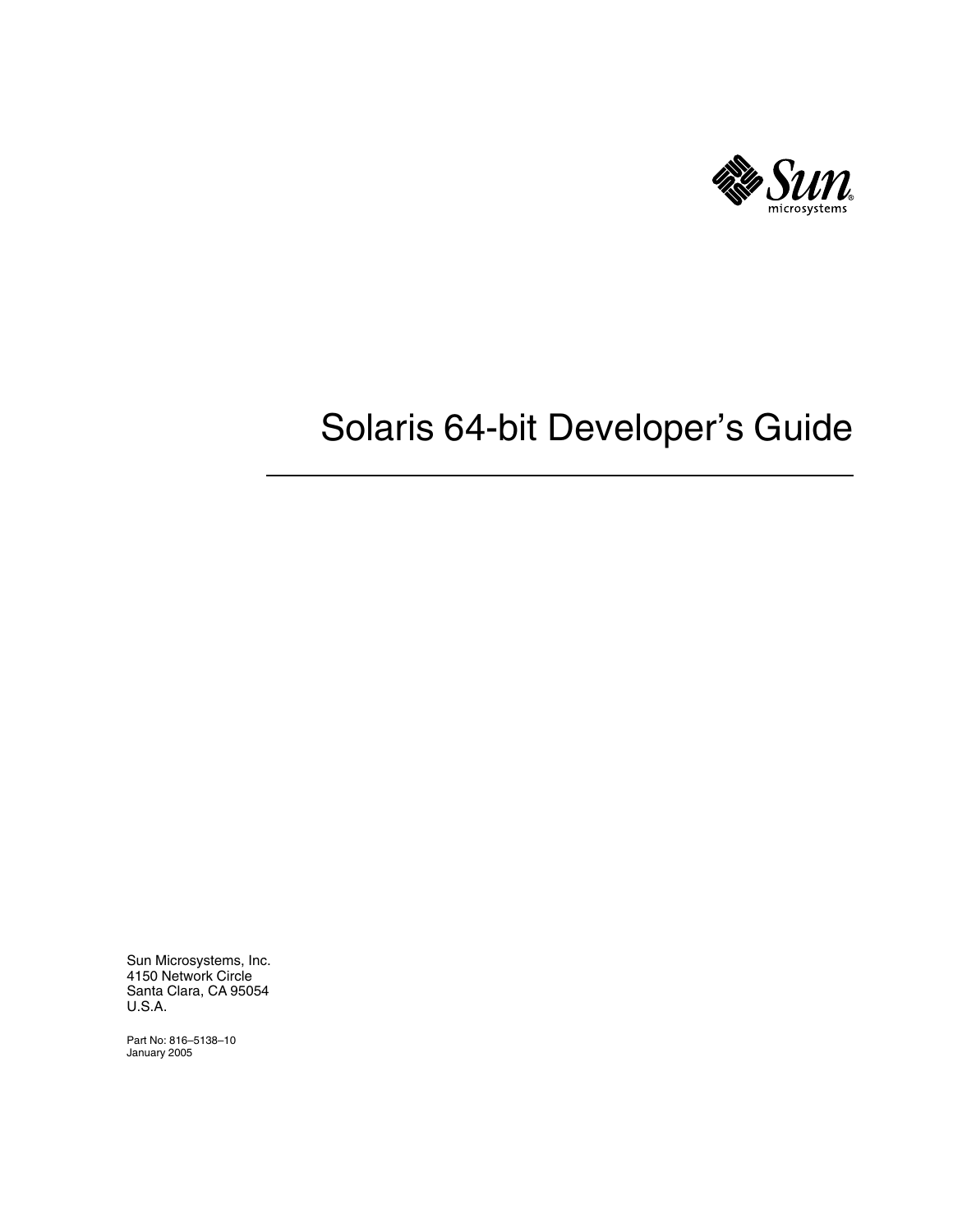# Solaris 64-bit Developer's Guide

Sun Microsystems, Inc.
4150 Network Circle
Santa Clara, CA 95054
U.S.A.

Part No: 816–5138–10
January 2005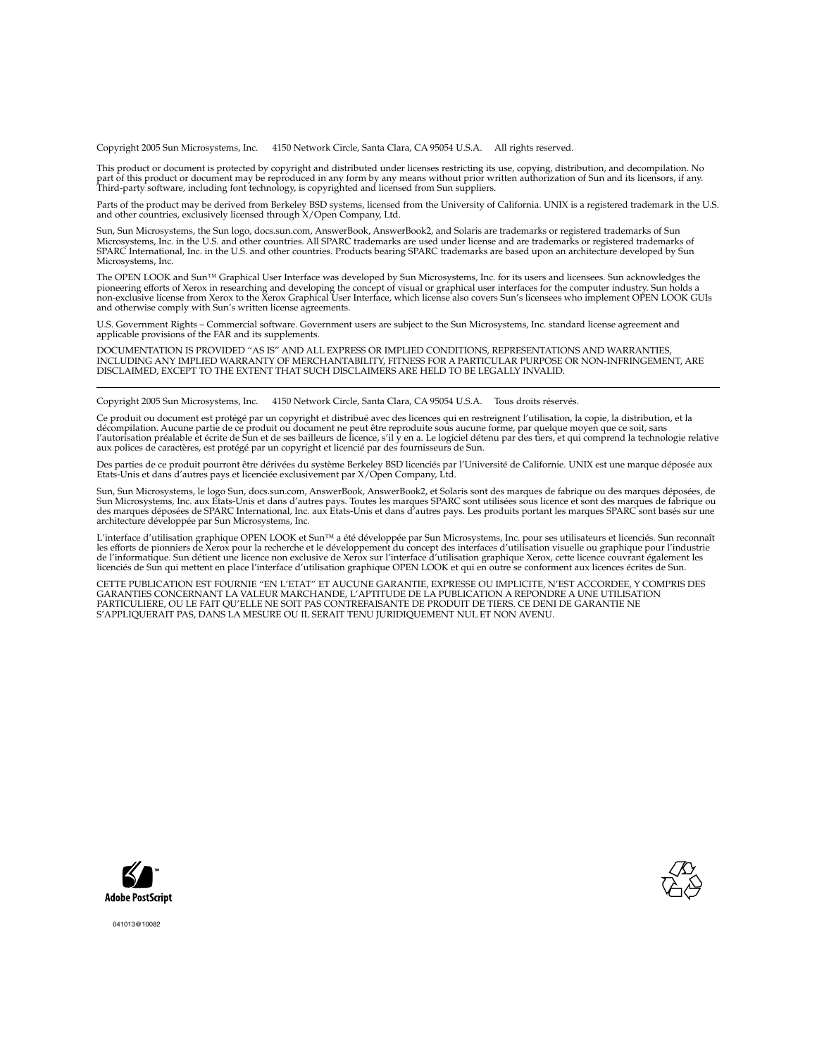Copyright 2005 Sun Microsystems, Inc. 4150 Network Circle, Santa Clara, CA 95054 U.S.A. All rights reserved.

This product or document is protected by copyright and distributed under licenses restricting its use, copying, distribution, and decompilation. No part of this product or document may be reproduced in any form by any means without prior written authorization of Sun and its licensors, if any. Third-party software, including font technology, is copyrighted and licensed from Sun suppliers.

Parts of the product may be derived from Berkeley BSD systems, licensed from the University of California. UNIX is a registered trademark in the U.S. and other countries, exclusively licensed through X/Open Company, Ltd.

Sun, Sun Microsystems, the Sun logo, docs.sun.com, AnswerBook, AnswerBook2, and Solaris are trademarks or registered trademarks of Sun Microsystems, Inc. in the U.S. and other countries. All SPARC trademarks are used under license and are trademarks or registered trademarks of SPARC International, Inc. in the U.S. and other countries. Products bearing SPARC trademarks are based upon an architecture developed by Sun Microsystems, Inc.

The OPEN LOOK and Sun™ Graphical User Interface was developed by Sun Microsystems, Inc. for its users and licensees. Sun acknowledges the pioneering efforts of Xerox in researching and developing the concept of visual or graphical user interfaces for the computer industry. Sun holds a non-exclusive license from Xerox to the Xerox Graphical User Interface, which license also covers Sun's licensees who implement OPEN LOOK GUIs and otherwise comply with Sun's written license agreements.

U.S. Government Rights – Commercial software. Government users are subject to the Sun Microsystems, Inc. standard license agreement and applicable provisions of the FAR and its supplements.

DOCUMENTATION IS PROVIDED "AS IS" AND ALL EXPRESS OR IMPLIED CONDITIONS, REPRESENTATIONS AND WARRANTIES, INCLUDING ANY IMPLIED WARRANTY OF MERCHANTABILITY, FITNESS FOR A PARTICULAR PURPOSE OR NON-INFRINGEMENT, ARE DISCLAIMED, EXCEPT TO THE EXTENT THAT SUCH DISCLAIMERS ARE HELD TO BE LEGALLY INVALID.

---

Copyright 2005 Sun Microsystems, Inc. 4150 Network Circle, Santa Clara, CA 95054 U.S.A. Tous droits réservés.

Ce produit ou document est protégé par un copyright et distribué avec des licences qui en restreignent l'utilisation, la copie, la distribution, et la décompilation. Aucune partie de ce produit ou document ne peut être reproduite sous aucune forme, par quelque moyen que ce soit, sans l'autorisation préalable et écrite de Sun et de ses bailleurs de licence, s'il y en a. Le logiciel détenu par des tiers, et qui comprend la technologie relative aux polices de caractères, est protégé par un copyright et licencié par des fournisseurs de Sun.

Des parties de ce produit pourront être dérivées du système Berkeley BSD licenciés par l'Université de Californie. UNIX est une marque déposée aux Etats-Unis et dans d'autres pays et licenciée exclusivement par X/Open Company, Ltd.

Sun, Sun Microsystems, le logo Sun, docs.sun.com, AnswerBook, AnswerBook2, et Solaris sont des marques de fabrique ou des marques déposées, de Sun Microsystems, Inc. aux Etats-Unis et dans d'autres pays. Toutes les marques SPARC sont utilisées sous licence et sont des marques de fabrique ou des marques déposées de SPARC International, Inc. aux Etats-Unis et dans d'autres pays. Les produits portant les marques SPARC sont basés sur une architecture développée par Sun Microsystems, Inc.

L'interface d'utilisation graphique OPEN LOOK et Sun™ a été développée par Sun Microsystems, Inc. pour ses utilisateurs et licenciés. Sun reconnaît les efforts de pionniers de Xerox pour la recherche et le développement du concept des interfaces d'utilisation visuelle ou graphique pour l'industrie de l'informatique. Sun détient une licence non exclusive de Xerox sur l'interface d'utilisation graphique Xerox, cette licence couvrant également les licenciés de Sun qui mettent en place l'interface d'utilisation graphique OPEN LOOK et qui en outre se conforment aux licences écrites de Sun.

CETTE PUBLICATION EST FOURNIE "EN L'ETAT" ET AUCUNE GARANTIE, EXPRESSE OU IMPLICITE, N'EST ACCORDEE, Y COMPRIS DES GARANTIES CONCERNANT LA VALEUR MARCHANDE, L'APTITUDE DE LA PUBLICATION A REPONDRE A UNE UTILISATION PARTICULIERE, OU LE FAIT QU'ELLE NE SOIT PAS CONTREFAISANTE DE PRODUIT DE TIERS. CE DENI DE GARANTIE NE S'APPLIQUERAIT PAS, DANS LA MESURE OU IL SERAIT TENU JURIDIQUEMENT NUL ET NON AVENU.

Adobe PostScript

041013@10082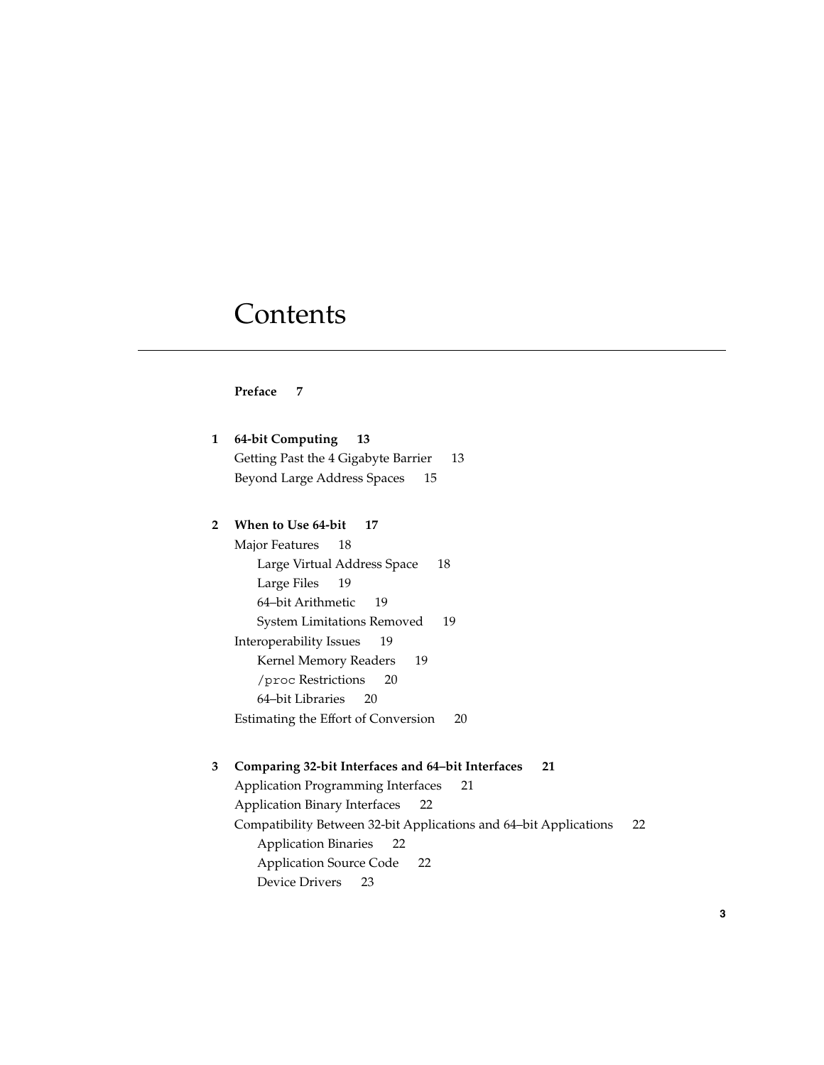# Contents

**Preface 7**

**1 64-bit Computing 13**

- Getting Past the 4 Gigabyte Barrier 13
- Beyond Large Address Spaces 15

**2 When to Use 64-bit 17**

- Major Features 18
  - Large Virtual Address Space 18
  - Large Files 19
  - 64–bit Arithmetic 19
  - System Limitations Removed 19
- Interoperability Issues 19
  - Kernel Memory Readers 19
  - `/proc` Restrictions 20
  - 64–bit Libraries 20
- Estimating the Effort of Conversion 20

**3 Comparing 32-bit Interfaces and 64–bit Interfaces 21**

- Application Programming Interfaces 21
- Application Binary Interfaces 22
- Compatibility Between 32-bit Applications and 64–bit Applications 22
  - Application Binaries 22
  - Application Source Code 22
  - Device Drivers 23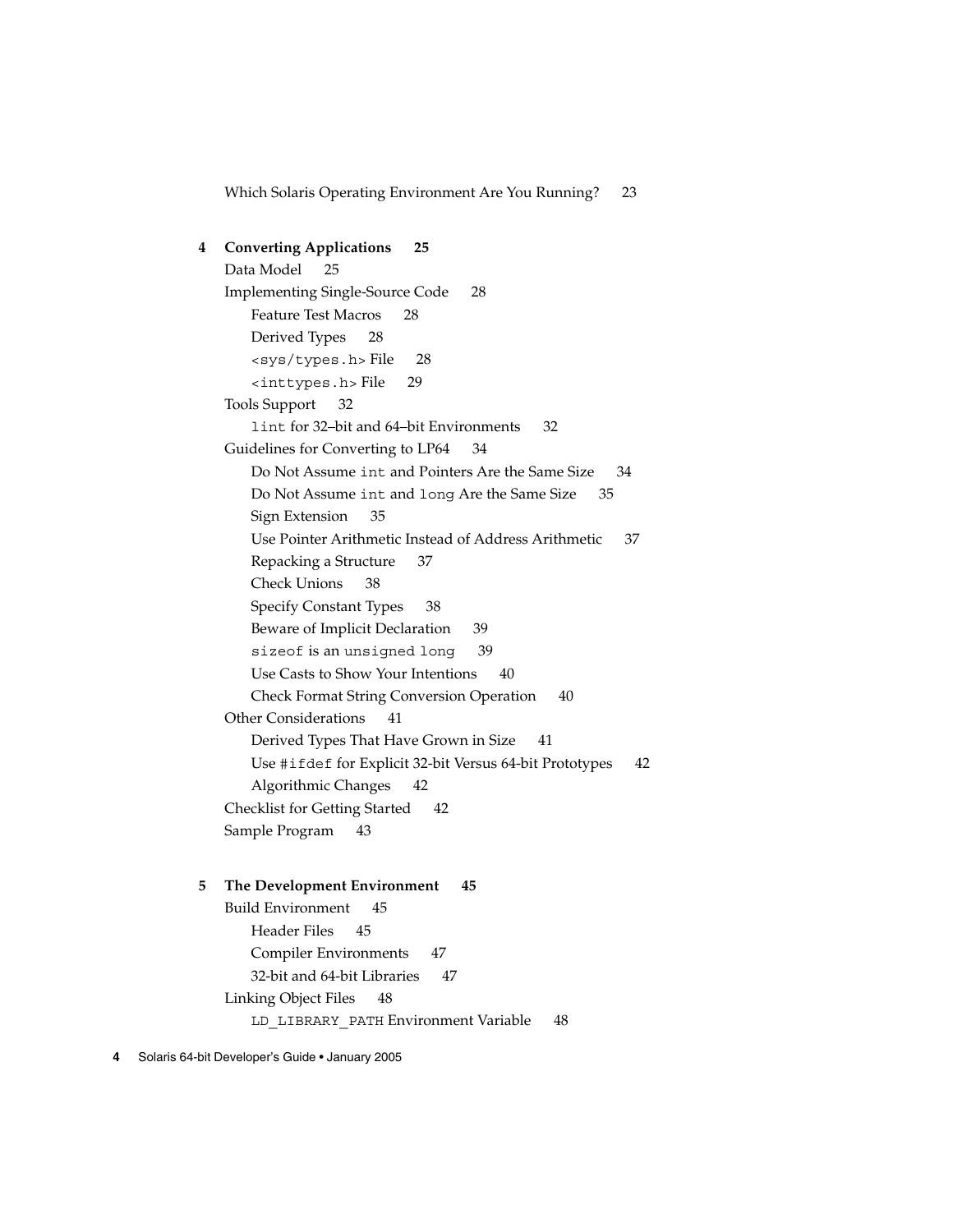Which Solaris Operating Environment Are You Running? 23

**4 Converting Applications 25**

- Data Model 25
- Implementing Single-Source Code 28
  - Feature Test Macros 28
  - Derived Types 28
  - `<sys/types.h>` File 28
  - `<inttypes.h>` File 29
- Tools Support 32
  - `lint` for 32–bit and 64–bit Environments 32
- Guidelines for Converting to LP64 34
  - Do Not Assume `int` and Pointers Are the Same Size 34
  - Do Not Assume `int` and `long` Are the Same Size 35
  - Sign Extension 35
  - Use Pointer Arithmetic Instead of Address Arithmetic 37
  - Repacking a Structure 37
  - Check Unions 38
  - Specify Constant Types 38
  - Beware of Implicit Declaration 39
  - `sizeof` is an `unsigned long` 39
  - Use Casts to Show Your Intentions 40
  - Check Format String Conversion Operation 40
- Other Considerations 41
  - Derived Types That Have Grown in Size 41
  - Use `#ifdef` for Explicit 32-bit Versus 64-bit Prototypes 42
  - Algorithmic Changes 42
- Checklist for Getting Started 42
- Sample Program 43

**5 The Development Environment 45**

- Build Environment 45
  - Header Files 45
  - Compiler Environments 47
  - 32-bit and 64-bit Libraries 47
- Linking Object Files 48
  - `LD_LIBRARY_PATH` Environment Variable 48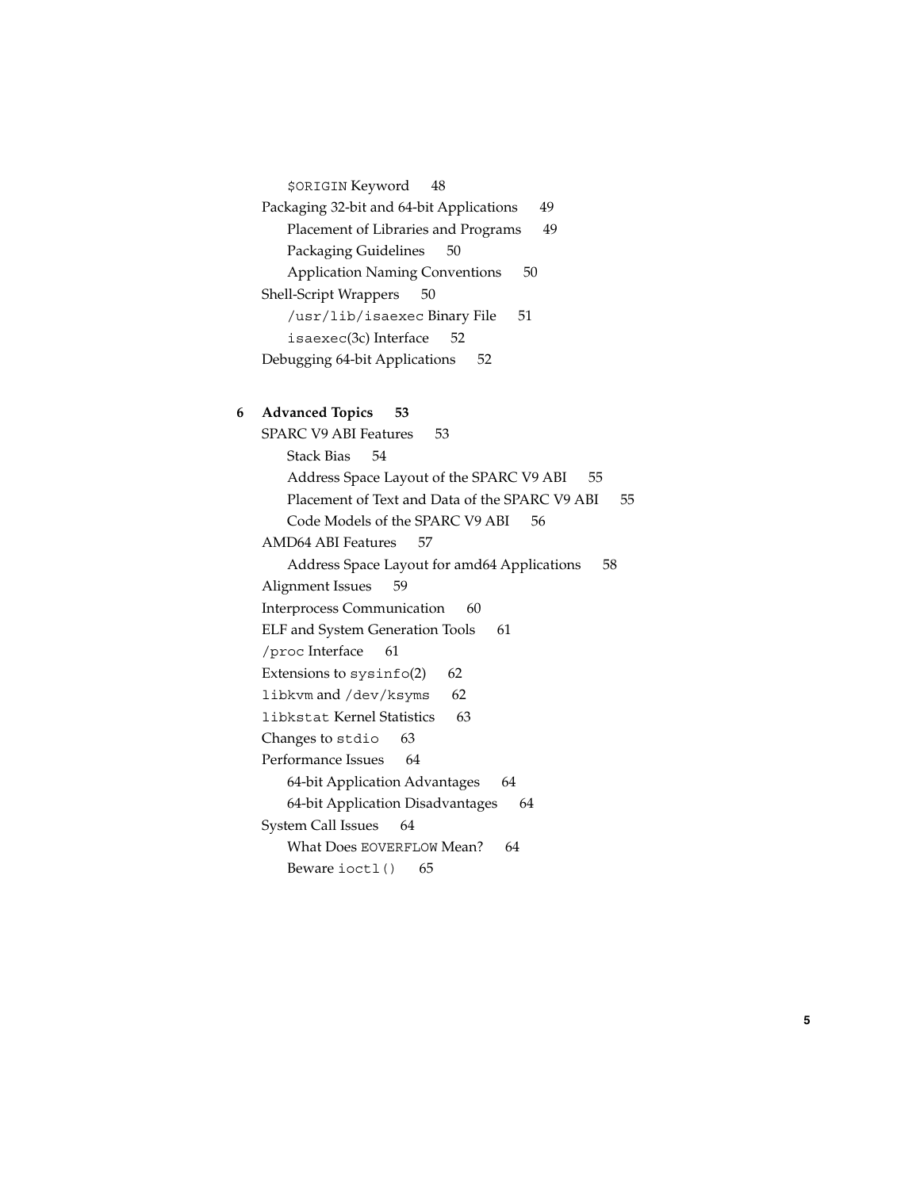$ORIGIN Keyword 48
Packaging 32-bit and 64-bit Applications 49
  Placement of Libraries and Programs 49
  Packaging Guidelines 50
  Application Naming Conventions 50
Shell-Script Wrappers 50
  /usr/lib/isaexec Binary File 51
  isaexec(3c) Interface 52
Debugging 64-bit Applications 52

**6 Advanced Topics 53**
SPARC V9 ABI Features 53
  Stack Bias 54
  Address Space Layout of the SPARC V9 ABI 55
  Placement of Text and Data of the SPARC V9 ABI 55
  Code Models of the SPARC V9 ABI 56
AMD64 ABI Features 57
  Address Space Layout for amd64 Applications 58
Alignment Issues 59
Interprocess Communication 60
ELF and System Generation Tools 61
/proc Interface 61
Extensions to sysinfo(2) 62
libkvm and /dev/ksyms 62
libkstat Kernel Statistics 63
Changes to stdio 63
Performance Issues 64
  64-bit Application Advantages 64
  64-bit Application Disadvantages 64
System Call Issues 64
  What Does EOVERFLOW Mean? 64
  Beware ioctl() 65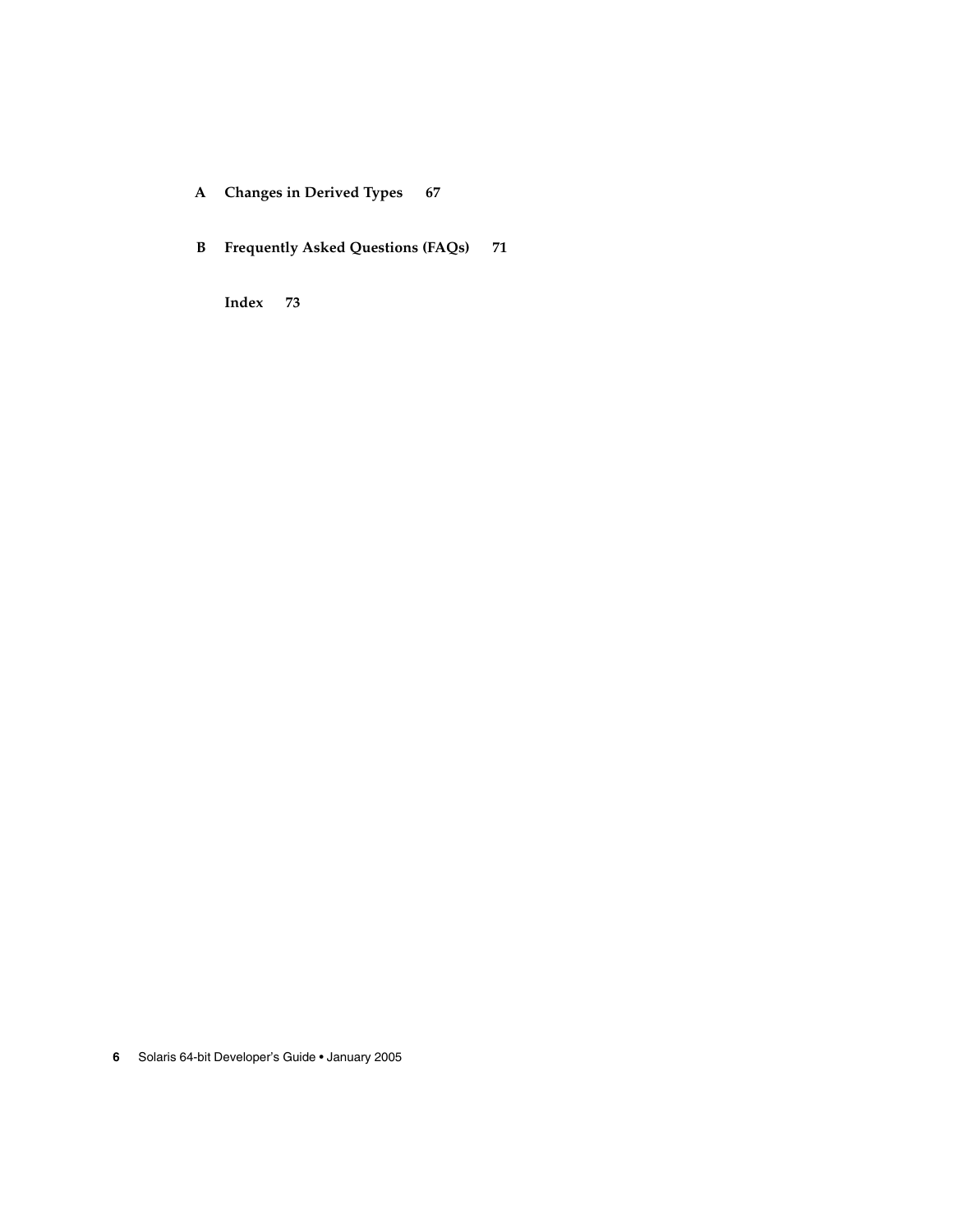**A Changes in Derived Types 67**

**B Frequently Asked Questions (FAQs) 71**

**Index 73**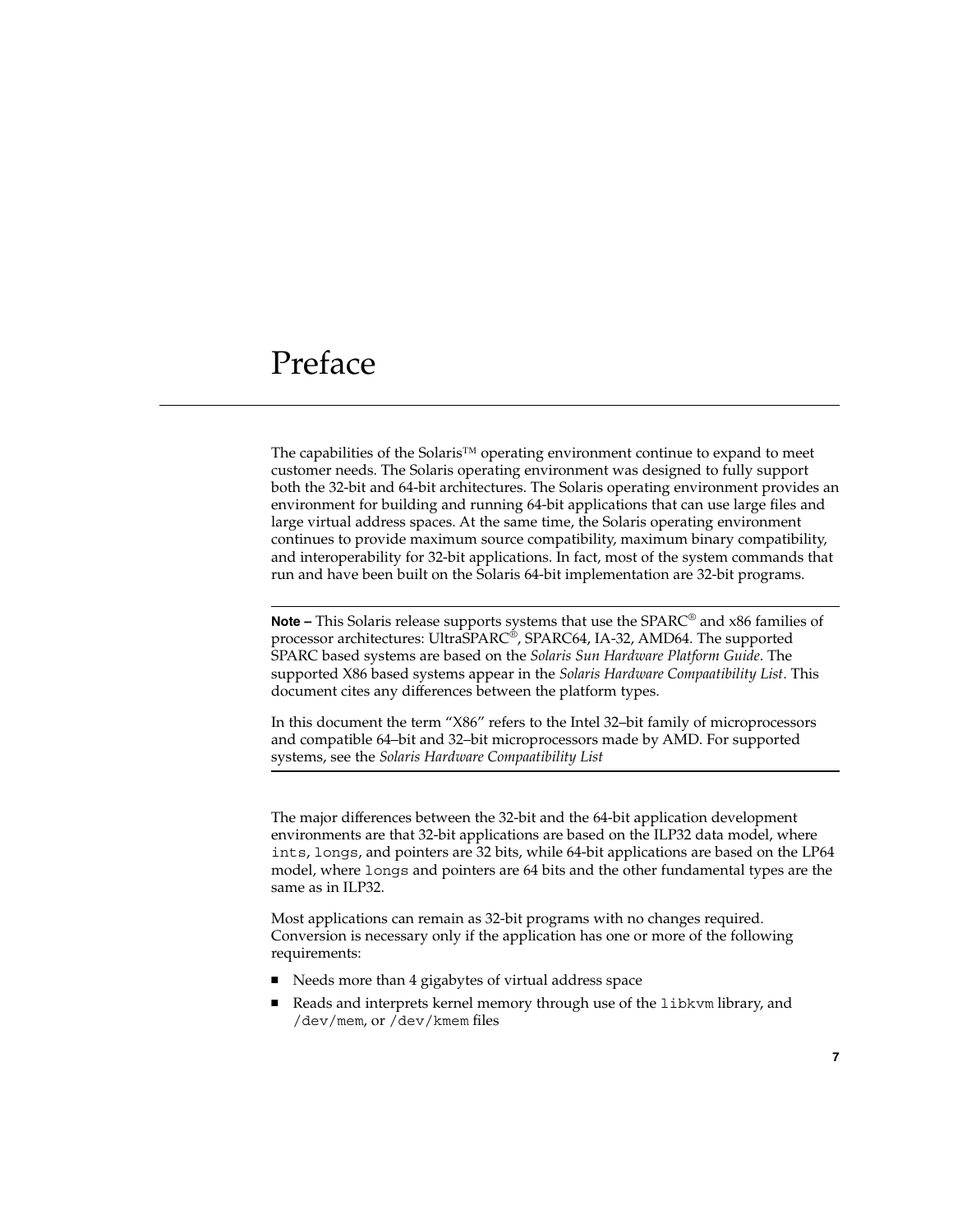# Preface

The capabilities of the Solaris™ operating environment continue to expand to meet customer needs. The Solaris operating environment was designed to fully support both the 32-bit and 64-bit architectures. The Solaris operating environment provides an environment for building and running 64-bit applications that can use large files and large virtual address spaces. At the same time, the Solaris operating environment continues to provide maximum source compatibility, maximum binary compatibility, and interoperability for 32-bit applications. In fact, most of the system commands that run and have been built on the Solaris 64-bit implementation are 32-bit programs.

---

**Note –** This Solaris release supports systems that use the SPARC® and x86 families of processor architectures: UltraSPARC®, SPARC64, IA-32, AMD64. The supported SPARC based systems are based on the *Solaris Sun Hardware Platform Guide*. The supported X86 based systems appear in the *Solaris Hardware Compaatibility List*. This document cites any differences between the platform types.

In this document the term "X86" refers to the Intel 32–bit family of microprocessors and compatible 64–bit and 32–bit microprocessors made by AMD. For supported systems, see the *Solaris Hardware Compaatibility List*

---

The major differences between the 32-bit and the 64-bit application development environments are that 32-bit applications are based on the ILP32 data model, where `ints`, `longs`, and pointers are 32 bits, while 64-bit applications are based on the LP64 model, where `longs` and pointers are 64 bits and the other fundamental types are the same as in ILP32.

Most applications can remain as 32-bit programs with no changes required. Conversion is necessary only if the application has one or more of the following requirements:

- Needs more than 4 gigabytes of virtual address space
- Reads and interprets kernel memory through use of the `libkvm` library, and `/dev/mem`, or `/dev/kmem` files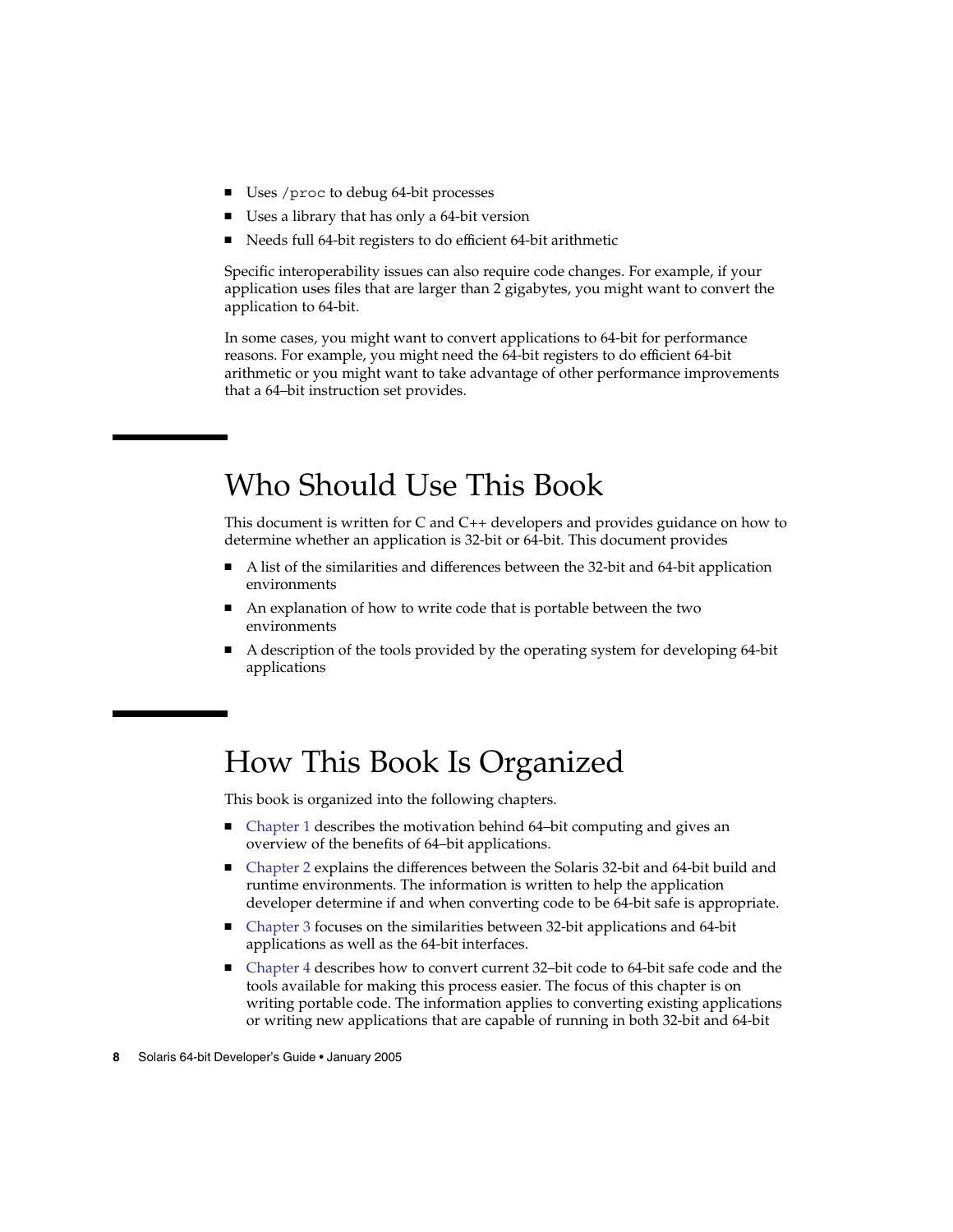- Uses `/proc` to debug 64-bit processes
- Uses a library that has only a 64-bit version
- Needs full 64-bit registers to do efficient 64-bit arithmetic

Specific interoperability issues can also require code changes. For example, if your application uses files that are larger than 2 gigabytes, you might want to convert the application to 64-bit.

In some cases, you might want to convert applications to 64-bit for performance reasons. For example, you might need the 64-bit registers to do efficient 64-bit arithmetic or you might want to take advantage of other performance improvements that a 64–bit instruction set provides.

## Who Should Use This Book

This document is written for C and C++ developers and provides guidance on how to determine whether an application is 32-bit or 64-bit. This document provides

- A list of the similarities and differences between the 32-bit and 64-bit application environments
- An explanation of how to write code that is portable between the two environments
- A description of the tools provided by the operating system for developing 64-bit applications

## How This Book Is Organized

This book is organized into the following chapters.

- Chapter 1 describes the motivation behind 64–bit computing and gives an overview of the benefits of 64–bit applications.
- Chapter 2 explains the differences between the Solaris 32-bit and 64-bit build and runtime environments. The information is written to help the application developer determine if and when converting code to be 64-bit safe is appropriate.
- Chapter 3 focuses on the similarities between 32-bit applications and 64-bit applications as well as the 64-bit interfaces.
- Chapter 4 describes how to convert current 32–bit code to 64-bit safe code and the tools available for making this process easier. The focus of this chapter is on writing portable code. The information applies to converting existing applications or writing new applications that are capable of running in both 32-bit and 64-bit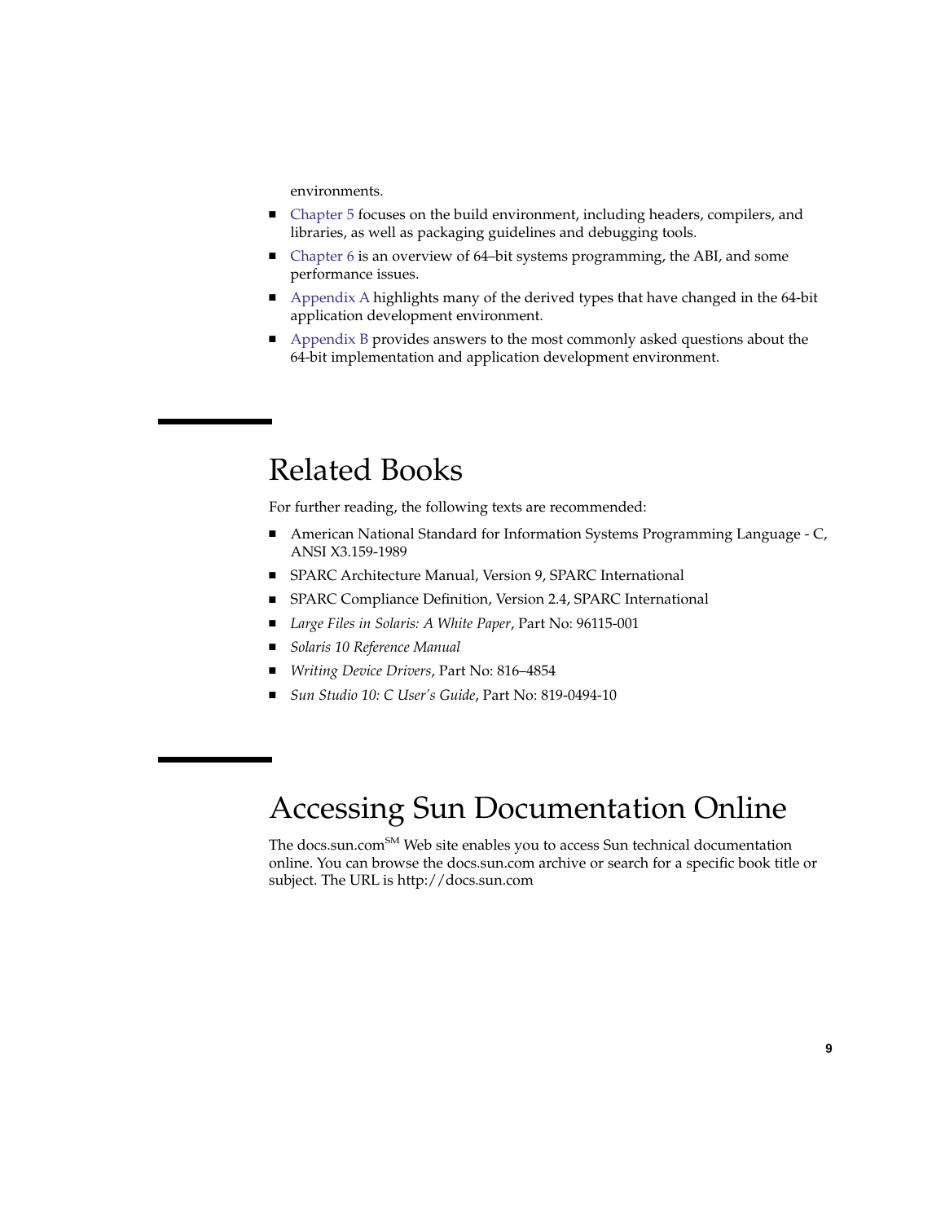environments.

- Chapter 5 focuses on the build environment, including headers, compilers, and libraries, as well as packaging guidelines and debugging tools.
- Chapter 6 is an overview of 64–bit systems programming, the ABI, and some performance issues.
- Appendix A highlights many of the derived types that have changed in the 64-bit application development environment.
- Appendix B provides answers to the most commonly asked questions about the 64-bit implementation and application development environment.

## Related Books

For further reading, the following texts are recommended:

- American National Standard for Information Systems Programming Language - C, ANSI X3.159-1989
- SPARC Architecture Manual, Version 9, SPARC International
- SPARC Compliance Definition, Version 2.4, SPARC International
- *Large Files in Solaris: A White Paper*, Part No: 96115-001
- *Solaris 10 Reference Manual*
- *Writing Device Drivers*, Part No: 816–4854
- *Sun Studio 10: C User's Guide*, Part No: 819-0494-10

## Accessing Sun Documentation Online

The docs.sun.com[SM] Web site enables you to access Sun technical documentation online. You can browse the docs.sun.com archive or search for a specific book title or subject. The URL is http://docs.sun.com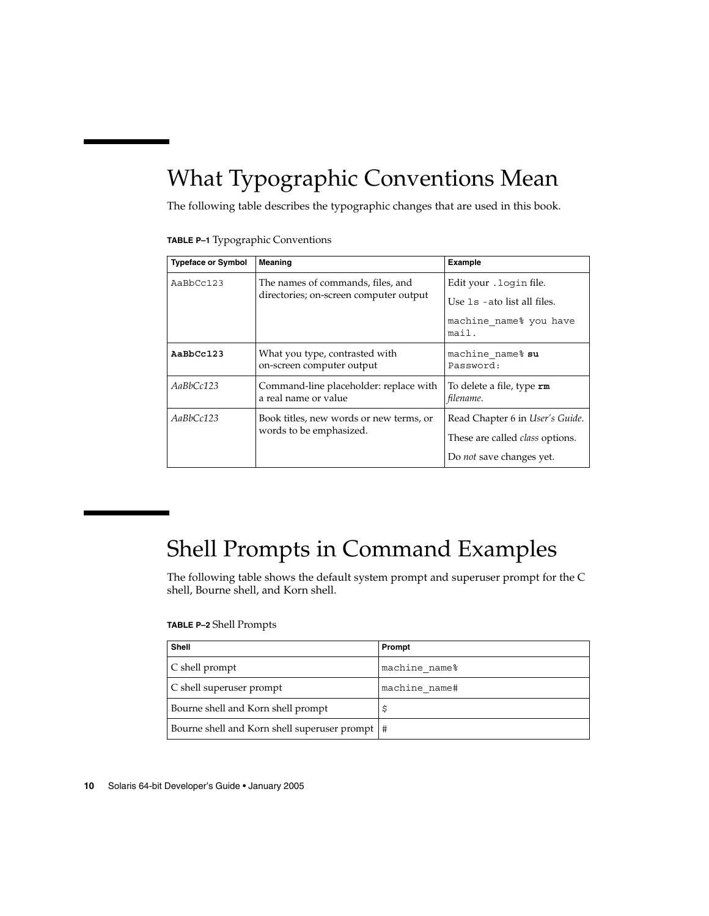# What Typographic Conventions Mean

The following table describes the typographic changes that are used in this book.

**TABLE P–1** Typographic Conventions

| Typeface or Symbol | Meaning | Example |
| --- | --- | --- |
| `AaBbCc123` | The names of commands, files, and directories; on-screen computer output | Edit your `.login` file.<br>Use `ls -a` to list all files.<br>`machine_name% you have mail.` |
| **`AaBbCc123`** | What you type, contrasted with on-screen computer output | `machine_name%` **`su`**<br>`Password:` |
| *AaBbCc123* | Command-line placeholder: replace with a real name or value | To delete a file, type **`rm`** *filename*. |
| *AaBbCc123* | Book titles, new words or new terms, or words to be emphasized. | Read Chapter 6 in *User's Guide*.<br>These are called *class* options.<br>Do *not* save changes yet. |

# Shell Prompts in Command Examples

The following table shows the default system prompt and superuser prompt for the C shell, Bourne shell, and Korn shell.

**TABLE P–2** Shell Prompts

| Shell | Prompt |
| --- | --- |
| C shell prompt | `machine_name%` |
| C shell superuser prompt | `machine_name#` |
| Bourne shell and Korn shell prompt | `$` |
| Bourne shell and Korn shell superuser prompt | `#` |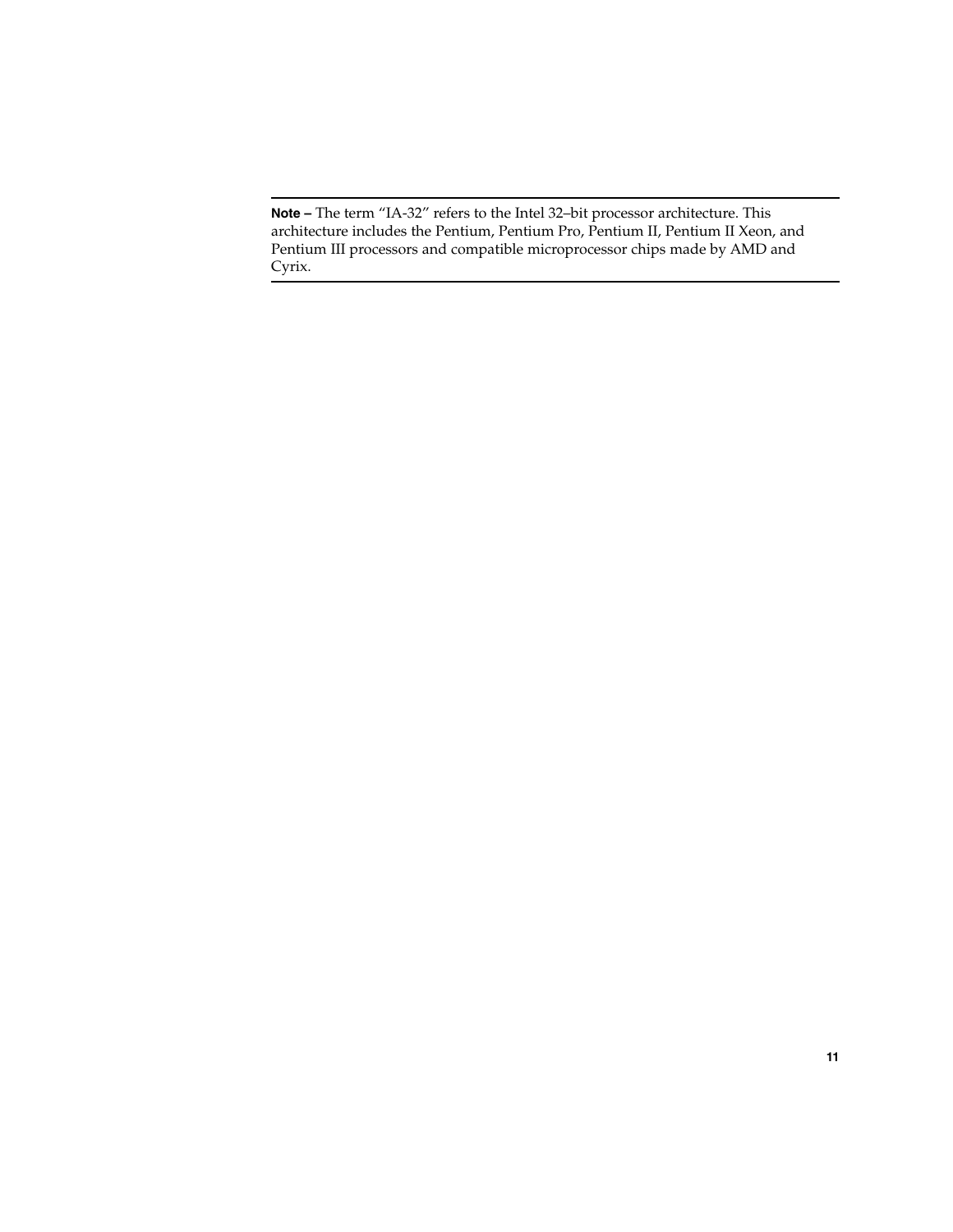---

**Note –** The term "IA-32" refers to the Intel 32–bit processor architecture. This architecture includes the Pentium, Pentium Pro, Pentium II, Pentium II Xeon, and Pentium III processors and compatible microprocessor chips made by AMD and Cyrix.

---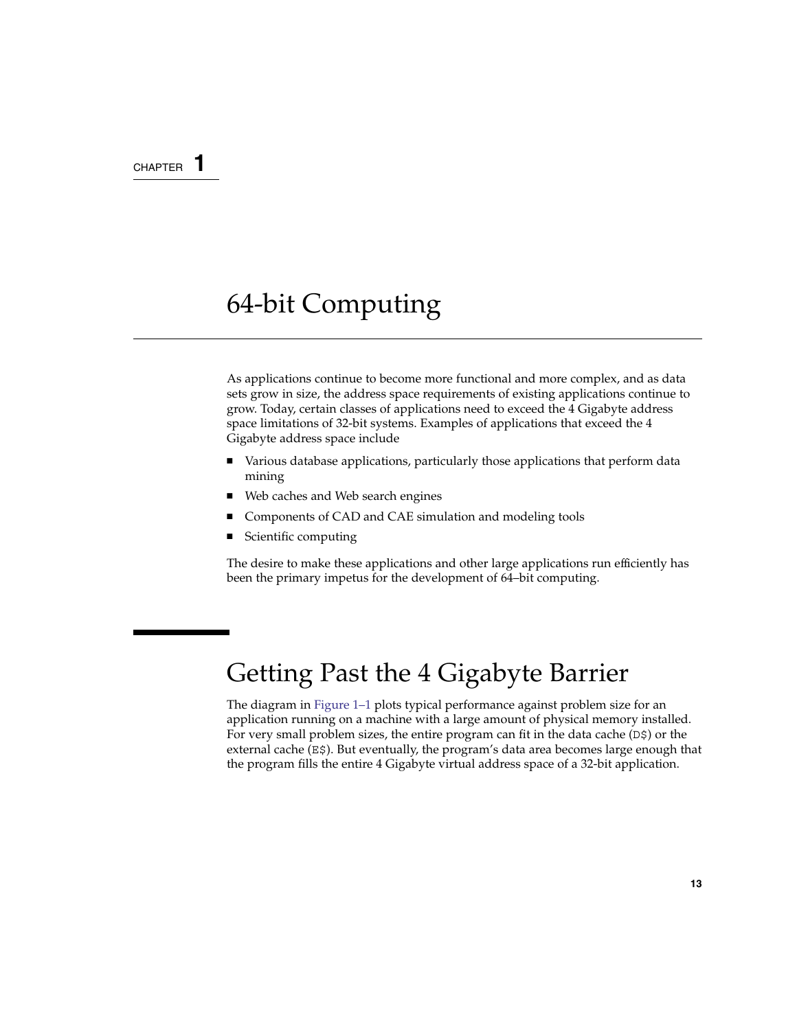CHAPTER 1

# 64-bit Computing

As applications continue to become more functional and more complex, and as data sets grow in size, the address space requirements of existing applications continue to grow. Today, certain classes of applications need to exceed the 4 Gigabyte address space limitations of 32-bit systems. Examples of applications that exceed the 4 Gigabyte address space include

- Various database applications, particularly those applications that perform data mining
- Web caches and Web search engines
- Components of CAD and CAE simulation and modeling tools
- Scientific computing

The desire to make these applications and other large applications run efficiently has been the primary impetus for the development of 64–bit computing.

## Getting Past the 4 Gigabyte Barrier

The diagram in Figure 1–1 plots typical performance against problem size for an application running on a machine with a large amount of physical memory installed. For very small problem sizes, the entire program can fit in the data cache (`D$`) or the external cache (`E$`). But eventually, the program's data area becomes large enough that the program fills the entire 4 Gigabyte virtual address space of a 32-bit application.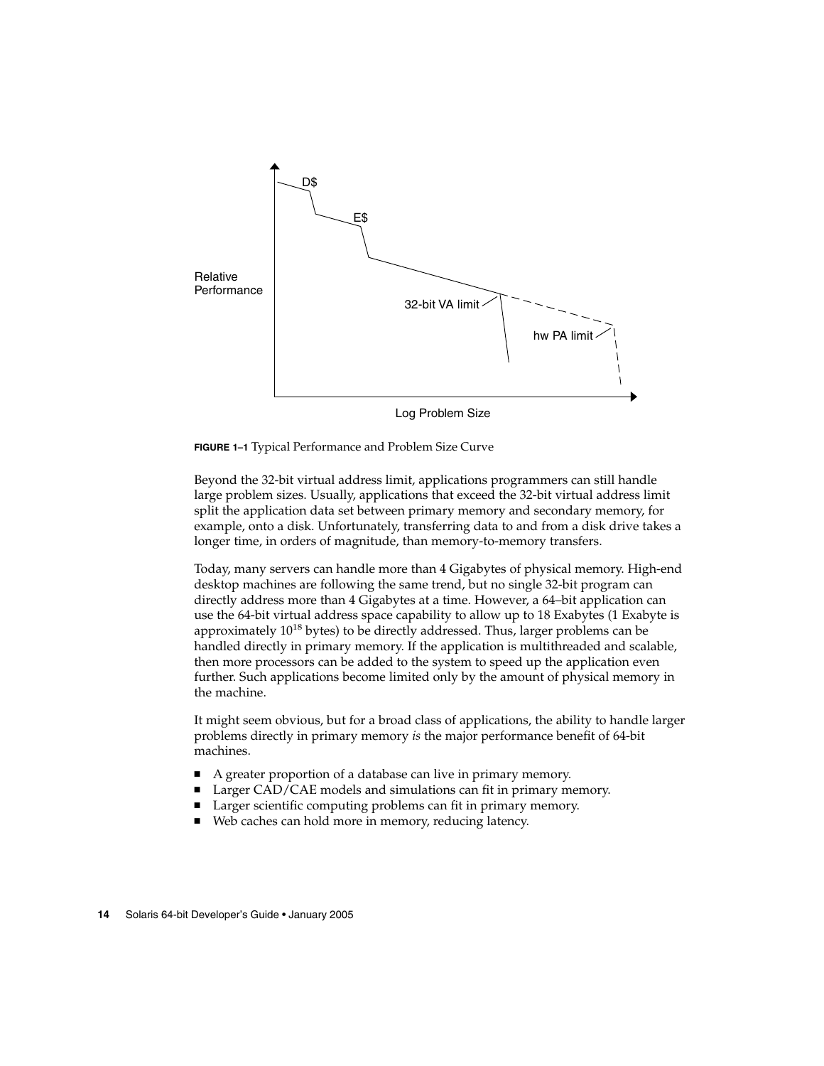**FIGURE 1–1** Typical Performance and Problem Size Curve

Beyond the 32-bit virtual address limit, applications programmers can still handle large problem sizes. Usually, applications that exceed the 32-bit virtual address limit split the application data set between primary memory and secondary memory, for example, onto a disk. Unfortunately, transferring data to and from a disk drive takes a longer time, in orders of magnitude, than memory-to-memory transfers.

Today, many servers can handle more than 4 Gigabytes of physical memory. High-end desktop machines are following the same trend, but no single 32-bit program can directly address more than 4 Gigabytes at a time. However, a 64–bit application can use the 64-bit virtual address space capability to allow up to 18 Exabytes (1 Exabyte is approximately $10^{18}$ bytes) to be directly addressed. Thus, larger problems can be handled directly in primary memory. If the application is multithreaded and scalable, then more processors can be added to the system to speed up the application even further. Such applications become limited only by the amount of physical memory in the machine.

It might seem obvious, but for a broad class of applications, the ability to handle larger problems directly in primary memory *is* the major performance benefit of 64-bit machines.

- A greater proportion of a database can live in primary memory.
- Larger CAD/CAE models and simulations can fit in primary memory.
- Larger scientific computing problems can fit in primary memory.
- Web caches can hold more in memory, reducing latency.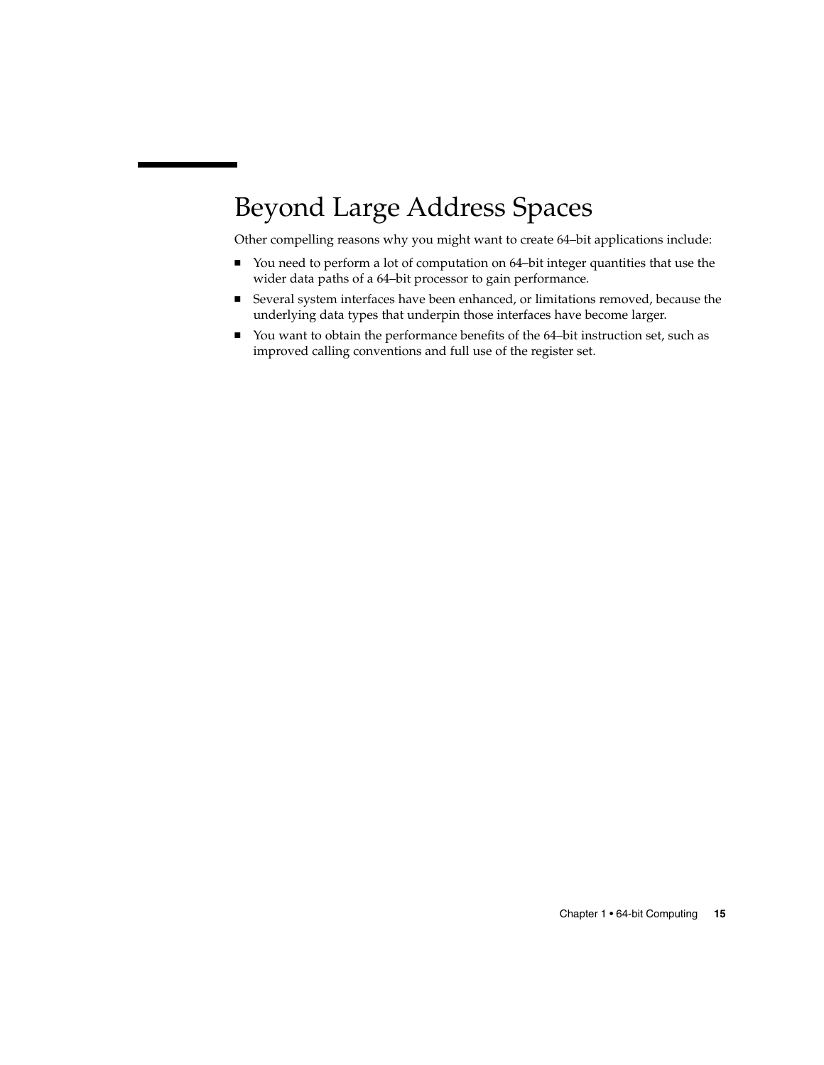## Beyond Large Address Spaces

Other compelling reasons why you might want to create 64–bit applications include:

- You need to perform a lot of computation on 64–bit integer quantities that use the wider data paths of a 64–bit processor to gain performance.
- Several system interfaces have been enhanced, or limitations removed, because the underlying data types that underpin those interfaces have become larger.
- You want to obtain the performance benefits of the 64–bit instruction set, such as improved calling conventions and full use of the register set.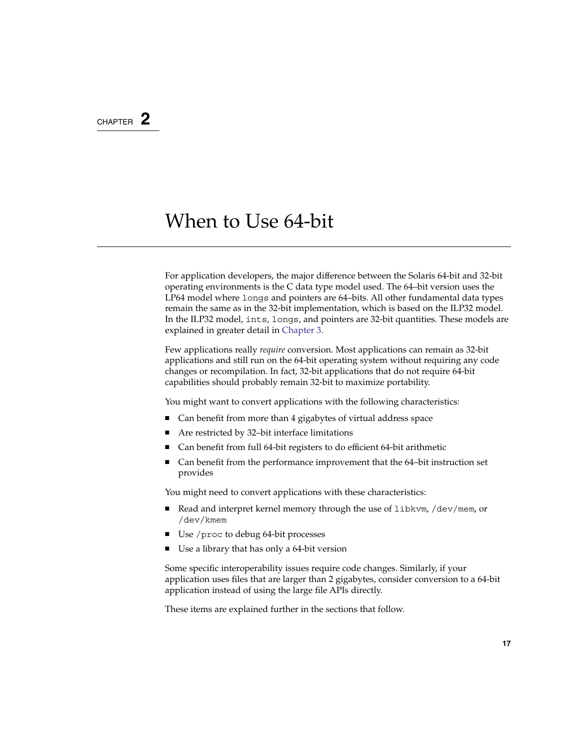CHAPTER 2

# When to Use 64-bit

For application developers, the major difference between the Solaris 64-bit and 32-bit operating environments is the C data type model used. The 64–bit version uses the LP64 model where `longs` and pointers are 64–bits. All other fundamental data types remain the same as in the 32-bit implementation, which is based on the ILP32 model. In the ILP32 model, `ints`, `longs`, and pointers are 32-bit quantities. These models are explained in greater detail in Chapter 3.

Few applications really *require* conversion. Most applications can remain as 32-bit applications and still run on the 64-bit operating system without requiring any code changes or recompilation. In fact, 32-bit applications that do not require 64-bit capabilities should probably remain 32-bit to maximize portability.

You might want to convert applications with the following characteristics:

- Can benefit from more than 4 gigabytes of virtual address space
- Are restricted by 32–bit interface limitations
- Can benefit from full 64-bit registers to do efficient 64-bit arithmetic
- Can benefit from the performance improvement that the 64–bit instruction set provides

You might need to convert applications with these characteristics:

- Read and interpret kernel memory through the use of `libkvm`, `/dev/mem`, or `/dev/kmem`
- Use `/proc` to debug 64-bit processes
- Use a library that has only a 64-bit version

Some specific interoperability issues require code changes. Similarly, if your application uses files that are larger than 2 gigabytes, consider conversion to a 64-bit application instead of using the large file APIs directly.

These items are explained further in the sections that follow.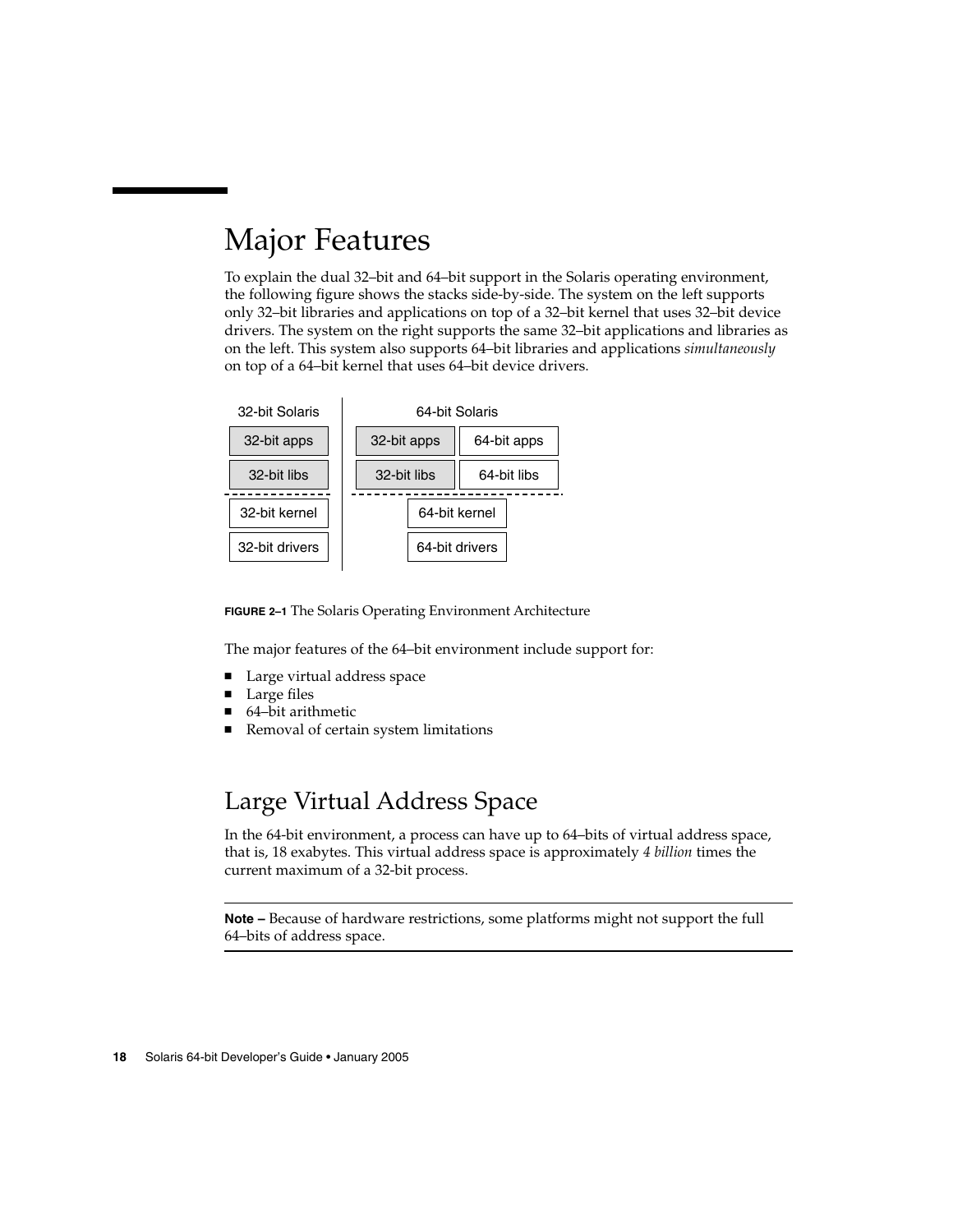## Major Features

To explain the dual 32–bit and 64–bit support in the Solaris operating environment, the following figure shows the stacks side-by-side. The system on the left supports only 32–bit libraries and applications on top of a 32–bit kernel that uses 32–bit device drivers. The system on the right supports the same 32–bit applications and libraries as on the left. This system also supports 64–bit libraries and applications *simultaneously* on top of a 64–bit kernel that uses 64–bit device drivers.

| 32-bit Solaris | 64-bit Solaris | |
| --- | --- | --- |
| 32-bit apps | 32-bit apps | 64-bit apps |
| 32-bit libs | 32-bit libs | 64-bit libs |
| 32-bit kernel | 64-bit kernel | |
| 32-bit drivers | 64-bit drivers | |

**FIGURE 2–1** The Solaris Operating Environment Architecture

The major features of the 64–bit environment include support for:

- Large virtual address space
- Large files
- 64–bit arithmetic
- Removal of certain system limitations

### Large Virtual Address Space

In the 64-bit environment, a process can have up to 64–bits of virtual address space, that is, 18 exabytes. This virtual address space is approximately *4 billion* times the current maximum of a 32-bit process.

---

**Note –** Because of hardware restrictions, some platforms might not support the full 64–bits of address space.

---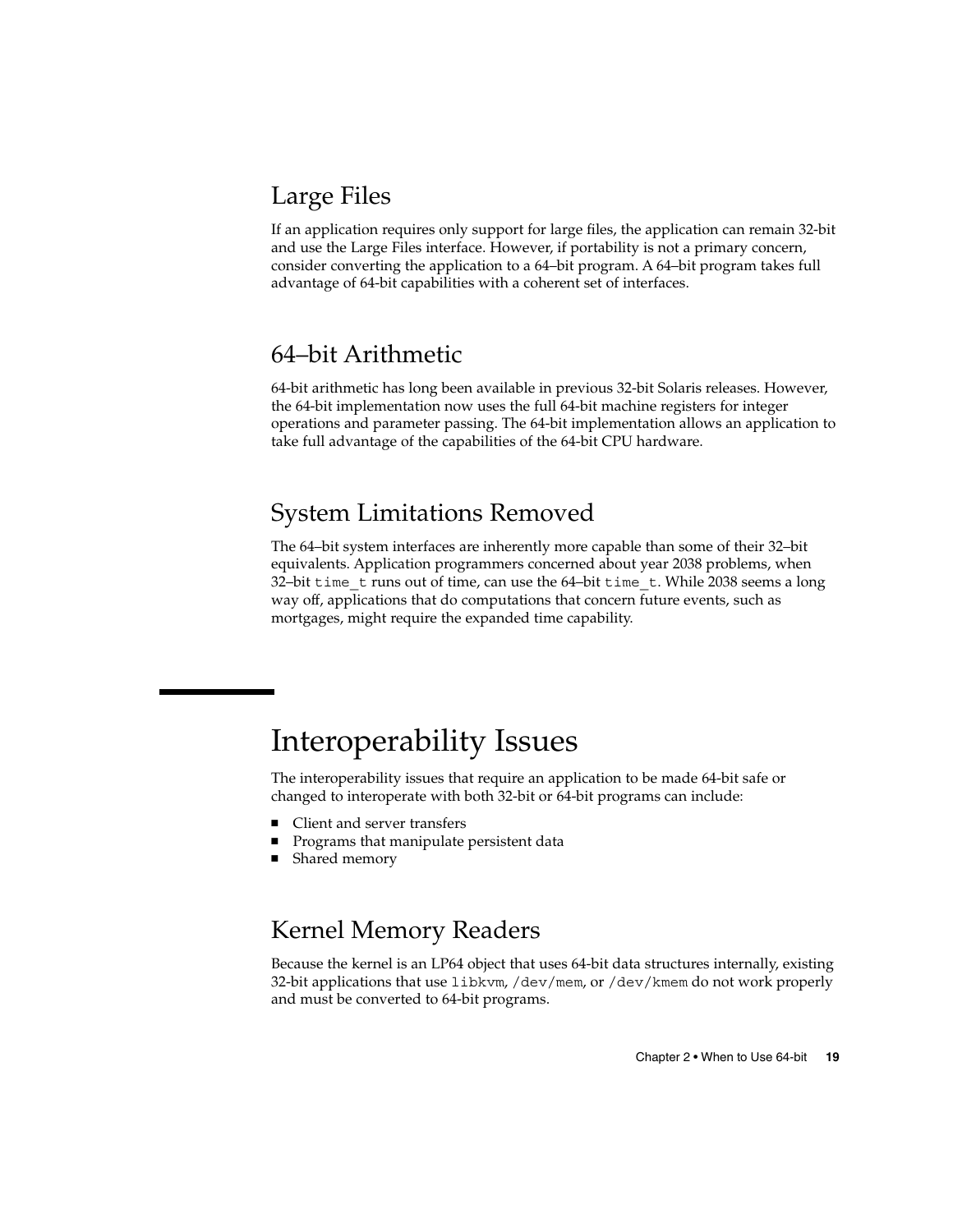## Large Files

If an application requires only support for large files, the application can remain 32-bit and use the Large Files interface. However, if portability is not a primary concern, consider converting the application to a 64–bit program. A 64–bit program takes full advantage of 64-bit capabilities with a coherent set of interfaces.

## 64–bit Arithmetic

64-bit arithmetic has long been available in previous 32-bit Solaris releases. However, the 64-bit implementation now uses the full 64-bit machine registers for integer operations and parameter passing. The 64-bit implementation allows an application to take full advantage of the capabilities of the 64-bit CPU hardware.

## System Limitations Removed

The 64–bit system interfaces are inherently more capable than some of their 32–bit equivalents. Application programmers concerned about year 2038 problems, when 32–bit `time_t` runs out of time, can use the 64–bit `time_t`. While 2038 seems a long way off, applications that do computations that concern future events, such as mortgages, might require the expanded time capability.

# Interoperability Issues

The interoperability issues that require an application to be made 64-bit safe or changed to interoperate with both 32-bit or 64-bit programs can include:

- Client and server transfers
- Programs that manipulate persistent data
- Shared memory

## Kernel Memory Readers

Because the kernel is an LP64 object that uses 64-bit data structures internally, existing 32-bit applications that use `libkvm`, `/dev/mem`, or `/dev/kmem` do not work properly and must be converted to 64-bit programs.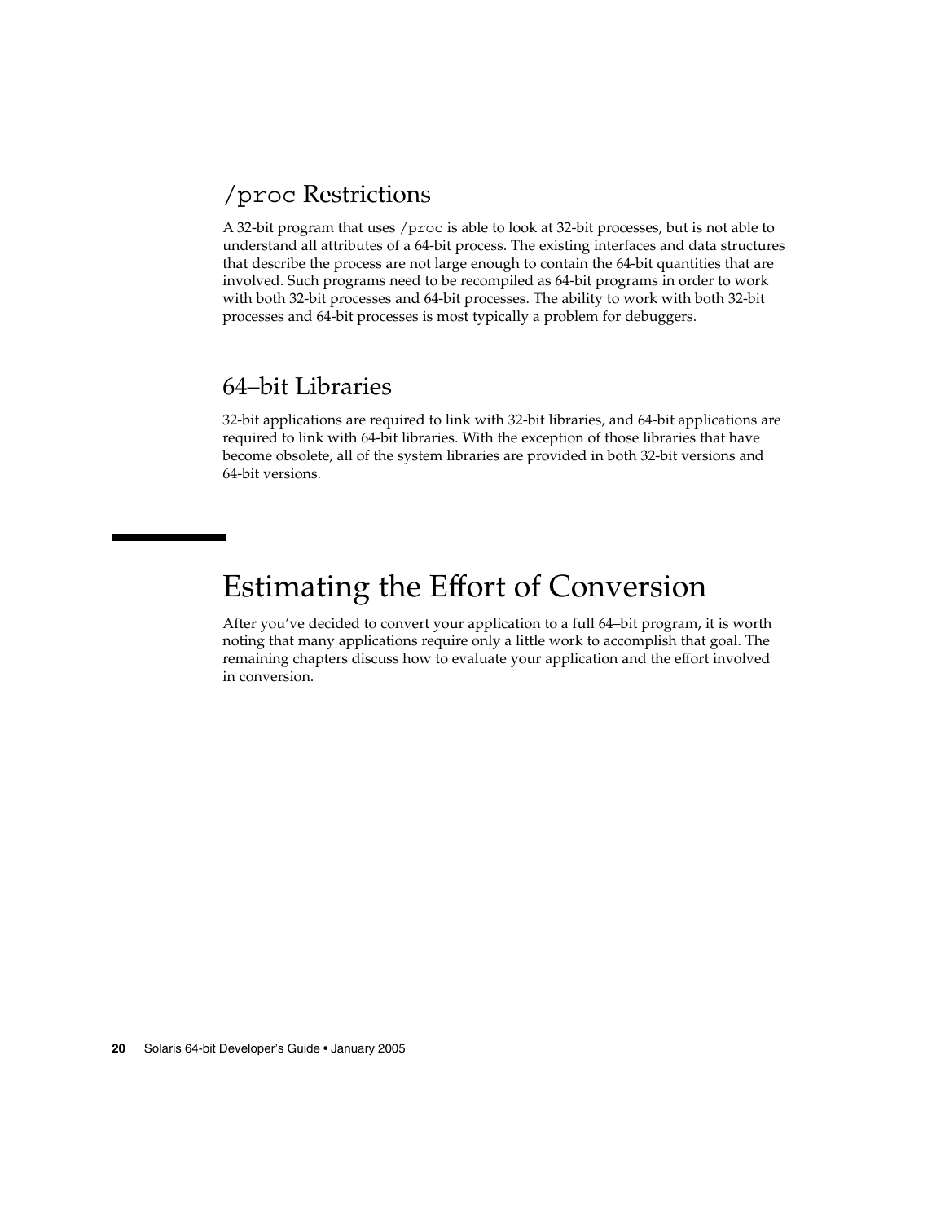### `/proc` Restrictions

A 32-bit program that uses `/proc` is able to look at 32-bit processes, but is not able to understand all attributes of a 64-bit process. The existing interfaces and data structures that describe the process are not large enough to contain the 64-bit quantities that are involved. Such programs need to be recompiled as 64-bit programs in order to work with both 32-bit processes and 64-bit processes. The ability to work with both 32-bit processes and 64-bit processes is most typically a problem for debuggers.

### 64–bit Libraries

32-bit applications are required to link with 32-bit libraries, and 64-bit applications are required to link with 64-bit libraries. With the exception of those libraries that have become obsolete, all of the system libraries are provided in both 32-bit versions and 64-bit versions.

## Estimating the Effort of Conversion

After you've decided to convert your application to a full 64–bit program, it is worth noting that many applications require only a little work to accomplish that goal. The remaining chapters discuss how to evaluate your application and the effort involved in conversion.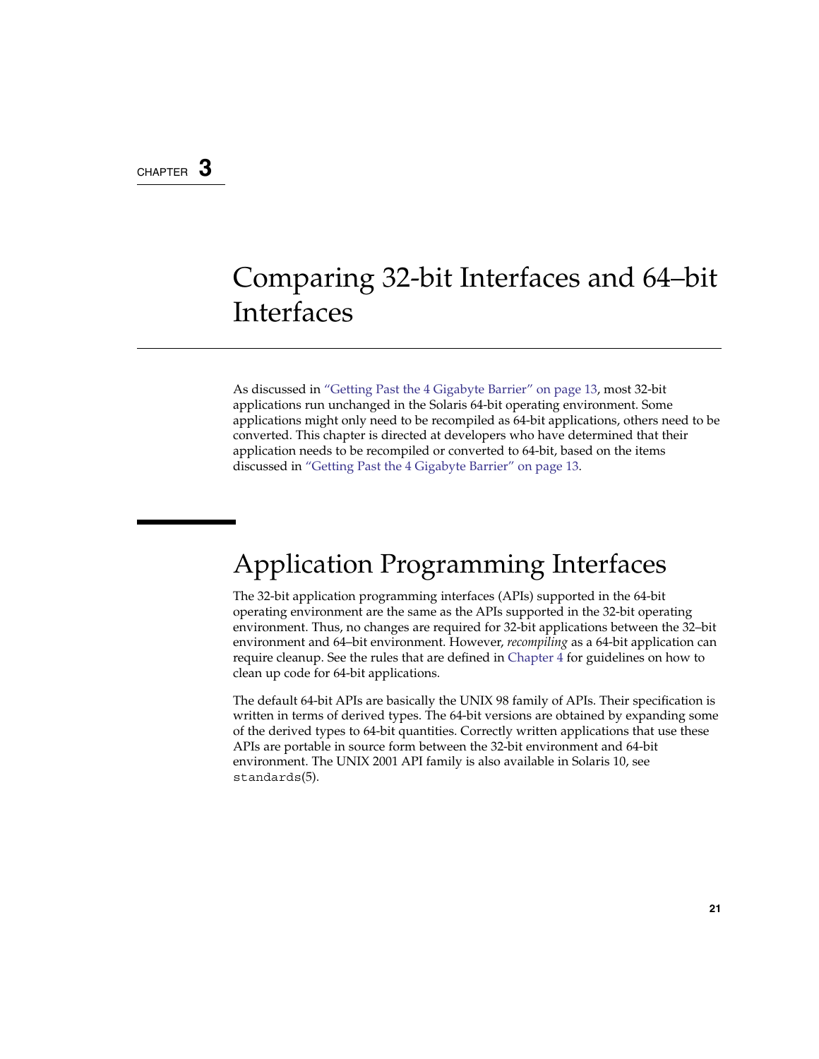CHAPTER 3

# Comparing 32-bit Interfaces and 64–bit Interfaces

As discussed in "Getting Past the 4 Gigabyte Barrier" on page 13, most 32-bit applications run unchanged in the Solaris 64-bit operating environment. Some applications might only need to be recompiled as 64-bit applications, others need to be converted. This chapter is directed at developers who have determined that their application needs to be recompiled or converted to 64-bit, based on the items discussed in "Getting Past the 4 Gigabyte Barrier" on page 13.

## Application Programming Interfaces

The 32-bit application programming interfaces (APIs) supported in the 64-bit operating environment are the same as the APIs supported in the 32-bit operating environment. Thus, no changes are required for 32-bit applications between the 32–bit environment and 64–bit environment. However, *recompiling* as a 64-bit application can require cleanup. See the rules that are defined in Chapter 4 for guidelines on how to clean up code for 64-bit applications.

The default 64-bit APIs are basically the UNIX 98 family of APIs. Their specification is written in terms of derived types. The 64-bit versions are obtained by expanding some of the derived types to 64-bit quantities. Correctly written applications that use these APIs are portable in source form between the 32-bit environment and 64-bit environment. The UNIX 2001 API family is also available in Solaris 10, see `standards`(5).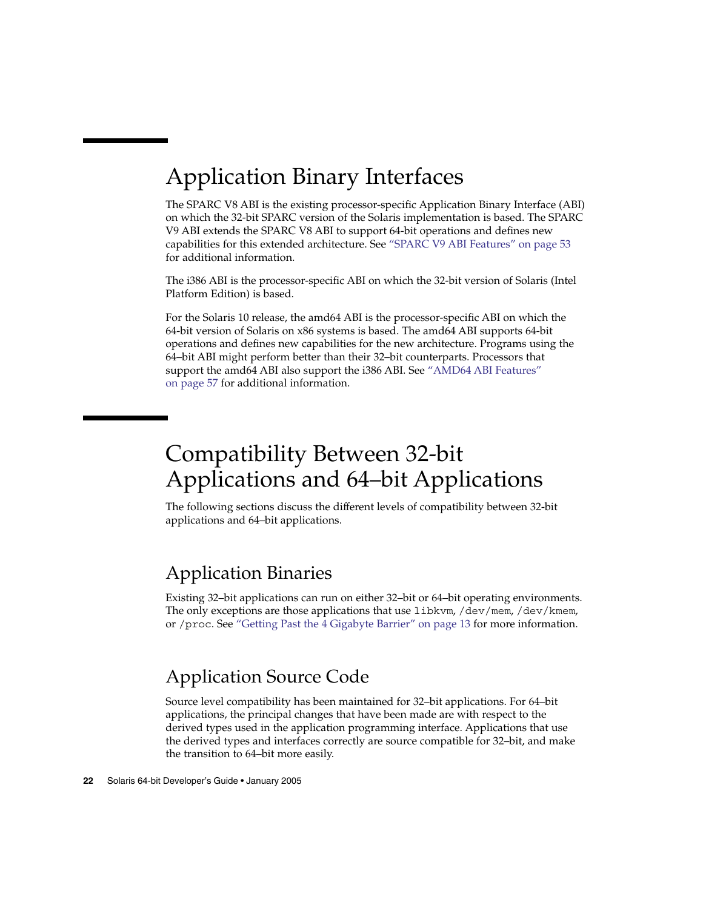# Application Binary Interfaces

The SPARC V8 ABI is the existing processor-specific Application Binary Interface (ABI) on which the 32-bit SPARC version of the Solaris implementation is based. The SPARC V9 ABI extends the SPARC V8 ABI to support 64-bit operations and defines new capabilities for this extended architecture. See "SPARC V9 ABI Features" on page 53 for additional information.

The i386 ABI is the processor-specific ABI on which the 32-bit version of Solaris (Intel Platform Edition) is based.

For the Solaris 10 release, the amd64 ABI is the processor-specific ABI on which the 64-bit version of Solaris on x86 systems is based. The amd64 ABI supports 64-bit operations and defines new capabilities for the new architecture. Programs using the 64–bit ABI might perform better than their 32–bit counterparts. Processors that support the amd64 ABI also support the i386 ABI. See "AMD64 ABI Features" on page 57 for additional information.

# Compatibility Between 32-bit Applications and 64–bit Applications

The following sections discuss the different levels of compatibility between 32-bit applications and 64–bit applications.

## Application Binaries

Existing 32–bit applications can run on either 32–bit or 64–bit operating environments. The only exceptions are those applications that use `libkvm`, `/dev/mem`, `/dev/kmem`, or `/proc`. See "Getting Past the 4 Gigabyte Barrier" on page 13 for more information.

## Application Source Code

Source level compatibility has been maintained for 32–bit applications. For 64–bit applications, the principal changes that have been made are with respect to the derived types used in the application programming interface. Applications that use the derived types and interfaces correctly are source compatible for 32–bit, and make the transition to 64–bit more easily.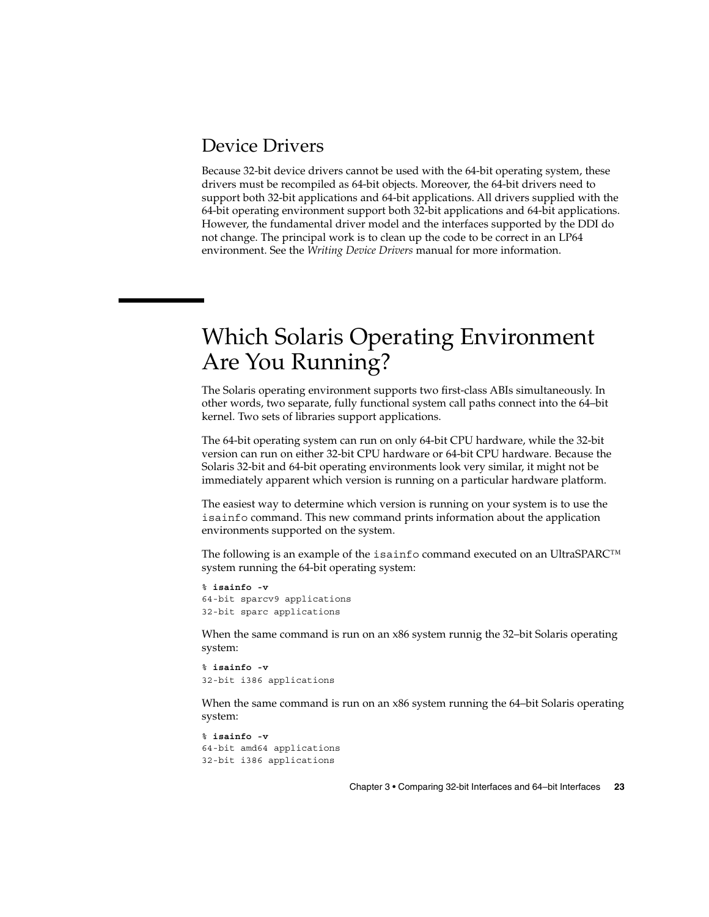## Device Drivers

Because 32-bit device drivers cannot be used with the 64-bit operating system, these drivers must be recompiled as 64-bit objects. Moreover, the 64-bit drivers need to support both 32-bit applications and 64-bit applications. All drivers supplied with the 64-bit operating environment support both 32-bit applications and 64-bit applications. However, the fundamental driver model and the interfaces supported by the DDI do not change. The principal work is to clean up the code to be correct in an LP64 environment. See the *Writing Device Drivers* manual for more information.

# Which Solaris Operating Environment Are You Running?

The Solaris operating environment supports two first-class ABIs simultaneously. In other words, two separate, fully functional system call paths connect into the 64–bit kernel. Two sets of libraries support applications.

The 64-bit operating system can run on only 64-bit CPU hardware, while the 32-bit version can run on either 32-bit CPU hardware or 64-bit CPU hardware. Because the Solaris 32-bit and 64-bit operating environments look very similar, it might not be immediately apparent which version is running on a particular hardware platform.

The easiest way to determine which version is running on your system is to use the `isainfo` command. This new command prints information about the application environments supported on the system.

The following is an example of the `isainfo` command executed on an UltraSPARC™ system running the 64-bit operating system:

```
% isainfo -v
64-bit sparcv9 applications
32-bit sparc applications
```

When the same command is run on an x86 system runnig the 32–bit Solaris operating system:

```
% isainfo -v
32-bit i386 applications
```

When the same command is run on an x86 system running the 64–bit Solaris operating system:

```
% isainfo -v
64-bit amd64 applications
32-bit i386 applications
```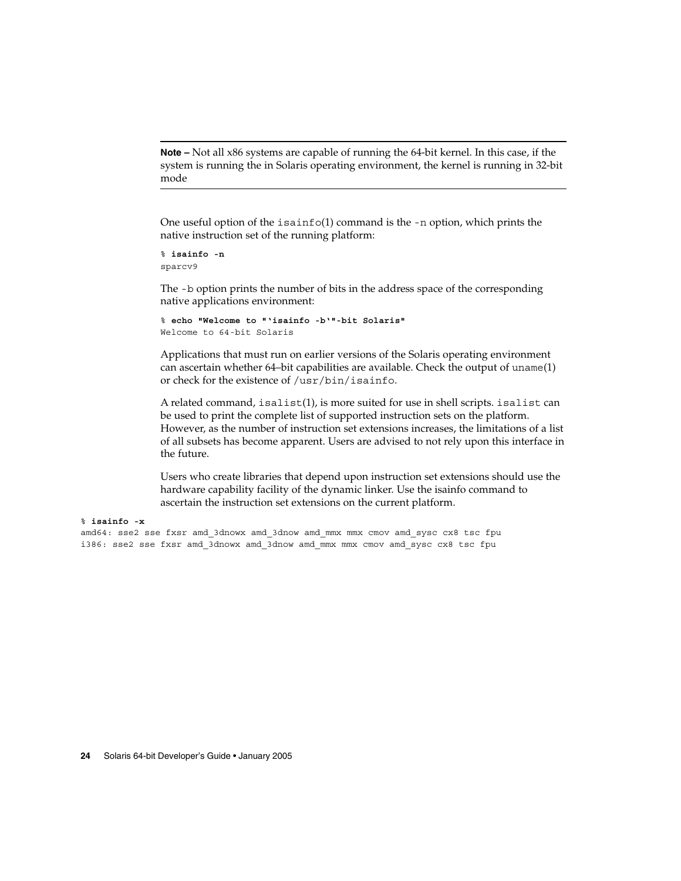---

**Note –** Not all x86 systems are capable of running the 64-bit kernel. In this case, if the system is running the in Solaris operating environment, the kernel is running in 32-bit mode

---

One useful option of the `isainfo`(1) command is the `-n` option, which prints the native instruction set of the running platform:

```
% isainfo -n
sparcv9
```

The `-b` option prints the number of bits in the address space of the corresponding native applications environment:

```
% echo "Welcome to "`isainfo -b`"-bit Solaris"
Welcome to 64-bit Solaris
```

Applications that must run on earlier versions of the Solaris operating environment can ascertain whether 64–bit capabilities are available. Check the output of `uname`(1) or check for the existence of `/usr/bin/isainfo`.

A related command, `isalist`(1), is more suited for use in shell scripts. `isalist` can be used to print the complete list of supported instruction sets on the platform. However, as the number of instruction set extensions increases, the limitations of a list of all subsets has become apparent. Users are advised to not rely upon this interface in the future.

Users who create libraries that depend upon instruction set extensions should use the hardware capability facility of the dynamic linker. Use the isainfo command to ascertain the instruction set extensions on the current platform.

```
% isainfo -x
amd64: sse2 sse fxsr amd_3dnowx amd_3dnow amd_mmx mmx cmov amd_sysc cx8 tsc fpu
i386: sse2 sse fxsr amd_3dnowx amd_3dnow amd_mmx mmx cmov amd_sysc cx8 tsc fpu
```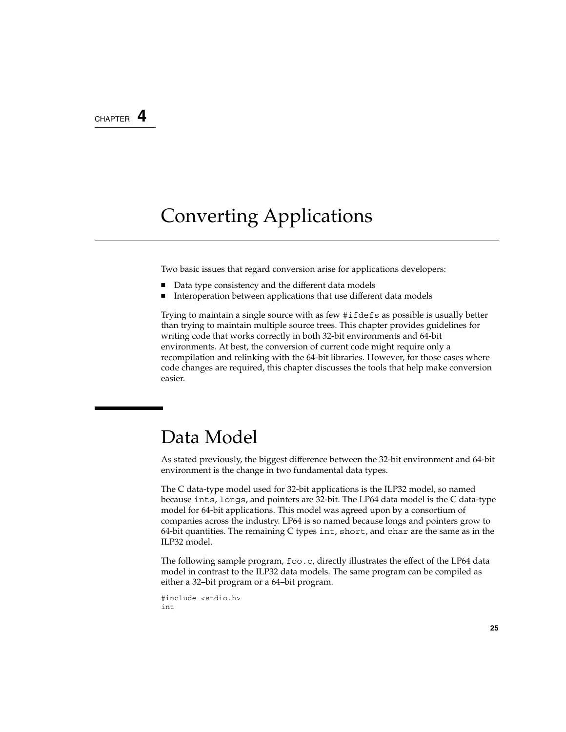CHAPTER 4

# Converting Applications

Two basic issues that regard conversion arise for applications developers:

- Data type consistency and the different data models
- Interoperation between applications that use different data models

Trying to maintain a single source with as few `#ifdefs` as possible is usually better than trying to maintain multiple source trees. This chapter provides guidelines for writing code that works correctly in both 32-bit environments and 64-bit environments. At best, the conversion of current code might require only a recompilation and relinking with the 64-bit libraries. However, for those cases where code changes are required, this chapter discusses the tools that help make conversion easier.

## Data Model

As stated previously, the biggest difference between the 32-bit environment and 64-bit environment is the change in two fundamental data types.

The C data-type model used for 32-bit applications is the ILP32 model, so named because `ints`, `longs`, and pointers are 32-bit. The LP64 data model is the C data-type model for 64-bit applications. This model was agreed upon by a consortium of companies across the industry. LP64 is so named because longs and pointers grow to 64-bit quantities. The remaining C types `int`, `short`, and `char` are the same as in the ILP32 model.

The following sample program, `foo.c`, directly illustrates the effect of the LP64 data model in contrast to the ILP32 data models. The same program can be compiled as either a 32–bit program or a 64–bit program.

```
#include <stdio.h>
int
```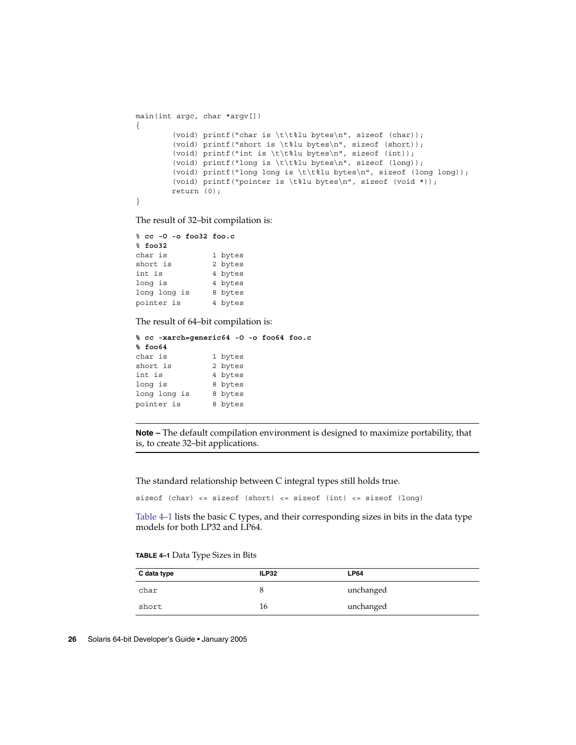```
main(int argc, char *argv[])
{
        (void) printf("char is \t\t%lu bytes\n", sizeof (char));
        (void) printf("short is \t%lu bytes\n", sizeof (short));
        (void) printf("int is \t\t%lu bytes\n", sizeof (int));
        (void) printf("long is \t\t%lu bytes\n", sizeof (long));
        (void) printf("long long is \t\t%lu bytes\n", sizeof (long long));
        (void) printf("pointer is \t%lu bytes\n", sizeof (void *));
        return (0);
}
```

The result of 32–bit compilation is:

```
% cc -O -o foo32 foo.c
% foo32
char is          1 bytes
short is         2 bytes
int is           4 bytes
long is          4 bytes
long long is     8 bytes
pointer is       4 bytes
```

The result of 64–bit compilation is:

```
% cc -xarch=generic64 -O -o foo64 foo.c
% foo64
char is          1 bytes
short is         2 bytes
int is           4 bytes
long is          8 bytes
long long is     8 bytes
pointer is       8 bytes
```

---

**Note –** The default compilation environment is designed to maximize portability, that is, to create 32–bit applications.

---

The standard relationship between C integral types still holds true.

```
sizeof (char) <= sizeof (short) <= sizeof (int) <= sizeof (long)
```

Table 4–1 lists the basic C types, and their corresponding sizes in bits in the data type models for both LP32 and LP64.

**TABLE 4–1** Data Type Sizes in Bits

| C data type | ILP32 | LP64 |
| --- | --- | --- |
| char | 8 | unchanged |
| short | 16 | unchanged |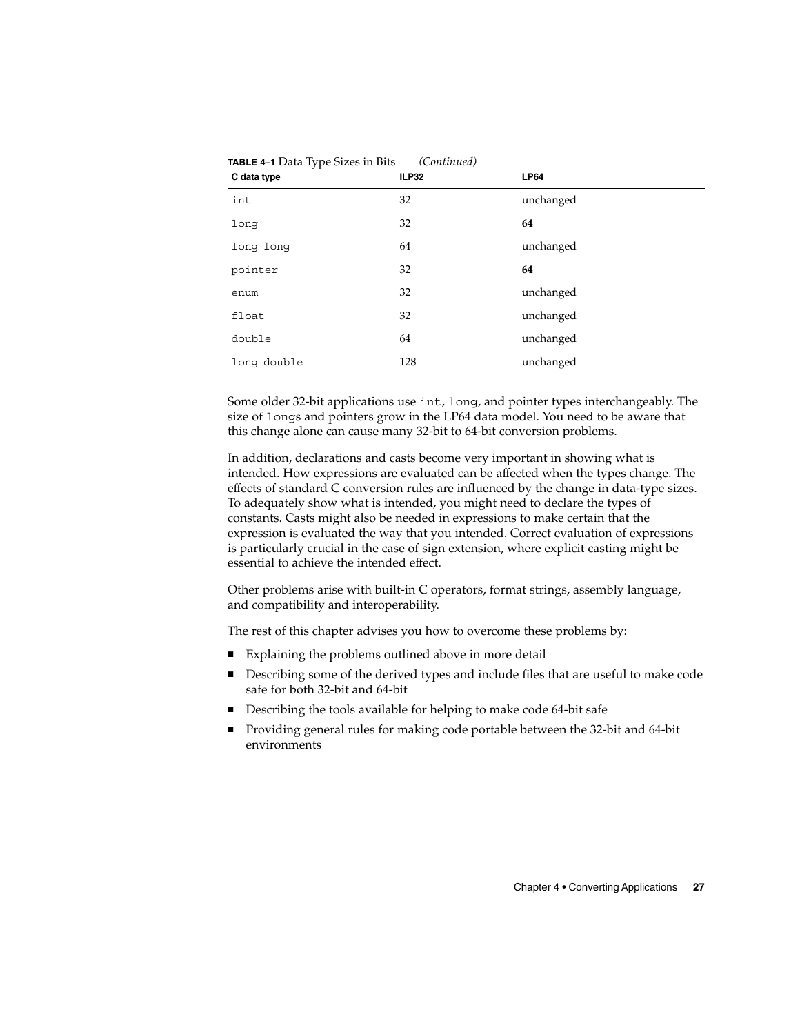**TABLE 4–1** Data Type Sizes in Bits *(Continued)*

| C data type | ILP32 | LP64 |
| --- | --- | --- |
| `int` | 32 | unchanged |
| `long` | 32 | **64** |
| `long long` | 64 | unchanged |
| `pointer` | 32 | **64** |
| `enum` | 32 | unchanged |
| `float` | 32 | unchanged |
| `double` | 64 | unchanged |
| `long double` | 128 | unchanged |

Some older 32-bit applications use `int`, `long`, and pointer types interchangeably. The size of `long`s and pointers grow in the LP64 data model. You need to be aware that this change alone can cause many 32-bit to 64-bit conversion problems.

In addition, declarations and casts become very important in showing what is intended. How expressions are evaluated can be affected when the types change. The effects of standard C conversion rules are influenced by the change in data-type sizes. To adequately show what is intended, you might need to declare the types of constants. Casts might also be needed in expressions to make certain that the expression is evaluated the way that you intended. Correct evaluation of expressions is particularly crucial in the case of sign extension, where explicit casting might be essential to achieve the intended effect.

Other problems arise with built-in C operators, format strings, assembly language, and compatibility and interoperability.

The rest of this chapter advises you how to overcome these problems by:

- Explaining the problems outlined above in more detail
- Describing some of the derived types and include files that are useful to make code safe for both 32-bit and 64-bit
- Describing the tools available for helping to make code 64-bit safe
- Providing general rules for making code portable between the 32-bit and 64-bit environments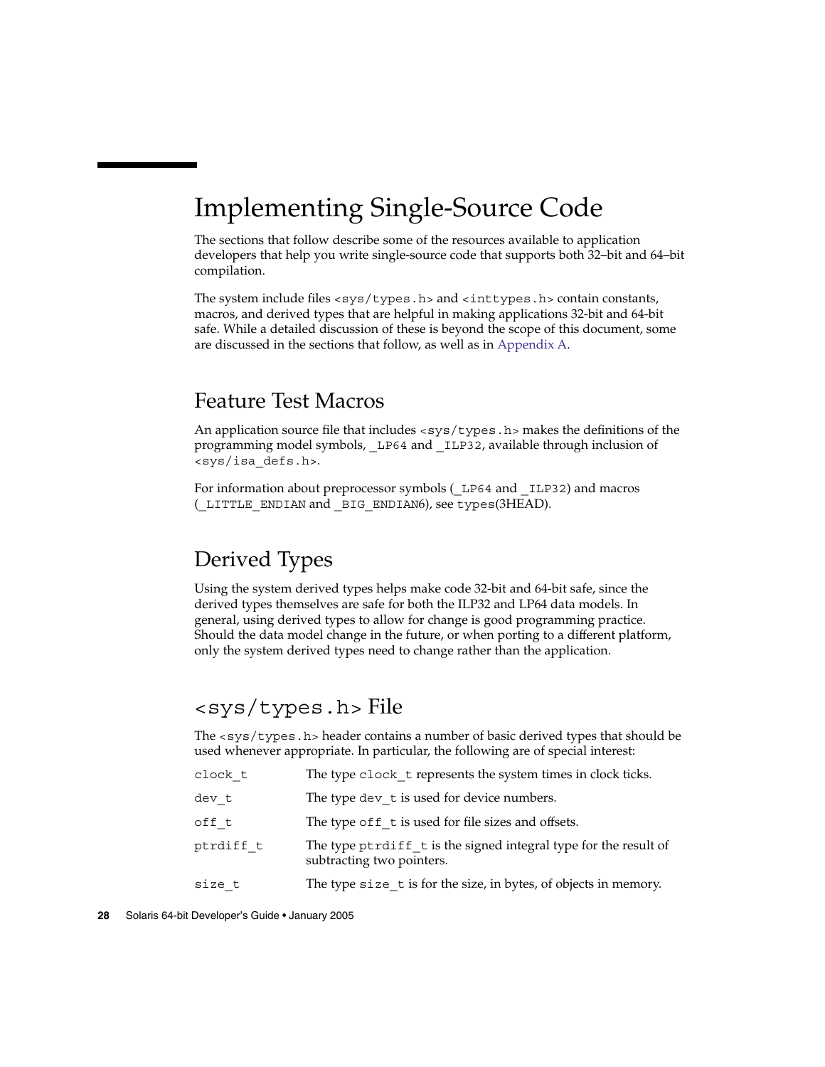# Implementing Single-Source Code

The sections that follow describe some of the resources available to application developers that help you write single-source code that supports both 32–bit and 64–bit compilation.

The system include files `<sys/types.h>` and `<inttypes.h>` contain constants, macros, and derived types that are helpful in making applications 32-bit and 64-bit safe. While a detailed discussion of these is beyond the scope of this document, some are discussed in the sections that follow, as well as in Appendix A.

## Feature Test Macros

An application source file that includes `<sys/types.h>` makes the definitions of the programming model symbols, `_LP64` and `_ILP32`, available through inclusion of `<sys/isa_defs.h>`.

For information about preprocessor symbols (`_LP64` and `_ILP32`) and macros (`_LITTLE_ENDIAN` and `_BIG_ENDIAN6`), see `types`(3HEAD).

## Derived Types

Using the system derived types helps make code 32-bit and 64-bit safe, since the derived types themselves are safe for both the ILP32 and LP64 data models. In general, using derived types to allow for change is good programming practice. Should the data model change in the future, or when porting to a different platform, only the system derived types need to change rather than the application.

### `<sys/types.h>` File

The `<sys/types.h>` header contains a number of basic derived types that should be used whenever appropriate. In particular, the following are of special interest:

`clock_t` — The type `clock_t` represents the system times in clock ticks.

`dev_t` — The type `dev_t` is used for device numbers.

`off_t` — The type `off_t` is used for file sizes and offsets.

`ptrdiff_t` — The type `ptrdiff_t` is the signed integral type for the result of subtracting two pointers.

`size_t` — The type `size_t` is for the size, in bytes, of objects in memory.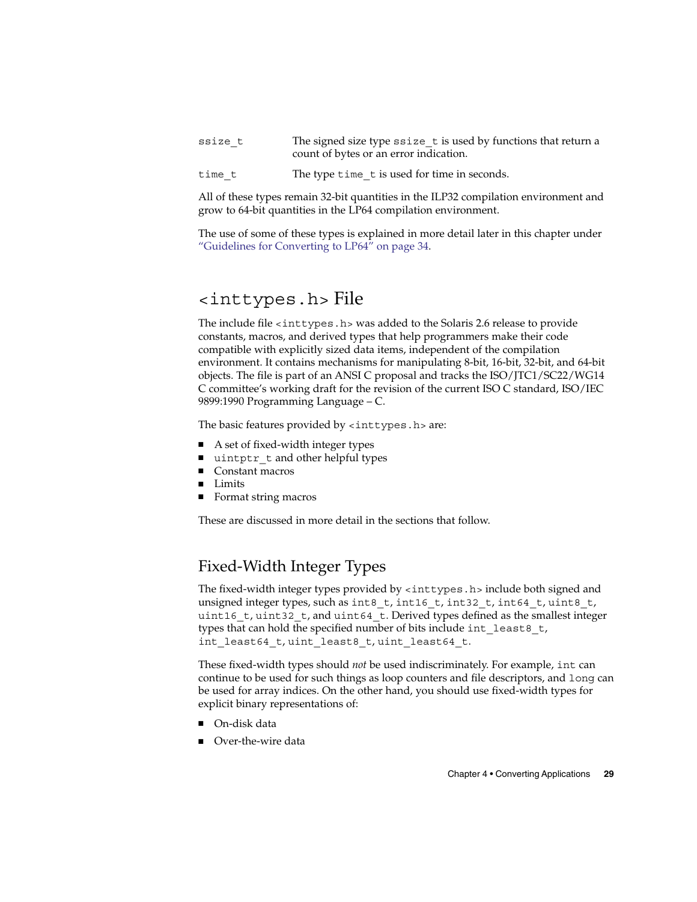| | |
|---|---|
| `ssize_t` | The signed size type `ssize_t` is used by functions that return a count of bytes or an error indication. |
| `time_t` | The type `time_t` is used for time in seconds. |

All of these types remain 32-bit quantities in the ILP32 compilation environment and grow to 64-bit quantities in the LP64 compilation environment.

The use of some of these types is explained in more detail later in this chapter under "Guidelines for Converting to LP64" on page 34.

## `<inttypes.h>` File

The include file `<inttypes.h>` was added to the Solaris 2.6 release to provide constants, macros, and derived types that help programmers make their code compatible with explicitly sized data items, independent of the compilation environment. It contains mechanisms for manipulating 8-bit, 16-bit, 32-bit, and 64-bit objects. The file is part of an ANSI C proposal and tracks the ISO/JTC1/SC22/WG14 C committee's working draft for the revision of the current ISO C standard, ISO/IEC 9899:1990 Programming Language – C.

The basic features provided by `<inttypes.h>` are:

- A set of fixed-width integer types
- `uintptr_t` and other helpful types
- Constant macros
- Limits
- Format string macros

These are discussed in more detail in the sections that follow.

### Fixed-Width Integer Types

The fixed-width integer types provided by `<inttypes.h>` include both signed and unsigned integer types, such as `int8_t`, `int16_t`, `int32_t`, `int64_t`, `uint8_t`, `uint16_t`, `uint32_t`, and `uint64_t`. Derived types defined as the smallest integer types that can hold the specified number of bits include `int_least8_t`, `int_least64_t`, `uint_least8_t`, `uint_least64_t`.

These fixed-width types should *not* be used indiscriminately. For example, `int` can continue to be used for such things as loop counters and file descriptors, and `long` can be used for array indices. On the other hand, you should use fixed-width types for explicit binary representations of:

- On-disk data
- Over-the-wire data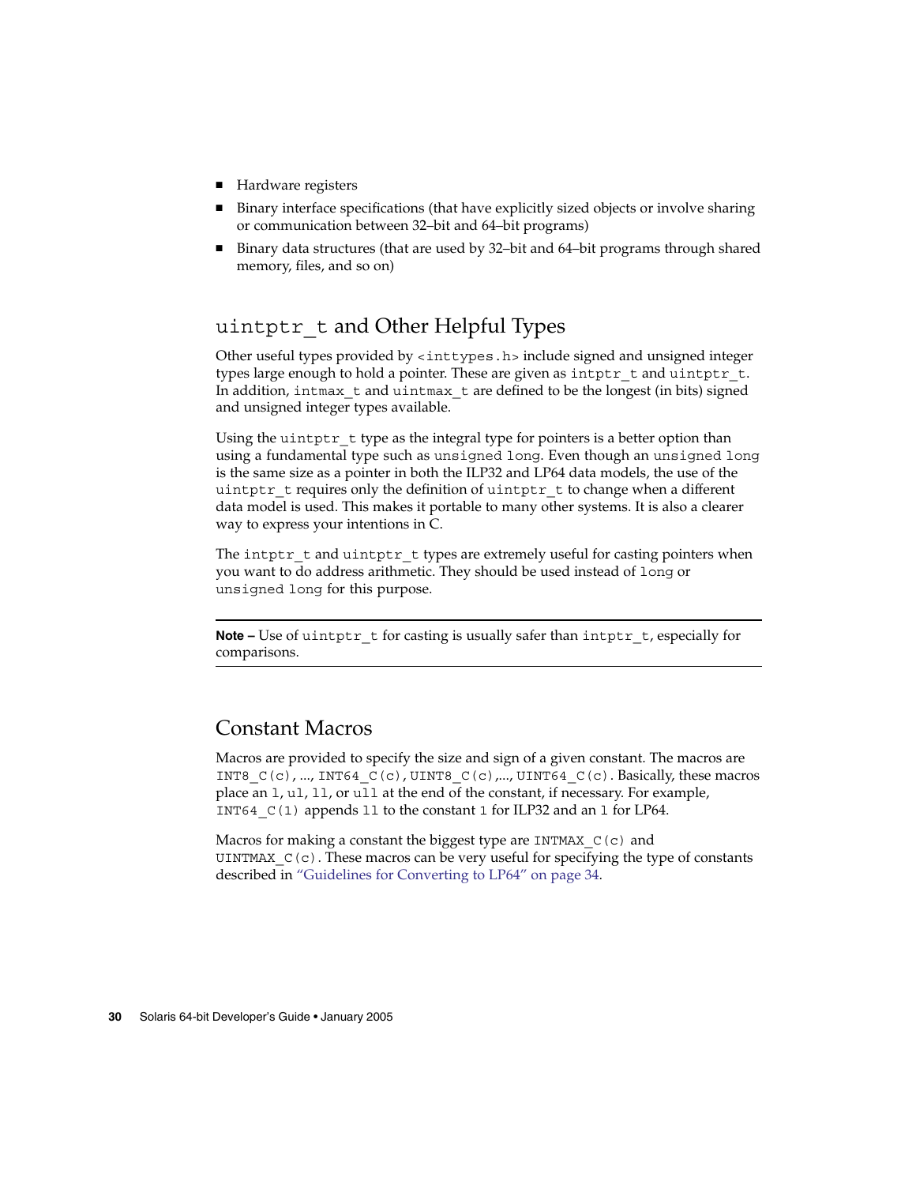- Hardware registers
- Binary interface specifications (that have explicitly sized objects or involve sharing or communication between 32–bit and 64–bit programs)
- Binary data structures (that are used by 32–bit and 64–bit programs through shared memory, files, and so on)

## `uintptr_t` and Other Helpful Types

Other useful types provided by `<inttypes.h>` include signed and unsigned integer types large enough to hold a pointer. These are given as `intptr_t` and `uintptr_t`. In addition, `intmax_t` and `uintmax_t` are defined to be the longest (in bits) signed and unsigned integer types available.

Using the `uintptr_t` type as the integral type for pointers is a better option than using a fundamental type such as `unsigned long`. Even though an `unsigned long` is the same size as a pointer in both the ILP32 and LP64 data models, the use of the `uintptr_t` requires only the definition of `uintptr_t` to change when a different data model is used. This makes it portable to many other systems. It is also a clearer way to express your intentions in C.

The `intptr_t` and `uintptr_t` types are extremely useful for casting pointers when you want to do address arithmetic. They should be used instead of `long` or `unsigned long` for this purpose.

---

**Note –** Use of `uintptr_t` for casting is usually safer than `intptr_t`, especially for comparisons.

---

## Constant Macros

Macros are provided to specify the size and sign of a given constant. The macros are `INT8_C(c)`, ..., `INT64_C(c)`, `UINT8_C(c)`,..., `UINT64_C(c)`. Basically, these macros place an `l`, `ul`, `ll`, or `ull` at the end of the constant, if necessary. For example, `INT64_C(1)` appends `ll` to the constant `1` for ILP32 and an `l` for LP64.

Macros for making a constant the biggest type are `INTMAX_C(c)` and `UINTMAX_C(c)`. These macros can be very useful for specifying the type of constants described in "Guidelines for Converting to LP64" on page 34.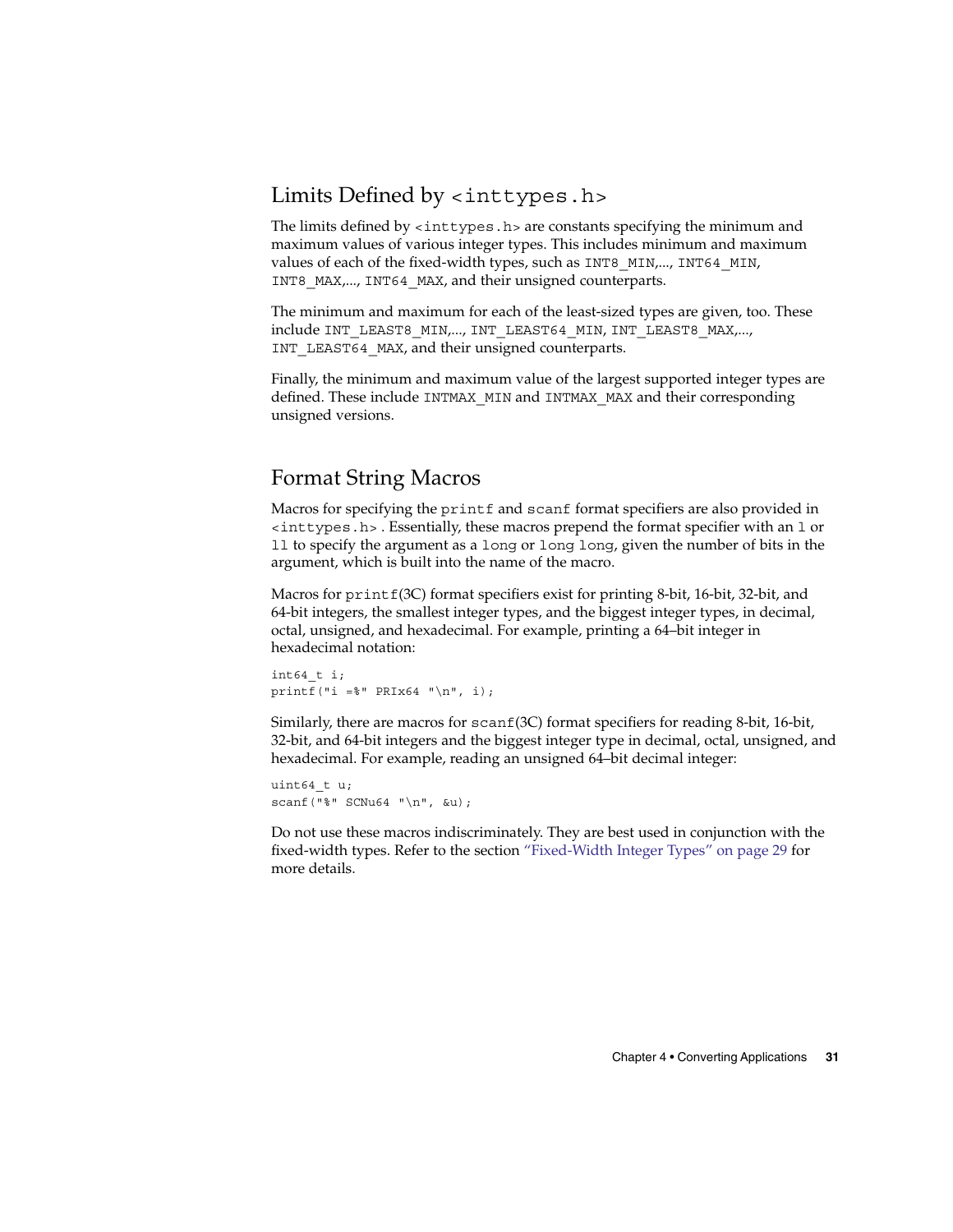## Limits Defined by <inttypes.h>

The limits defined by `<inttypes.h>` are constants specifying the minimum and maximum values of various integer types. This includes minimum and maximum values of each of the fixed-width types, such as `INT8_MIN`,..., `INT64_MIN`, `INT8_MAX`,..., `INT64_MAX`, and their unsigned counterparts.

The minimum and maximum for each of the least-sized types are given, too. These include `INT_LEAST8_MIN`,..., `INT_LEAST64_MIN`, `INT_LEAST8_MAX`,..., `INT_LEAST64_MAX`, and their unsigned counterparts.

Finally, the minimum and maximum value of the largest supported integer types are defined. These include `INTMAX_MIN` and `INTMAX_MAX` and their corresponding unsigned versions.

## Format String Macros

Macros for specifying the `printf` and `scanf` format specifiers are also provided in `<inttypes.h>` . Essentially, these macros prepend the format specifier with an `l` or `ll` to specify the argument as a `long` or `long long`, given the number of bits in the argument, which is built into the name of the macro.

Macros for `printf`(3C) format specifiers exist for printing 8-bit, 16-bit, 32-bit, and 64-bit integers, the smallest integer types, and the biggest integer types, in decimal, octal, unsigned, and hexadecimal. For example, printing a 64–bit integer in hexadecimal notation:

```
int64_t i;
printf("i =%" PRIx64 "\n", i);
```

Similarly, there are macros for `scanf`(3C) format specifiers for reading 8-bit, 16-bit, 32-bit, and 64-bit integers and the biggest integer type in decimal, octal, unsigned, and hexadecimal. For example, reading an unsigned 64–bit decimal integer:

```
uint64_t u;
scanf("%" SCNu64 "\n", &u);
```

Do not use these macros indiscriminately. They are best used in conjunction with the fixed-width types. Refer to the section "Fixed-Width Integer Types" on page 29 for more details.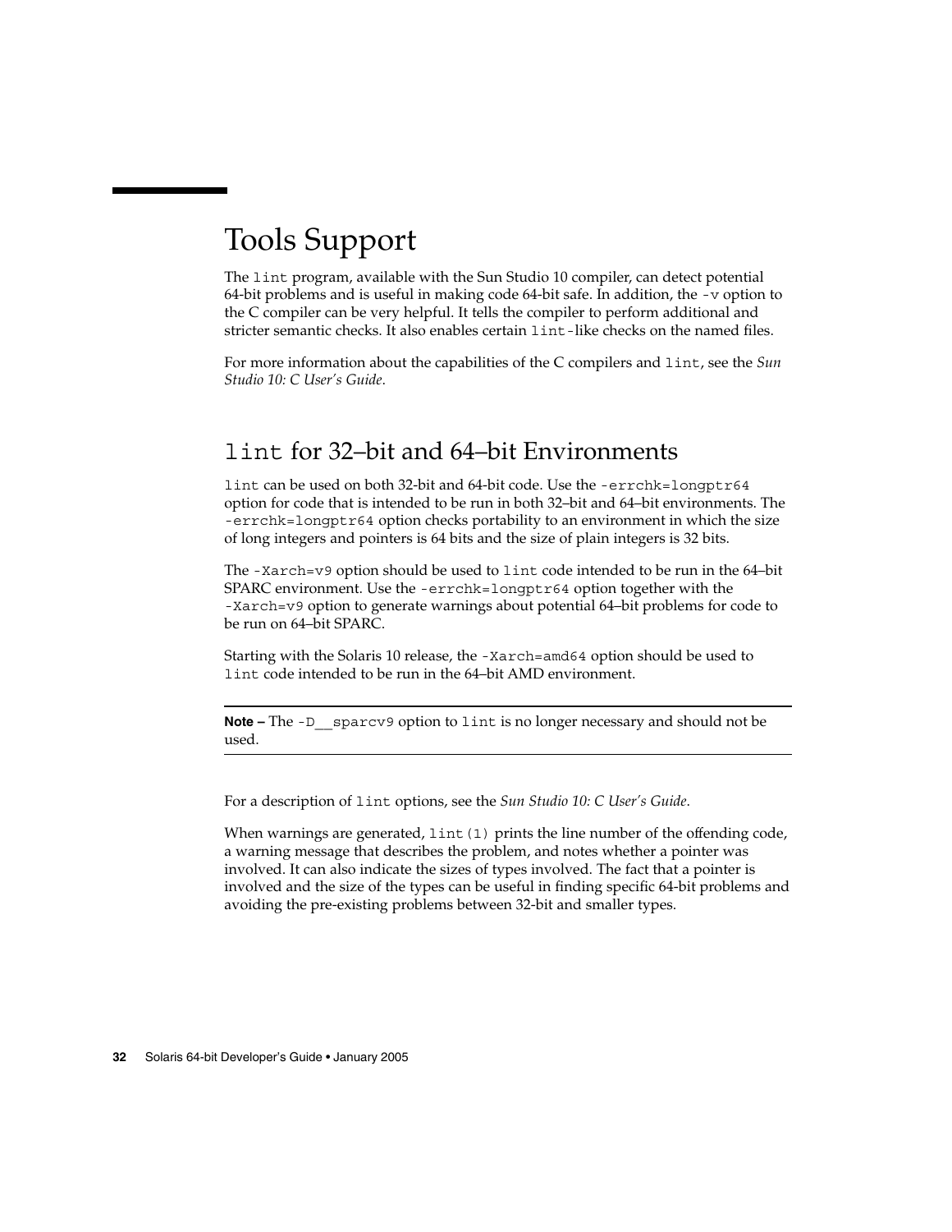# Tools Support

The `lint` program, available with the Sun Studio 10 compiler, can detect potential 64-bit problems and is useful in making code 64-bit safe. In addition, the `-v` option to the C compiler can be very helpful. It tells the compiler to perform additional and stricter semantic checks. It also enables certain `lint`-like checks on the named files.

For more information about the capabilities of the C compilers and `lint`, see the *Sun Studio 10: C User's Guide*.

## `lint` for 32–bit and 64–bit Environments

`lint` can be used on both 32-bit and 64-bit code. Use the `-errchk=longptr64` option for code that is intended to be run in both 32–bit and 64–bit environments. The `-errchk=longptr64` option checks portability to an environment in which the size of long integers and pointers is 64 bits and the size of plain integers is 32 bits.

The `-Xarch=v9` option should be used to `lint` code intended to be run in the 64–bit SPARC environment. Use the `-errchk=longptr64` option together with the `-Xarch=v9` option to generate warnings about potential 64–bit problems for code to be run on 64–bit SPARC.

Starting with the Solaris 10 release, the `-Xarch=amd64` option should be used to `lint` code intended to be run in the 64–bit AMD environment.

---

**Note –** The `-D__sparcv9` option to `lint` is no longer necessary and should not be used.

---

For a description of `lint` options, see the *Sun Studio 10: C User's Guide*.

When warnings are generated, `lint(1)` prints the line number of the offending code, a warning message that describes the problem, and notes whether a pointer was involved. It can also indicate the sizes of types involved. The fact that a pointer is involved and the size of the types can be useful in finding specific 64-bit problems and avoiding the pre-existing problems between 32-bit and smaller types.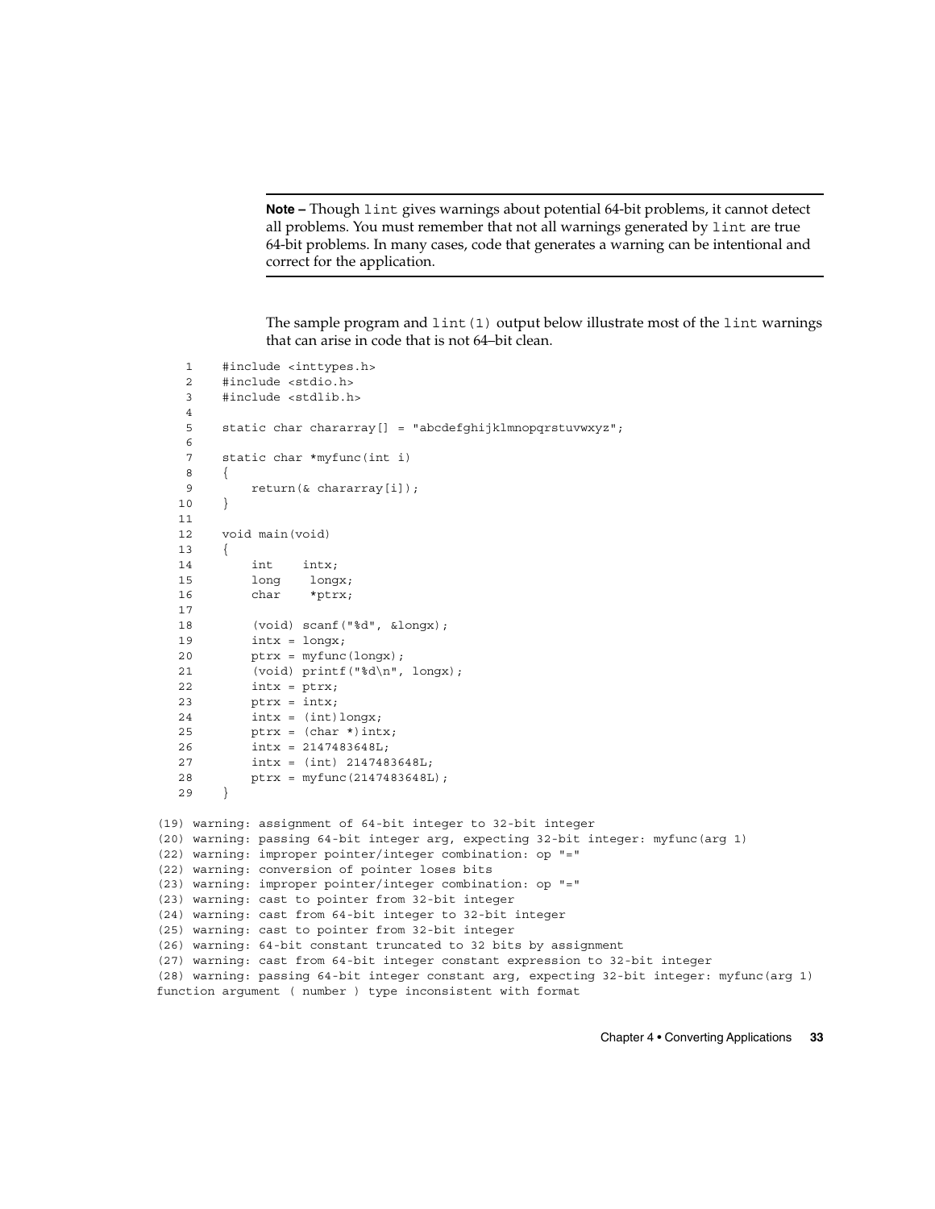**Note –** Though `lint` gives warnings about potential 64-bit problems, it cannot detect all problems. You must remember that not all warnings generated by `lint` are true 64-bit problems. In many cases, code that generates a warning can be intentional and correct for the application.

The sample program and `lint(1)` output below illustrate most of the `lint` warnings that can arise in code that is not 64–bit clean.

```
    1     #include <inttypes.h>
    2     #include <stdio.h>
    3     #include <stdlib.h>
    4
    5     static char chararray[] = "abcdefghijklmnopqrstuvwxyz";
    6
    7     static char *myfunc(int i)
    8     {
    9         return(& chararray[i]);
   10     }
   11
   12     void main(void)
   13     {
   14         int    intx;
   15         long    longx;
   16         char    *ptrx;
   17
   18         (void) scanf("%d", &longx);
   19         intx = longx;
   20         ptrx = myfunc(longx);
   21         (void) printf("%d\n", longx);
   22         intx = ptrx;
   23         ptrx = intx;
   24         intx = (int)longx;
   25         ptrx = (char *)intx;
   26         intx = 2147483648L;
   27         intx = (int) 2147483648L;
   28         ptrx = myfunc(2147483648L);
   29     }
```

```
(19) warning: assignment of 64-bit integer to 32-bit integer
(20) warning: passing 64-bit integer arg, expecting 32-bit integer: myfunc(arg 1)
(22) warning: improper pointer/integer combination: op "="
(22) warning: conversion of pointer loses bits
(23) warning: improper pointer/integer combination: op "="
(23) warning: cast to pointer from 32-bit integer
(24) warning: cast from 64-bit integer to 32-bit integer
(25) warning: cast to pointer from 32-bit integer
(26) warning: 64-bit constant truncated to 32 bits by assignment
(27) warning: cast from 64-bit integer constant expression to 32-bit integer
(28) warning: passing 64-bit integer constant arg, expecting 32-bit integer: myfunc(arg 1)
function argument ( number ) type inconsistent with format
```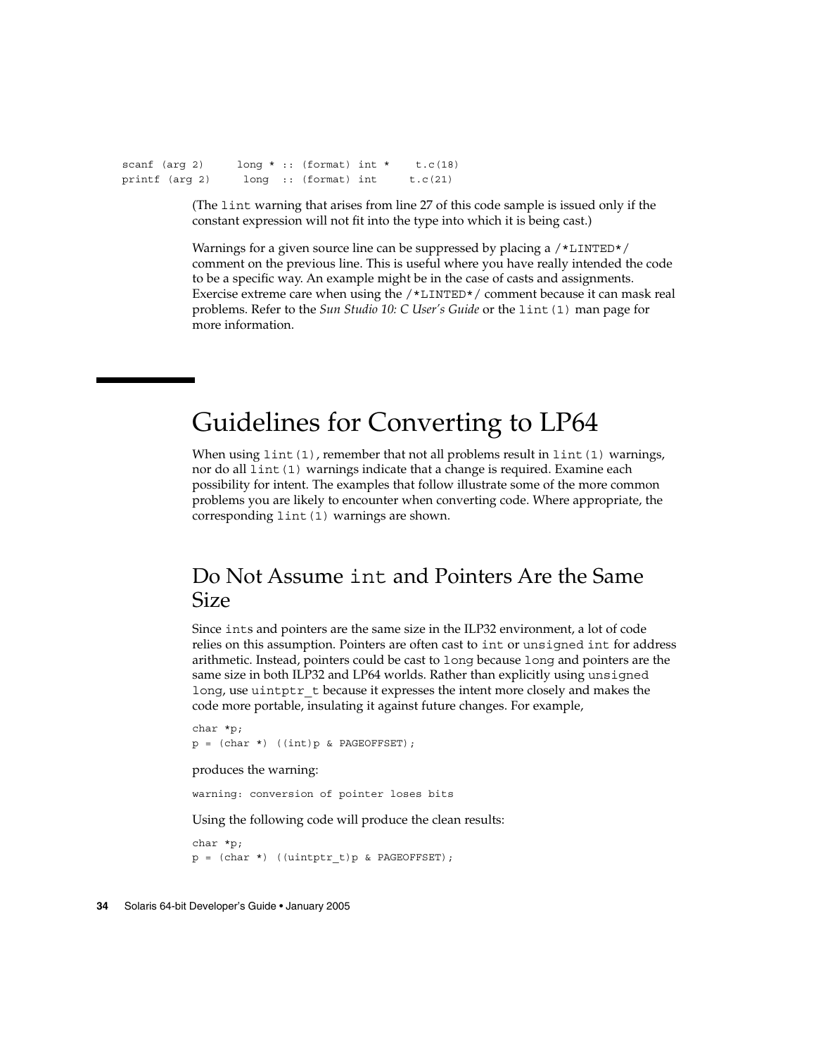```
scanf (arg 2)     long * :: (format) int *    t.c(18)
printf (arg 2)     long  :: (format) int     t.c(21)
```

(The `lint` warning that arises from line 27 of this code sample is issued only if the constant expression will not fit into the type into which it is being cast.)

Warnings for a given source line can be suppressed by placing a `/*LINTED*/` comment on the previous line. This is useful where you have really intended the code to be a specific way. An example might be in the case of casts and assignments. Exercise extreme care when using the `/*LINTED*/` comment because it can mask real problems. Refer to the *Sun Studio 10: C User's Guide* or the `lint(1)` man page for more information.

# Guidelines for Converting to LP64

When using `lint(1)`, remember that not all problems result in `lint(1)` warnings, nor do all `lint(1)` warnings indicate that a change is required. Examine each possibility for intent. The examples that follow illustrate some of the more common problems you are likely to encounter when converting code. Where appropriate, the corresponding `lint(1)` warnings are shown.

## Do Not Assume `int` and Pointers Are the Same Size

Since `int`s and pointers are the same size in the ILP32 environment, a lot of code relies on this assumption. Pointers are often cast to `int` or `unsigned int` for address arithmetic. Instead, pointers could be cast to `long` because `long` and pointers are the same size in both ILP32 and LP64 worlds. Rather than explicitly using `unsigned long`, use `uintptr_t` because it expresses the intent more closely and makes the code more portable, insulating it against future changes. For example,

```
char *p;
p = (char *) ((int)p & PAGEOFFSET);
```

produces the warning:

```
warning: conversion of pointer loses bits
```

Using the following code will produce the clean results:

```
char *p;
p = (char *) ((uintptr_t)p & PAGEOFFSET);
```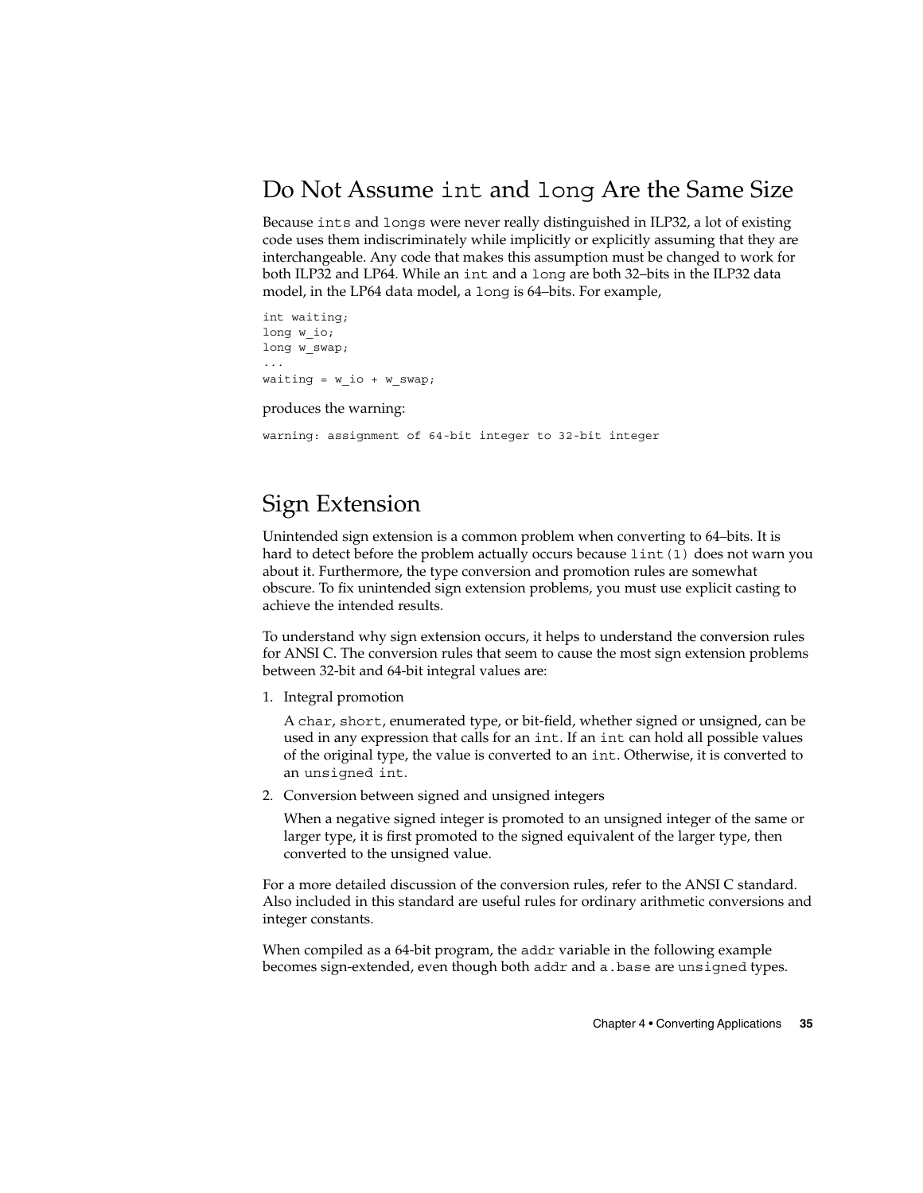## Do Not Assume `int` and `long` Are the Same Size

Because `ints` and `longs` were never really distinguished in ILP32, a lot of existing code uses them indiscriminately while implicitly or explicitly assuming that they are interchangeable. Any code that makes this assumption must be changed to work for both ILP32 and LP64. While an `int` and a `long` are both 32–bits in the ILP32 data model, in the LP64 data model, a `long` is 64–bits. For example,

```
int waiting;
long w_io;
long w_swap;
...
waiting = w_io + w_swap;
```

produces the warning:

```
warning: assignment of 64-bit integer to 32-bit integer
```

## Sign Extension

Unintended sign extension is a common problem when converting to 64–bits. It is hard to detect before the problem actually occurs because `lint(1)` does not warn you about it. Furthermore, the type conversion and promotion rules are somewhat obscure. To fix unintended sign extension problems, you must use explicit casting to achieve the intended results.

To understand why sign extension occurs, it helps to understand the conversion rules for ANSI C. The conversion rules that seem to cause the most sign extension problems between 32-bit and 64-bit integral values are:

1. Integral promotion

   A `char`, `short`, enumerated type, or bit-field, whether signed or unsigned, can be used in any expression that calls for an `int`. If an `int` can hold all possible values of the original type, the value is converted to an `int`. Otherwise, it is converted to an `unsigned int`.

2. Conversion between signed and unsigned integers

   When a negative signed integer is promoted to an unsigned integer of the same or larger type, it is first promoted to the signed equivalent of the larger type, then converted to the unsigned value.

For a more detailed discussion of the conversion rules, refer to the ANSI C standard. Also included in this standard are useful rules for ordinary arithmetic conversions and integer constants.

When compiled as a 64-bit program, the `addr` variable in the following example becomes sign-extended, even though both `addr` and `a.base` are `unsigned` types.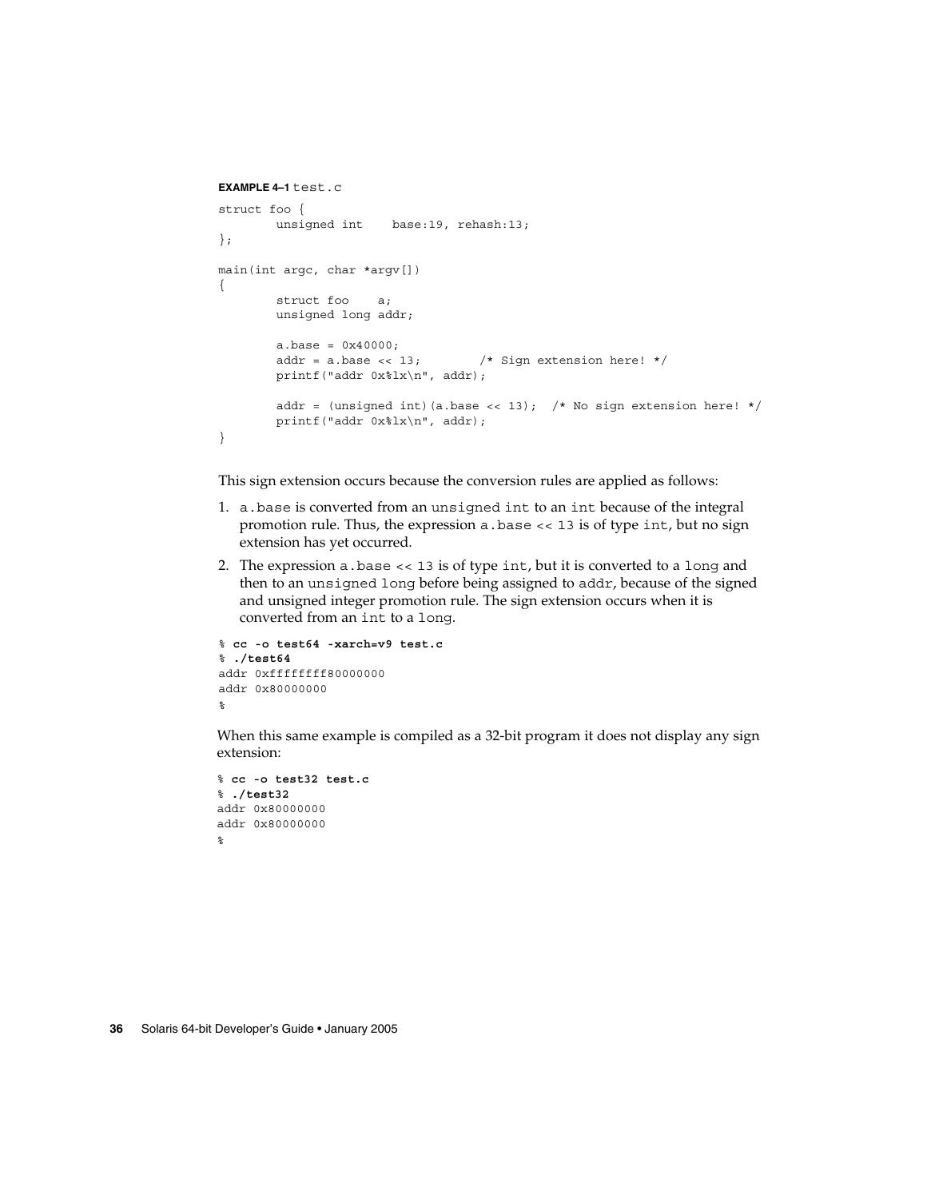**EXAMPLE 4–1** test.c

```
struct foo {
        unsigned int    base:19, rehash:13;
};

main(int argc, char *argv[])
{
        struct foo    a;
        unsigned long addr;

        a.base = 0x40000;
        addr = a.base << 13;        /* Sign extension here! */
        printf("addr 0x%lx\n", addr);

        addr = (unsigned int)(a.base << 13);  /* No sign extension here! */
        printf("addr 0x%lx\n", addr);
}
```

This sign extension occurs because the conversion rules are applied as follows:

1. `a.base` is converted from an `unsigned int` to an `int` because of the integral promotion rule. Thus, the expression `a.base << 13` is of type `int`, but no sign extension has yet occurred.
2. The expression `a.base << 13` is of type `int`, but it is converted to a `long` and then to an `unsigned long` before being assigned to `addr`, because of the signed and unsigned integer promotion rule. The sign extension occurs when it is converted from an `int` to a `long`.

```
% cc -o test64 -xarch=v9 test.c
% ./test64
addr 0xffffffff80000000
addr 0x80000000
%
```

When this same example is compiled as a 32-bit program it does not display any sign extension:

```
% cc -o test32 test.c
% ./test32
addr 0x80000000
addr 0x80000000
%
```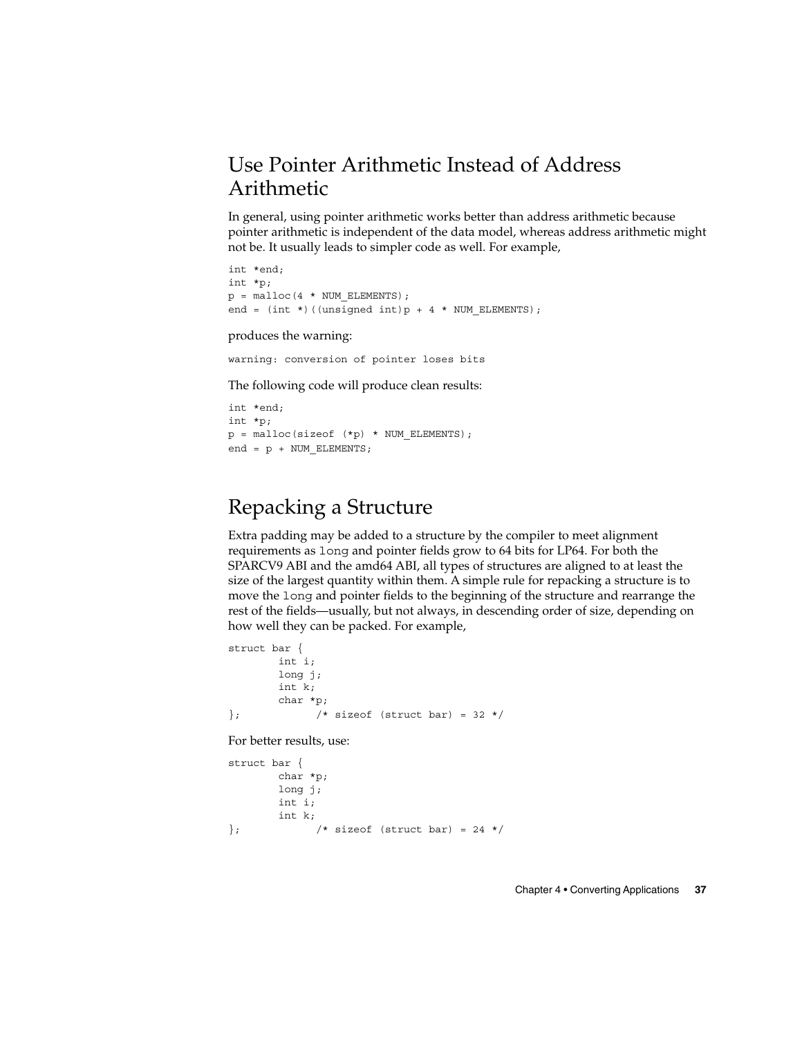## Use Pointer Arithmetic Instead of Address Arithmetic

In general, using pointer arithmetic works better than address arithmetic because pointer arithmetic is independent of the data model, whereas address arithmetic might not be. It usually leads to simpler code as well. For example,

```
int *end;
int *p;
p = malloc(4 * NUM_ELEMENTS);
end = (int *)((unsigned int)p + 4 * NUM_ELEMENTS);
```

produces the warning:

```
warning: conversion of pointer loses bits
```

The following code will produce clean results:

```
int *end;
int *p;
p = malloc(sizeof (*p) * NUM_ELEMENTS);
end = p + NUM_ELEMENTS;
```

## Repacking a Structure

Extra padding may be added to a structure by the compiler to meet alignment requirements as `long` and pointer fields grow to 64 bits for LP64. For both the SPARCV9 ABI and the amd64 ABI, all types of structures are aligned to at least the size of the largest quantity within them. A simple rule for repacking a structure is to move the `long` and pointer fields to the beginning of the structure and rearrange the rest of the fields—usually, but not always, in descending order of size, depending on how well they can be packed. For example,

```
struct bar {
        int i;
        long j;
        int k;
        char *p;
};            /* sizeof (struct bar) = 32 */
```

For better results, use:

```
struct bar {
        char *p;
        long j;
        int i;
        int k;
};            /* sizeof (struct bar) = 24 */
```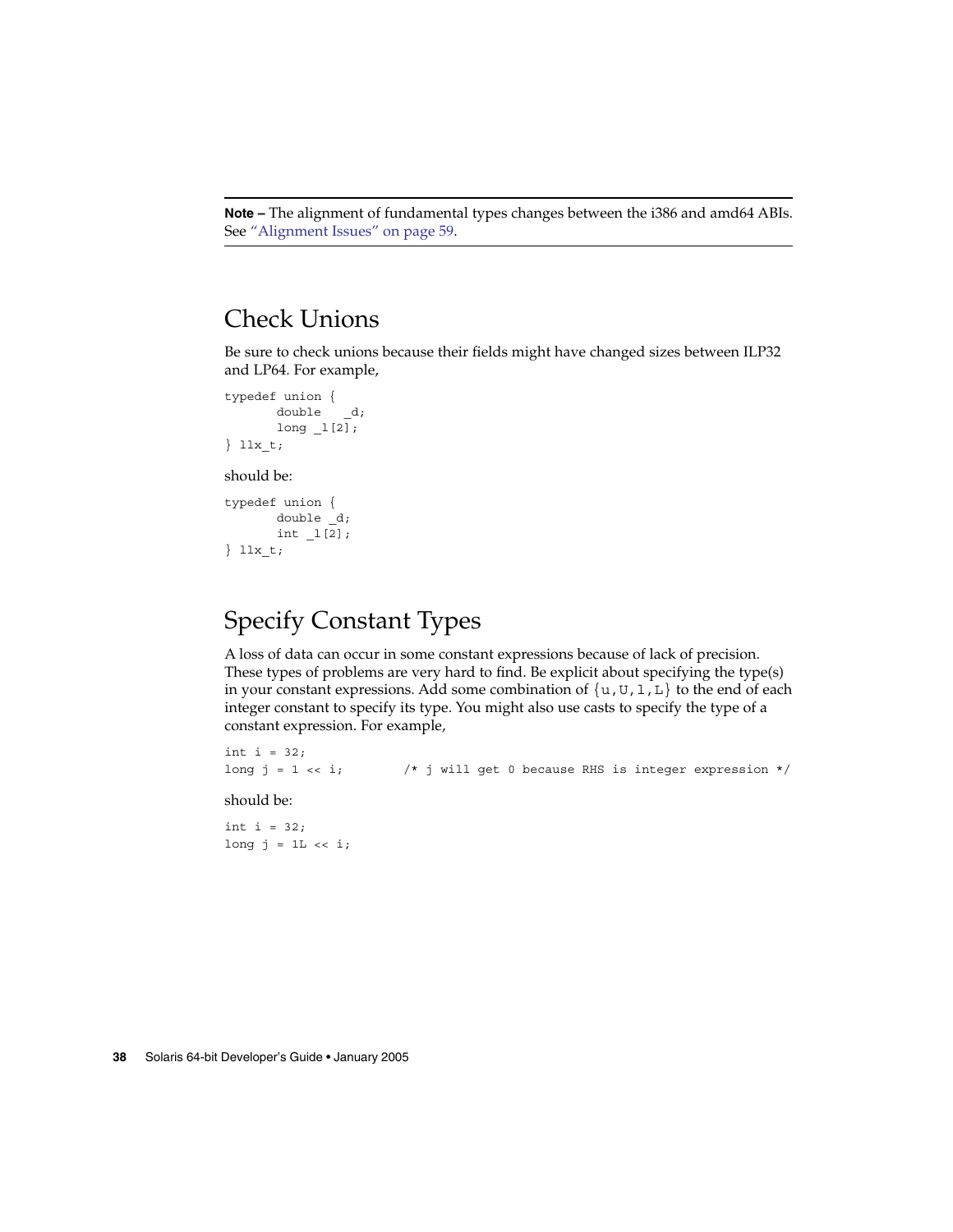**Note –** The alignment of fundamental types changes between the i386 and amd64 ABIs. See "Alignment Issues" on page 59.

## Check Unions

Be sure to check unions because their fields might have changed sizes between ILP32 and LP64. For example,

```
typedef union {
       double   _d;
       long _l[2];
} llx_t;
```

should be:

```
typedef union {
       double _d;
       int _l[2];
} llx_t;
```

## Specify Constant Types

A loss of data can occur in some constant expressions because of lack of precision. These types of problems are very hard to find. Be explicit about specifying the type(s) in your constant expressions. Add some combination of {u,U,l,L} to the end of each integer constant to specify its type. You might also use casts to specify the type of a constant expression. For example,

```
int i = 32;
long j = 1 << i;        /* j will get 0 because RHS is integer expression */
```

should be:

```
int i = 32;
long j = 1L << i;
```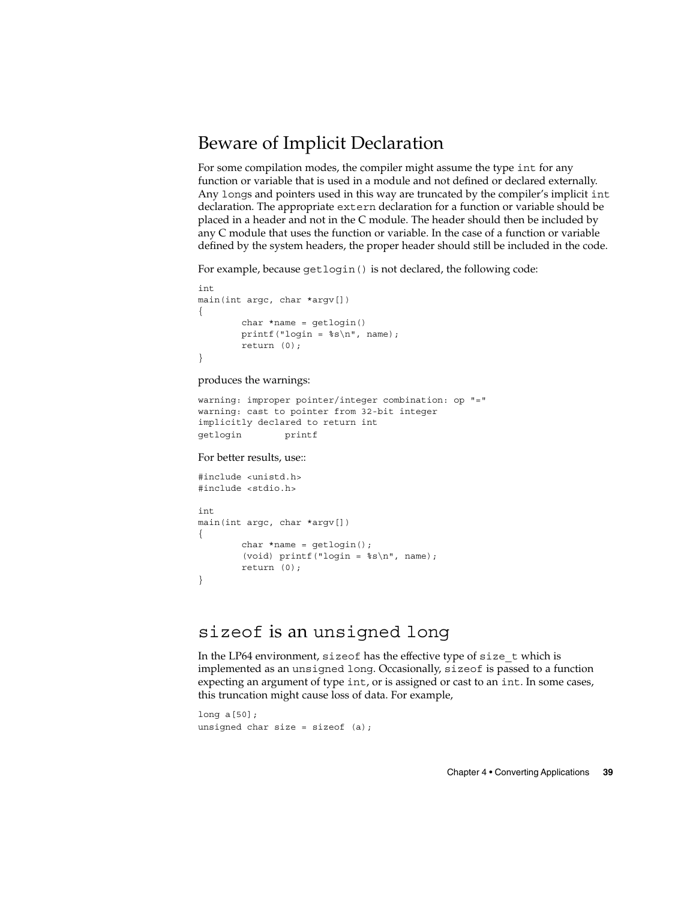## Beware of Implicit Declaration

For some compilation modes, the compiler might assume the type `int` for any function or variable that is used in a module and not defined or declared externally. Any `long`s and pointers used in this way are truncated by the compiler's implicit `int` declaration. The appropriate `extern` declaration for a function or variable should be placed in a header and not in the C module. The header should then be included by any C module that uses the function or variable. In the case of a function or variable defined by the system headers, the proper header should still be included in the code.

For example, because `getlogin()` is not declared, the following code:

```
int
main(int argc, char *argv[])
{
        char *name = getlogin()
        printf("login = %s\n", name);
        return (0);
}
```

produces the warnings:

```
warning: improper pointer/integer combination: op "="
warning: cast to pointer from 32-bit integer
implicitly declared to return int
getlogin        printf
```

For better results, use::

```
#include <unistd.h>
#include <stdio.h>

int
main(int argc, char *argv[])
{
        char *name = getlogin();
        (void) printf("login = %s\n", name);
        return (0);
}
```

## `sizeof` is an `unsigned long`

In the LP64 environment, `sizeof` has the effective type of `size_t` which is implemented as an `unsigned long`. Occasionally, `sizeof` is passed to a function expecting an argument of type `int`, or is assigned or cast to an `int`. In some cases, this truncation might cause loss of data. For example,

```
long a[50];
unsigned char size = sizeof (a);
```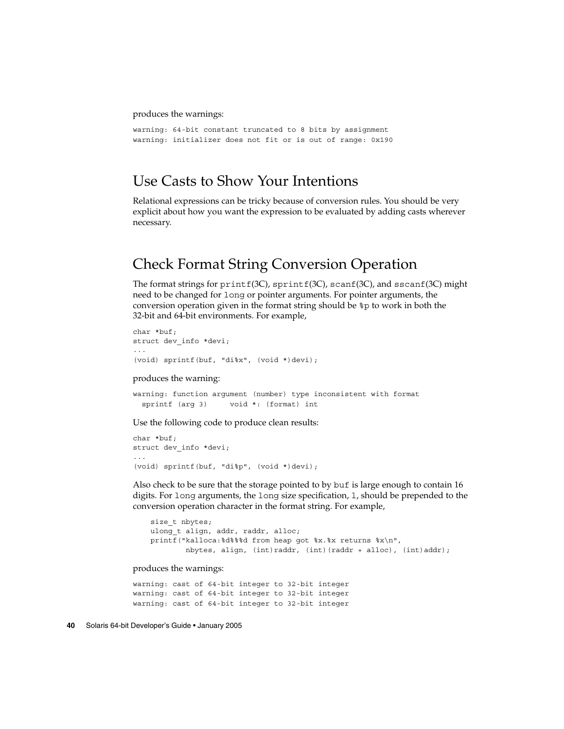produces the warnings:

```
warning: 64-bit constant truncated to 8 bits by assignment
warning: initializer does not fit or is out of range: 0x190
```

## Use Casts to Show Your Intentions

Relational expressions can be tricky because of conversion rules. You should be very explicit about how you want the expression to be evaluated by adding casts wherever necessary.

## Check Format String Conversion Operation

The format strings for `printf`(3C), `sprintf`(3C), `scanf`(3C), and `sscanf`(3C) might need to be changed for `long` or pointer arguments. For pointer arguments, the conversion operation given in the format string should be `%p` to work in both the 32-bit and 64-bit environments. For example,

```
char *buf;
struct dev_info *devi;
...
(void) sprintf(buf, "di%x", (void *)devi);
```

produces the warning:

```
warning: function argument (number) type inconsistent with format
  sprintf (arg 3)     void *: (format) int
```

Use the following code to produce clean results:

```
char *buf;
struct dev_info *devi;
...
(void) sprintf(buf, "di%p", (void *)devi);
```

Also check to be sure that the storage pointed to by `buf` is large enough to contain 16 digits. For `long` arguments, the `long` size specification, `l`, should be prepended to the conversion operation character in the format string. For example,

```
    size_t nbytes;
    ulong_t align, addr, raddr, alloc;
    printf("kalloca:%d%%%d from heap got %x.%x returns %x\n",
            nbytes, align, (int)raddr, (int)(raddr + alloc), (int)addr);
```

produces the warnings:

```
warning: cast of 64-bit integer to 32-bit integer
warning: cast of 64-bit integer to 32-bit integer
warning: cast of 64-bit integer to 32-bit integer
```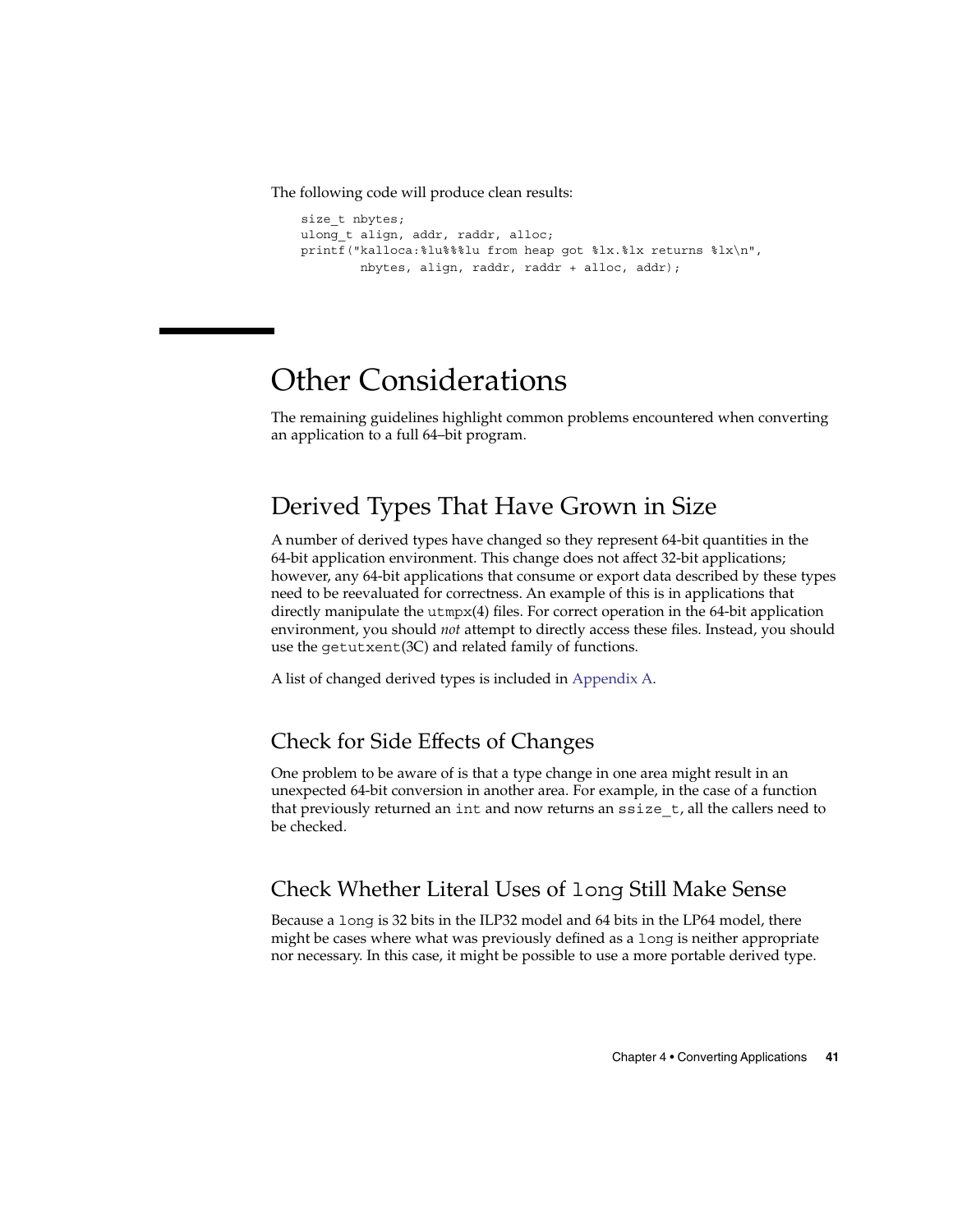The following code will produce clean results:

```
size_t nbytes;
ulong_t align, addr, raddr, alloc;
printf("kalloca:%lu%%%lu from heap got %lx.%lx returns %lx\n",
        nbytes, align, raddr, raddr + alloc, addr);
```

## Other Considerations

The remaining guidelines highlight common problems encountered when converting an application to a full 64–bit program.

### Derived Types That Have Grown in Size

A number of derived types have changed so they represent 64-bit quantities in the 64-bit application environment. This change does not affect 32-bit applications; however, any 64-bit applications that consume or export data described by these types need to be reevaluated for correctness. An example of this is in applications that directly manipulate the `utmpx`(4) files. For correct operation in the 64-bit application environment, you should *not* attempt to directly access these files. Instead, you should use the `getutxent`(3C) and related family of functions.

A list of changed derived types is included in Appendix A.

### Check for Side Effects of Changes

One problem to be aware of is that a type change in one area might result in an unexpected 64-bit conversion in another area. For example, in the case of a function that previously returned an `int` and now returns an `ssize_t`, all the callers need to be checked.

### Check Whether Literal Uses of `long` Still Make Sense

Because a `long` is 32 bits in the ILP32 model and 64 bits in the LP64 model, there might be cases where what was previously defined as a `long` is neither appropriate nor necessary. In this case, it might be possible to use a more portable derived type.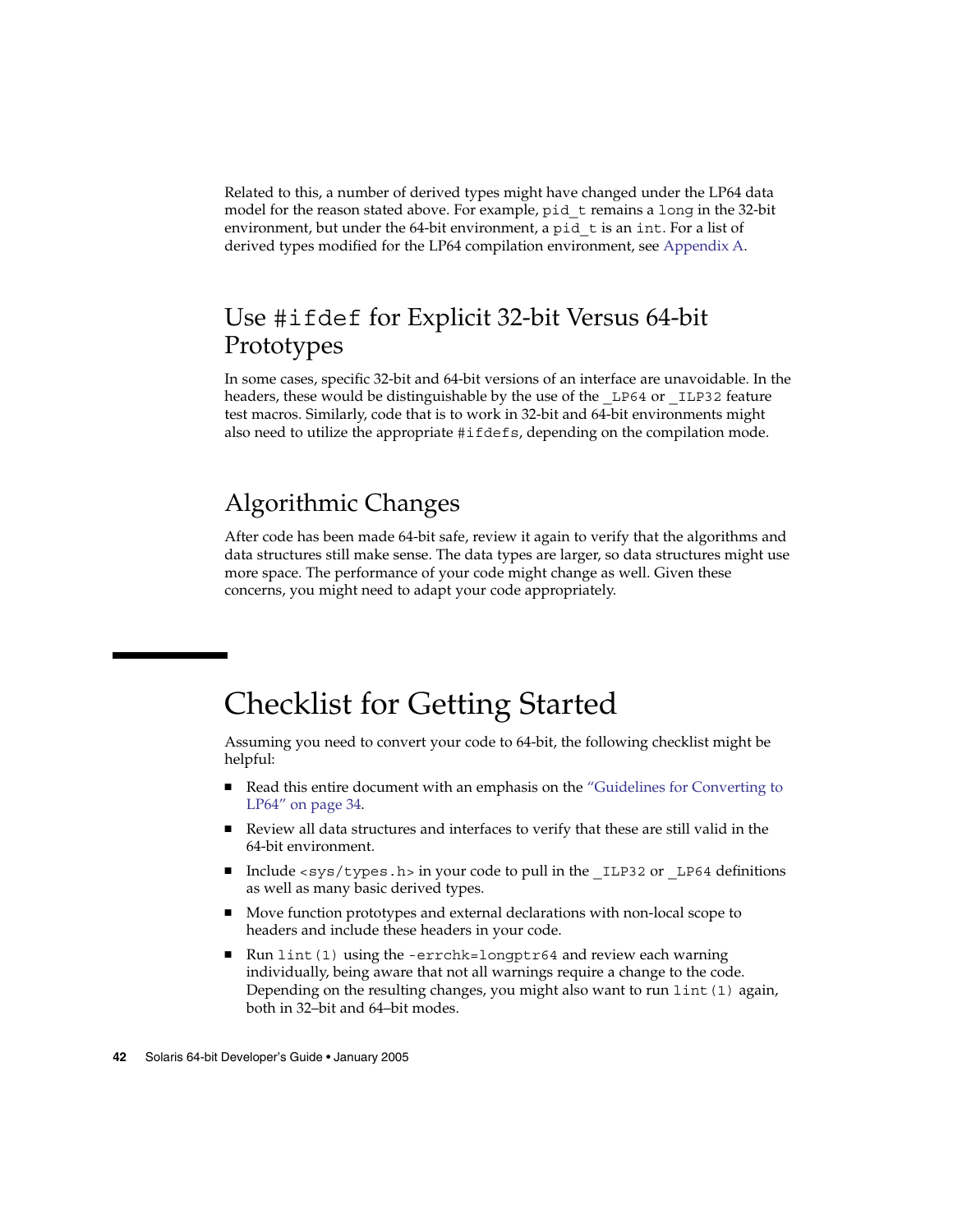Related to this, a number of derived types might have changed under the LP64 data model for the reason stated above. For example, `pid_t` remains a `long` in the 32-bit environment, but under the 64-bit environment, a `pid_t` is an `int`. For a list of derived types modified for the LP64 compilation environment, see Appendix A.

## Use `#ifdef` for Explicit 32-bit Versus 64-bit Prototypes

In some cases, specific 32-bit and 64-bit versions of an interface are unavoidable. In the headers, these would be distinguishable by the use of the `_LP64` or `_ILP32` feature test macros. Similarly, code that is to work in 32-bit and 64-bit environments might also need to utilize the appropriate `#ifdefs`, depending on the compilation mode.

## Algorithmic Changes

After code has been made 64-bit safe, review it again to verify that the algorithms and data structures still make sense. The data types are larger, so data structures might use more space. The performance of your code might change as well. Given these concerns, you might need to adapt your code appropriately.

# Checklist for Getting Started

Assuming you need to convert your code to 64-bit, the following checklist might be helpful:

- Read this entire document with an emphasis on the "Guidelines for Converting to LP64" on page 34.
- Review all data structures and interfaces to verify that these are still valid in the 64-bit environment.
- Include `<sys/types.h>` in your code to pull in the `_ILP32` or `_LP64` definitions as well as many basic derived types.
- Move function prototypes and external declarations with non-local scope to headers and include these headers in your code.
- Run `lint(1)` using the `-errchk=longptr64` and review each warning individually, being aware that not all warnings require a change to the code. Depending on the resulting changes, you might also want to run `lint(1)` again, both in 32–bit and 64–bit modes.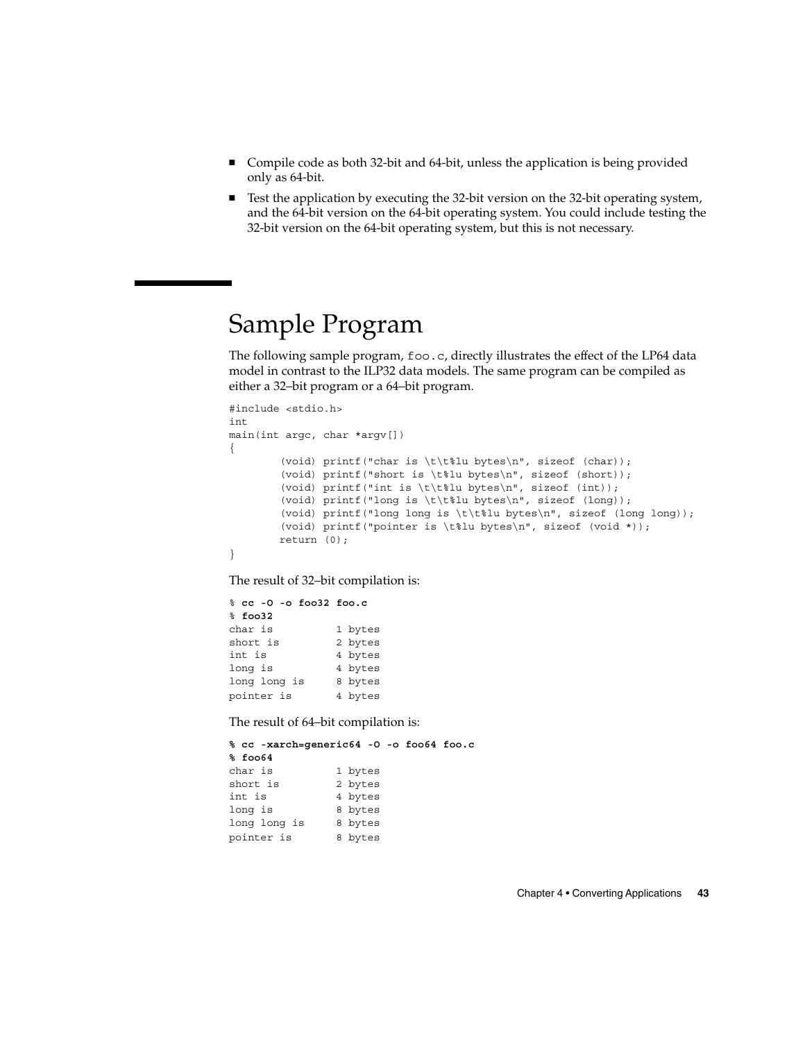- Compile code as both 32-bit and 64-bit, unless the application is being provided only as 64-bit.
- Test the application by executing the 32-bit version on the 32-bit operating system, and the 64-bit version on the 64-bit operating system. You could include testing the 32-bit version on the 64-bit operating system, but this is not necessary.

## Sample Program

The following sample program, `foo.c`, directly illustrates the effect of the LP64 data model in contrast to the ILP32 data models. The same program can be compiled as either a 32–bit program or a 64–bit program.

```
#include <stdio.h>
int
main(int argc, char *argv[])
{
        (void) printf("char is \t\t%lu bytes\n", sizeof (char));
        (void) printf("short is \t%lu bytes\n", sizeof (short));
        (void) printf("int is \t\t%lu bytes\n", sizeof (int));
        (void) printf("long is \t\t%lu bytes\n", sizeof (long));
        (void) printf("long long is \t\t%lu bytes\n", sizeof (long long));
        (void) printf("pointer is \t%lu bytes\n", sizeof (void *));
        return (0);
}
```

The result of 32–bit compilation is:

```
% cc -O -o foo32 foo.c
% foo32
char is          1 bytes
short is         2 bytes
int is           4 bytes
long is          4 bytes
long long is     8 bytes
pointer is       4 bytes
```

The result of 64–bit compilation is:

```
% cc -xarch=generic64 -O -o foo64 foo.c
% foo64
char is          1 bytes
short is         2 bytes
int is           4 bytes
long is          8 bytes
long long is     8 bytes
pointer is       8 bytes
```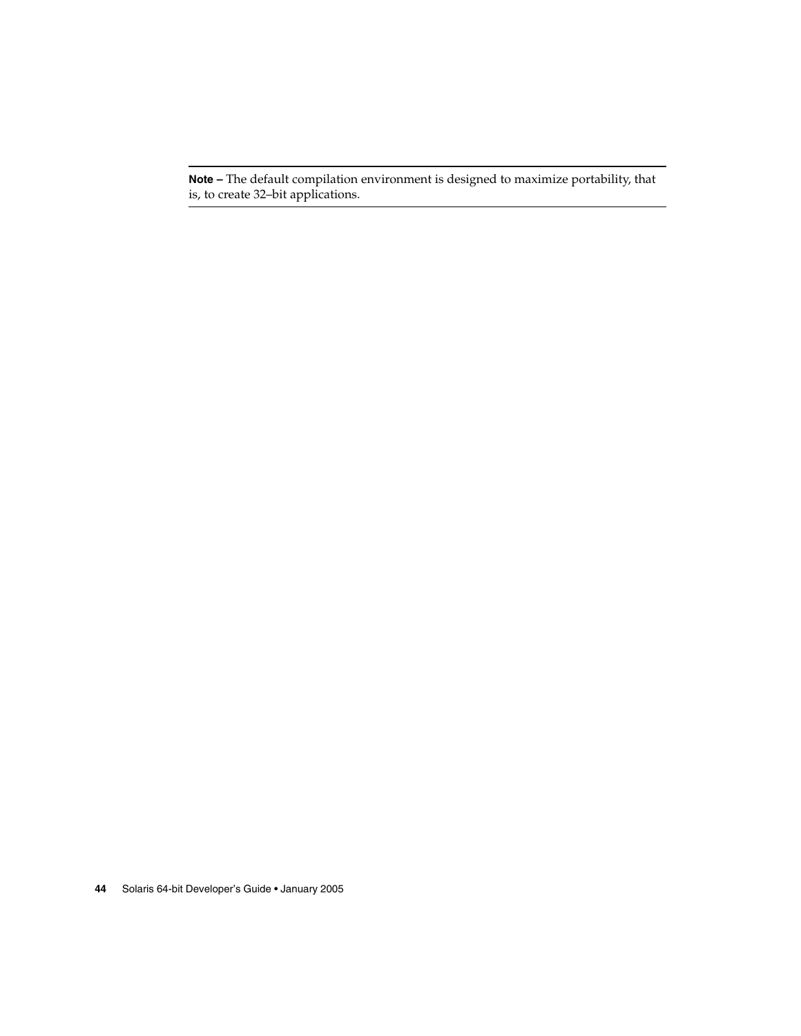---

**Note –** The default compilation environment is designed to maximize portability, that is, to create 32–bit applications.

---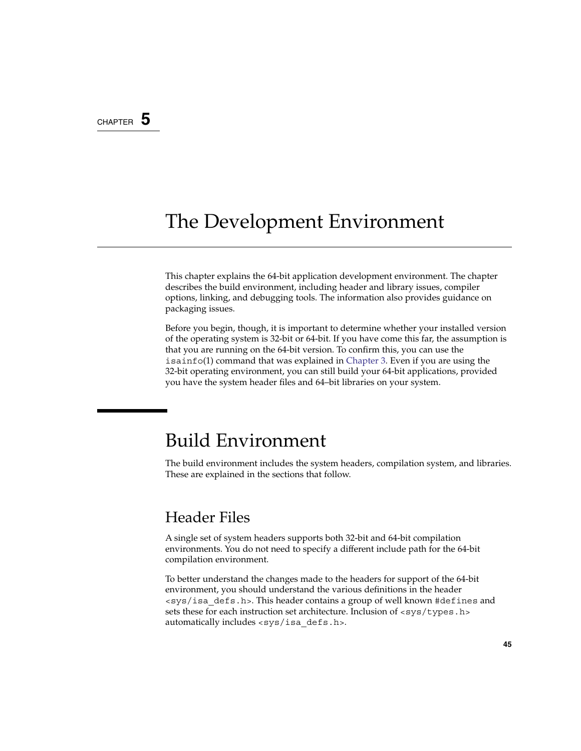CHAPTER 5

# The Development Environment

This chapter explains the 64-bit application development environment. The chapter describes the build environment, including header and library issues, compiler options, linking, and debugging tools. The information also provides guidance on packaging issues.

Before you begin, though, it is important to determine whether your installed version of the operating system is 32-bit or 64-bit. If you have come this far, the assumption is that you are running on the 64-bit version. To confirm this, you can use the `isainfo`(1) command that was explained in Chapter 3. Even if you are using the 32-bit operating environment, you can still build your 64-bit applications, provided you have the system header files and 64–bit libraries on your system.

## Build Environment

The build environment includes the system headers, compilation system, and libraries. These are explained in the sections that follow.

### Header Files

A single set of system headers supports both 32-bit and 64-bit compilation environments. You do not need to specify a different include path for the 64-bit compilation environment.

To better understand the changes made to the headers for support of the 64-bit environment, you should understand the various definitions in the header `<sys/isa_defs.h>`. This header contains a group of well known `#defines` and sets these for each instruction set architecture. Inclusion of `<sys/types.h>` automatically includes `<sys/isa_defs.h>`.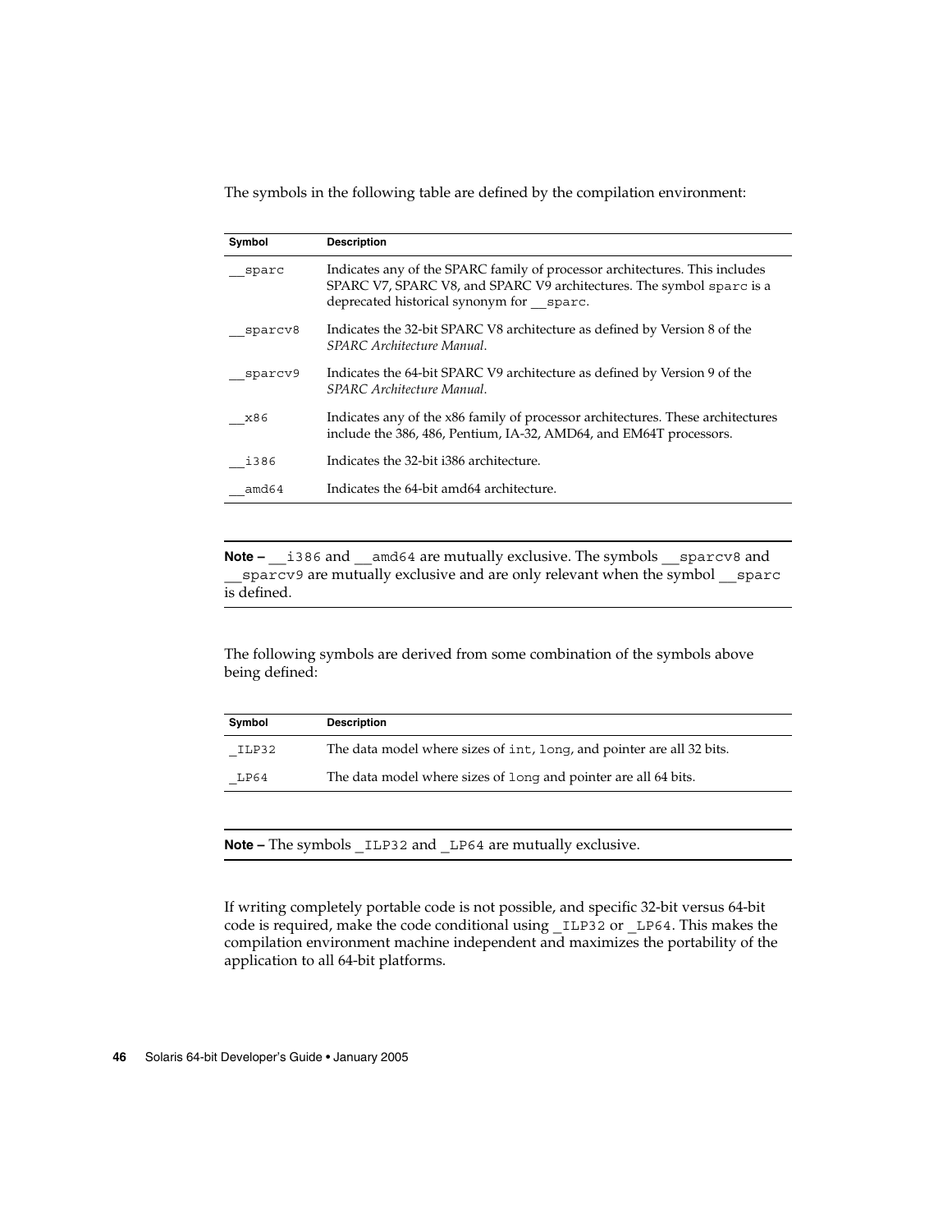The symbols in the following table are defined by the compilation environment:

| Symbol | Description |
| --- | --- |
| `__sparc` | Indicates any of the SPARC family of processor architectures. This includes SPARC V7, SPARC V8, and SPARC V9 architectures. The symbol `sparc` is a deprecated historical synonym for `__sparc`. |
| `__sparcv8` | Indicates the 32-bit SPARC V8 architecture as defined by Version 8 of the *SPARC Architecture Manual*. |
| `__sparcv9` | Indicates the 64-bit SPARC V9 architecture as defined by Version 9 of the *SPARC Architecture Manual*. |
| `__x86` | Indicates any of the x86 family of processor architectures. These architectures include the 386, 486, Pentium, IA-32, AMD64, and EM64T processors. |
| `__i386` | Indicates the 32-bit i386 architecture. |
| `__amd64` | Indicates the 64-bit amd64 architecture. |

**Note –** `__i386` and `__amd64` are mutually exclusive. The symbols `__sparcv8` and `__sparcv9` are mutually exclusive and are only relevant when the symbol `__sparc` is defined.

The following symbols are derived from some combination of the symbols above being defined:

| Symbol | Description |
| --- | --- |
| `_ILP32` | The data model where sizes of `int`, `long`, and pointer are all 32 bits. |
| `_LP64` | The data model where sizes of `long` and pointer are all 64 bits. |

**Note –** The symbols `_ILP32` and `_LP64` are mutually exclusive.

If writing completely portable code is not possible, and specific 32-bit versus 64-bit code is required, make the code conditional using `_ILP32` or `_LP64`. This makes the compilation environment machine independent and maximizes the portability of the application to all 64-bit platforms.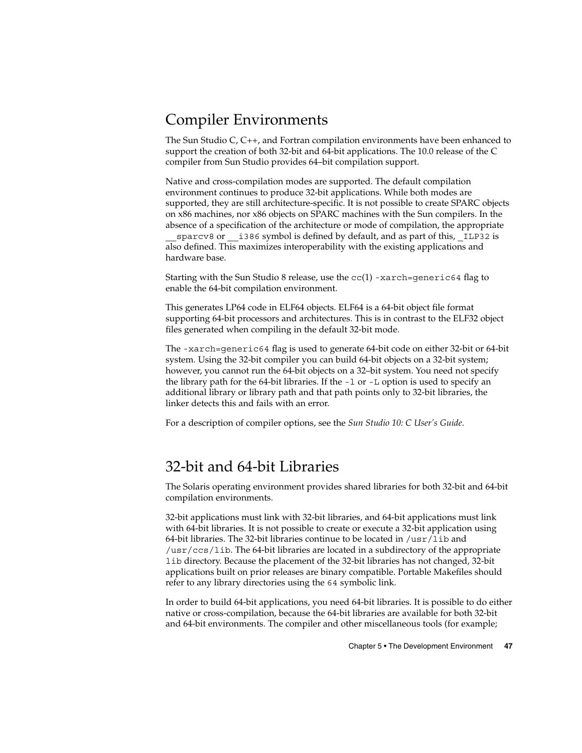## Compiler Environments

The Sun Studio C, C++, and Fortran compilation environments have been enhanced to support the creation of both 32-bit and 64-bit applications. The 10.0 release of the C compiler from Sun Studio provides 64–bit compilation support.

Native and cross-compilation modes are supported. The default compilation environment continues to produce 32-bit applications. While both modes are supported, they are still architecture-specific. It is not possible to create SPARC objects on x86 machines, nor x86 objects on SPARC machines with the Sun compilers. In the absence of a specification of the architecture or mode of compilation, the appropriate `__sparcv8` or `__i386` symbol is defined by default, and as part of this, `_ILP32` is also defined. This maximizes interoperability with the existing applications and hardware base.

Starting with the Sun Studio 8 release, use the `cc`(1) `-xarch=generic64` flag to enable the 64-bit compilation environment.

This generates LP64 code in ELF64 objects. ELF64 is a 64-bit object file format supporting 64-bit processors and architectures. This is in contrast to the ELF32 object files generated when compiling in the default 32-bit mode.

The `-xarch=generic64` flag is used to generate 64-bit code on either 32-bit or 64-bit system. Using the 32-bit compiler you can build 64-bit objects on a 32-bit system; however, you cannot run the 64-bit objects on a 32–bit system. You need not specify the library path for the 64-bit libraries. If the `-l` or `-L` option is used to specify an additional library or library path and that path points only to 32-bit libraries, the linker detects this and fails with an error.

For a description of compiler options, see the *Sun Studio 10: C User's Guide*.

## 32-bit and 64-bit Libraries

The Solaris operating environment provides shared libraries for both 32-bit and 64-bit compilation environments.

32-bit applications must link with 32-bit libraries, and 64-bit applications must link with 64-bit libraries. It is not possible to create or execute a 32-bit application using 64-bit libraries. The 32-bit libraries continue to be located in `/usr/lib` and `/usr/ccs/lib`. The 64-bit libraries are located in a subdirectory of the appropriate `lib` directory. Because the placement of the 32-bit libraries has not changed, 32-bit applications built on prior releases are binary compatible. Portable Makefiles should refer to any library directories using the `64` symbolic link.

In order to build 64-bit applications, you need 64-bit libraries. It is possible to do either native or cross-compilation, because the 64-bit libraries are available for both 32-bit and 64-bit environments. The compiler and other miscellaneous tools (for example;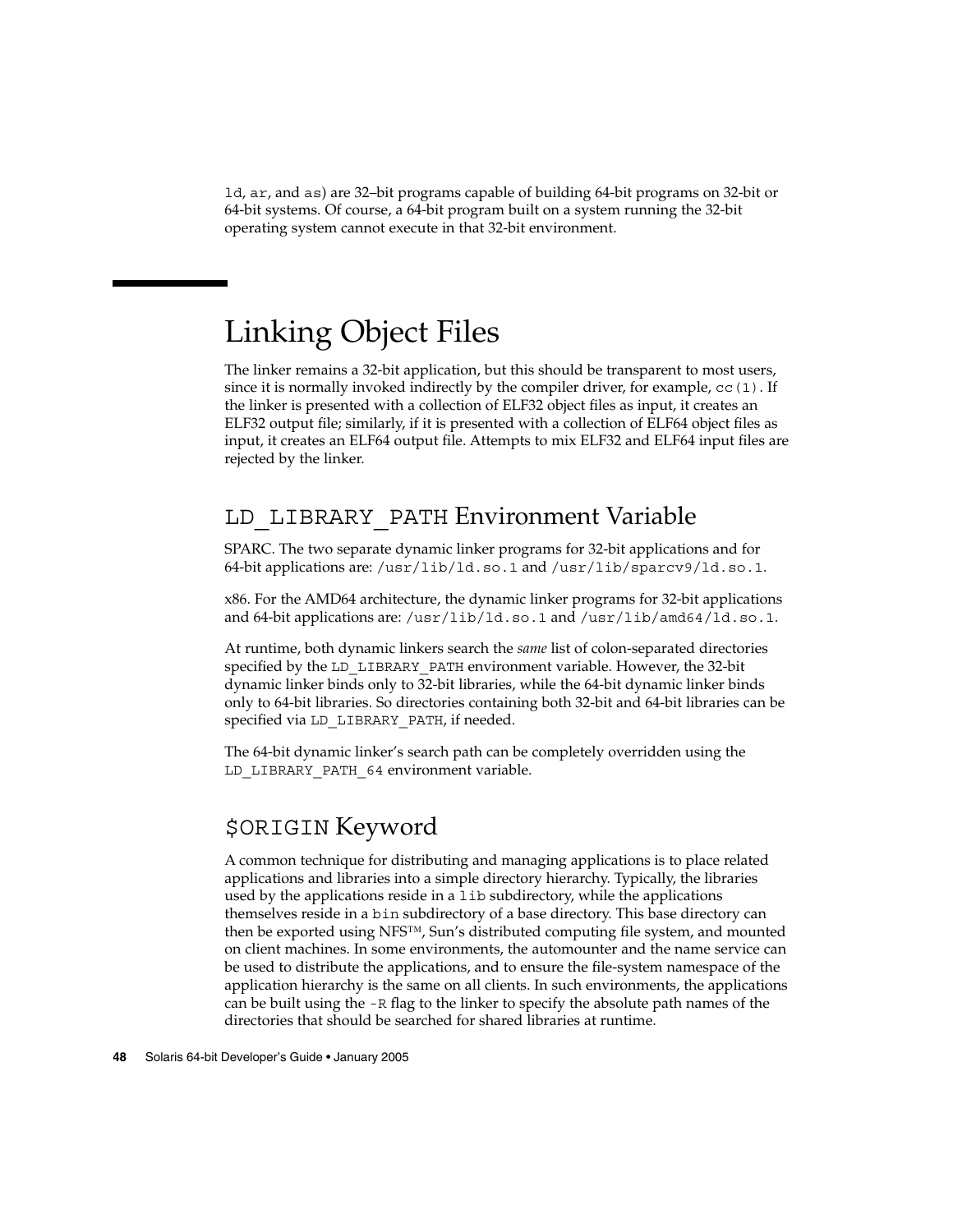ld, ar, and as) are 32–bit programs capable of building 64-bit programs on 32-bit or 64-bit systems. Of course, a 64-bit program built on a system running the 32-bit operating system cannot execute in that 32-bit environment.

## Linking Object Files

The linker remains a 32-bit application, but this should be transparent to most users, since it is normally invoked indirectly by the compiler driver, for example, cc(1). If the linker is presented with a collection of ELF32 object files as input, it creates an ELF32 output file; similarly, if it is presented with a collection of ELF64 object files as input, it creates an ELF64 output file. Attempts to mix ELF32 and ELF64 input files are rejected by the linker.

### LD_LIBRARY_PATH Environment Variable

SPARC. The two separate dynamic linker programs for 32-bit applications and for 64-bit applications are: /usr/lib/ld.so.1 and /usr/lib/sparcv9/ld.so.1.

x86. For the AMD64 architecture, the dynamic linker programs for 32-bit applications and 64-bit applications are: /usr/lib/ld.so.1 and /usr/lib/amd64/ld.so.1.

At runtime, both dynamic linkers search the *same* list of colon-separated directories specified by the LD_LIBRARY_PATH environment variable. However, the 32-bit dynamic linker binds only to 32-bit libraries, while the 64-bit dynamic linker binds only to 64-bit libraries. So directories containing both 32-bit and 64-bit libraries can be specified via LD_LIBRARY_PATH, if needed.

The 64-bit dynamic linker's search path can be completely overridden using the LD_LIBRARY_PATH_64 environment variable.

### $ORIGIN Keyword

A common technique for distributing and managing applications is to place related applications and libraries into a simple directory hierarchy. Typically, the libraries used by the applications reside in a lib subdirectory, while the applications themselves reside in a bin subdirectory of a base directory. This base directory can then be exported using NFS™, Sun's distributed computing file system, and mounted on client machines. In some environments, the automounter and the name service can be used to distribute the applications, and to ensure the file-system namespace of the application hierarchy is the same on all clients. In such environments, the applications can be built using the -R flag to the linker to specify the absolute path names of the directories that should be searched for shared libraries at runtime.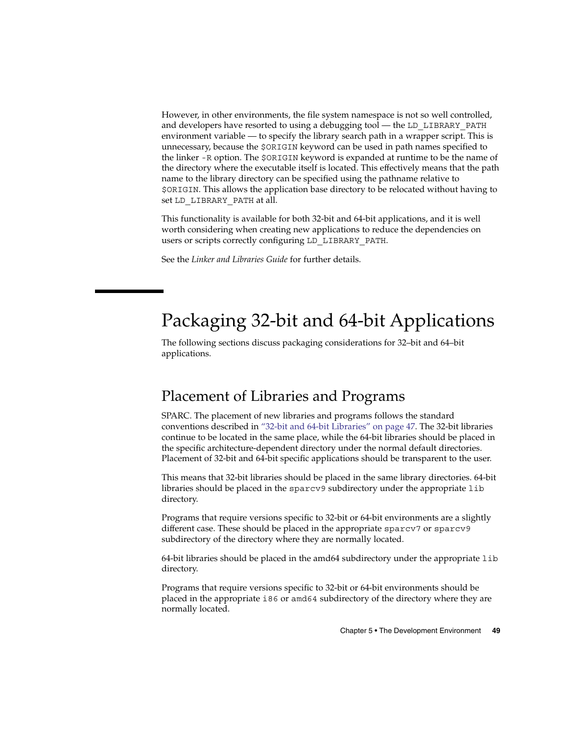However, in other environments, the file system namespace is not so well controlled, and developers have resorted to using a debugging tool — the `LD_LIBRARY_PATH` environment variable — to specify the library search path in a wrapper script. This is unnecessary, because the `$ORIGIN` keyword can be used in path names specified to the linker `-R` option. The `$ORIGIN` keyword is expanded at runtime to be the name of the directory where the executable itself is located. This effectively means that the path name to the library directory can be specified using the pathname relative to `$ORIGIN`. This allows the application base directory to be relocated without having to set `LD_LIBRARY_PATH` at all.

This functionality is available for both 32-bit and 64-bit applications, and it is well worth considering when creating new applications to reduce the dependencies on users or scripts correctly configuring `LD_LIBRARY_PATH`.

See the *Linker and Libraries Guide* for further details.

# Packaging 32-bit and 64-bit Applications

The following sections discuss packaging considerations for 32–bit and 64–bit applications.

## Placement of Libraries and Programs

SPARC. The placement of new libraries and programs follows the standard conventions described in "32-bit and 64-bit Libraries" on page 47. The 32-bit libraries continue to be located in the same place, while the 64-bit libraries should be placed in the specific architecture-dependent directory under the normal default directories. Placement of 32-bit and 64-bit specific applications should be transparent to the user.

This means that 32-bit libraries should be placed in the same library directories. 64-bit libraries should be placed in the `sparcv9` subdirectory under the appropriate `lib` directory.

Programs that require versions specific to 32-bit or 64-bit environments are a slightly different case. These should be placed in the appropriate `sparcv7` or `sparcv9` subdirectory of the directory where they are normally located.

64-bit libraries should be placed in the amd64 subdirectory under the appropriate `lib` directory.

Programs that require versions specific to 32-bit or 64-bit environments should be placed in the appropriate `i86` or `amd64` subdirectory of the directory where they are normally located.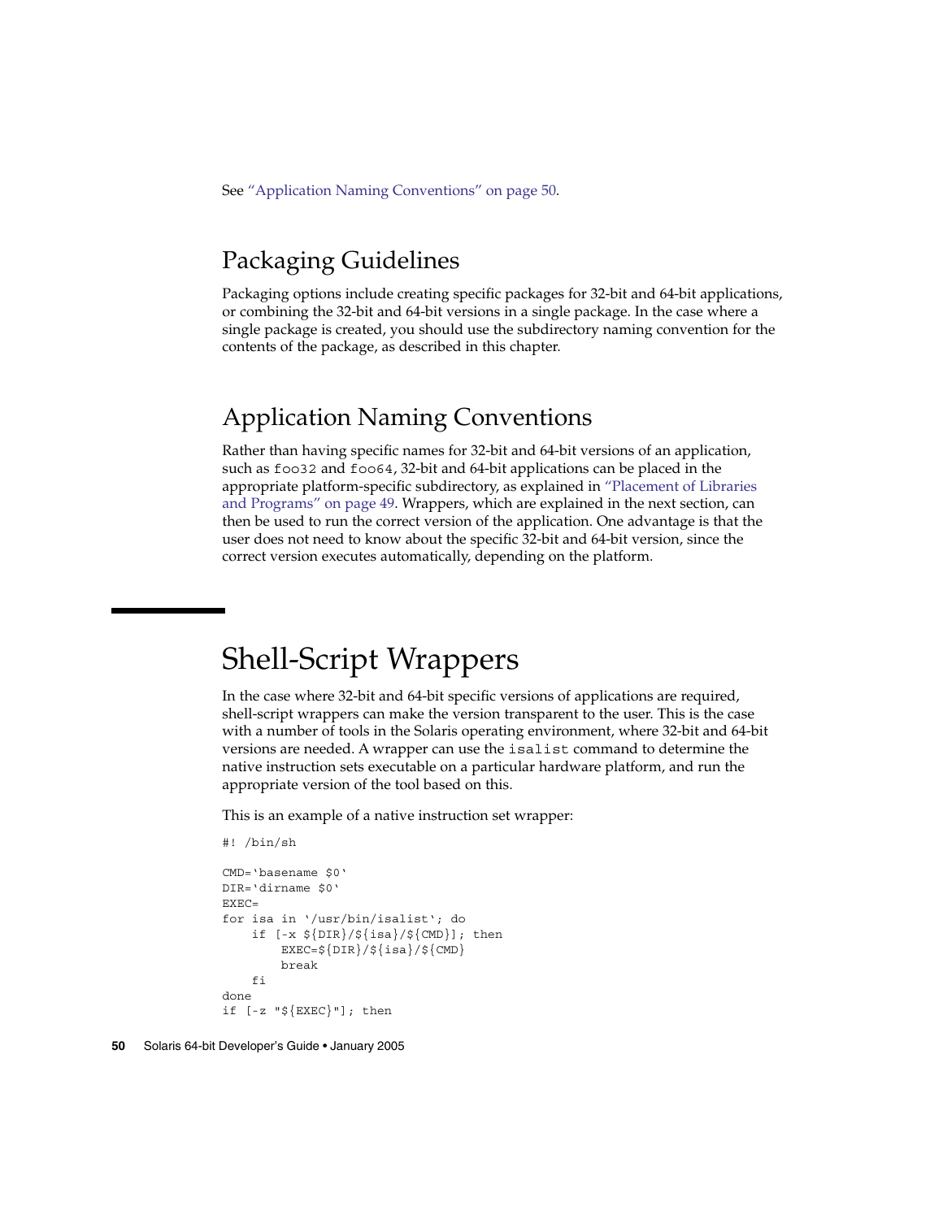See "Application Naming Conventions" on page 50.

## Packaging Guidelines

Packaging options include creating specific packages for 32-bit and 64-bit applications, or combining the 32-bit and 64-bit versions in a single package. In the case where a single package is created, you should use the subdirectory naming convention for the contents of the package, as described in this chapter.

## Application Naming Conventions

Rather than having specific names for 32-bit and 64-bit versions of an application, such as `foo32` and `foo64`, 32-bit and 64-bit applications can be placed in the appropriate platform-specific subdirectory, as explained in "Placement of Libraries and Programs" on page 49. Wrappers, which are explained in the next section, can then be used to run the correct version of the application. One advantage is that the user does not need to know about the specific 32-bit and 64-bit version, since the correct version executes automatically, depending on the platform.

# Shell-Script Wrappers

In the case where 32-bit and 64-bit specific versions of applications are required, shell-script wrappers can make the version transparent to the user. This is the case with a number of tools in the Solaris operating environment, where 32-bit and 64-bit versions are needed. A wrapper can use the `isalist` command to determine the native instruction sets executable on a particular hardware platform, and run the appropriate version of the tool based on this.

This is an example of a native instruction set wrapper:

```
#! /bin/sh

CMD=`basename $0`
DIR=`dirname $0`
EXEC=
for isa in `/usr/bin/isalist`; do
    if [-x ${DIR}/${isa}/${CMD}]; then
        EXEC=${DIR}/${isa}/${CMD}
        break
    fi
done
if [-z "${EXEC}"]; then
```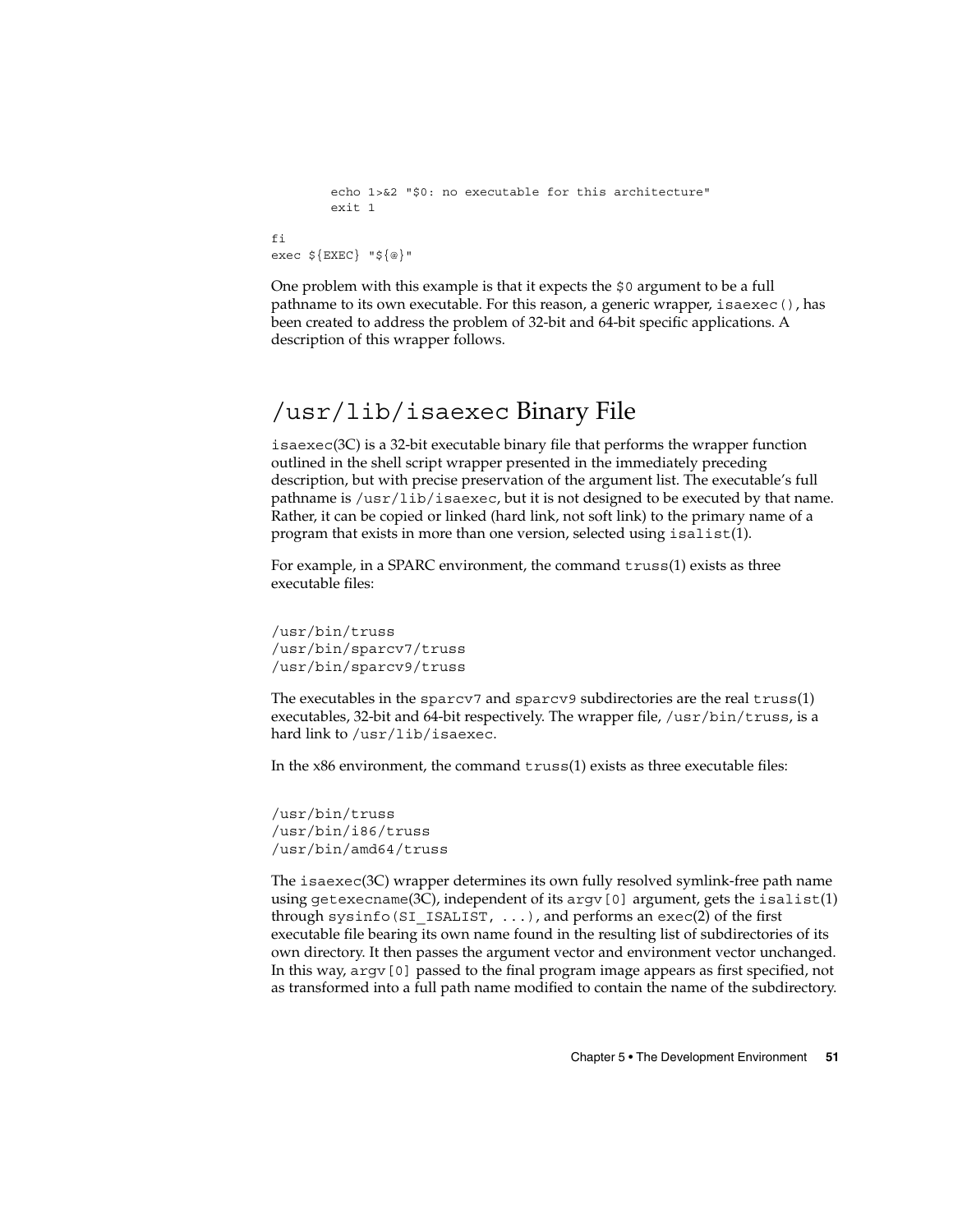```
        echo 1>&2 "$0: no executable for this architecture"
        exit 1

fi
exec ${EXEC} "${@}"
```

One problem with this example is that it expects the `$0` argument to be a full pathname to its own executable. For this reason, a generic wrapper, `isaexec()`, has been created to address the problem of 32-bit and 64-bit specific applications. A description of this wrapper follows.

## `/usr/lib/isaexec` Binary File

`isaexec`(3C) is a 32-bit executable binary file that performs the wrapper function outlined in the shell script wrapper presented in the immediately preceding description, but with precise preservation of the argument list. The executable's full pathname is `/usr/lib/isaexec`, but it is not designed to be executed by that name. Rather, it can be copied or linked (hard link, not soft link) to the primary name of a program that exists in more than one version, selected using `isalist`(1).

For example, in a SPARC environment, the command `truss`(1) exists as three executable files:

```
/usr/bin/truss
/usr/bin/sparcv7/truss
/usr/bin/sparcv9/truss
```

The executables in the `sparcv7` and `sparcv9` subdirectories are the real `truss`(1) executables, 32-bit and 64-bit respectively. The wrapper file, `/usr/bin/truss`, is a hard link to `/usr/lib/isaexec`.

In the x86 environment, the command `truss`(1) exists as three executable files:

```
/usr/bin/truss
/usr/bin/i86/truss
/usr/bin/amd64/truss
```

The `isaexec`(3C) wrapper determines its own fully resolved symlink-free path name using `getexecname`(3C), independent of its `argv[0]` argument, gets the `isalist`(1) through `sysinfo(SI_ISALIST, ...)`, and performs an `exec`(2) of the first executable file bearing its own name found in the resulting list of subdirectories of its own directory. It then passes the argument vector and environment vector unchanged. In this way, `argv[0]` passed to the final program image appears as first specified, not as transformed into a full path name modified to contain the name of the subdirectory.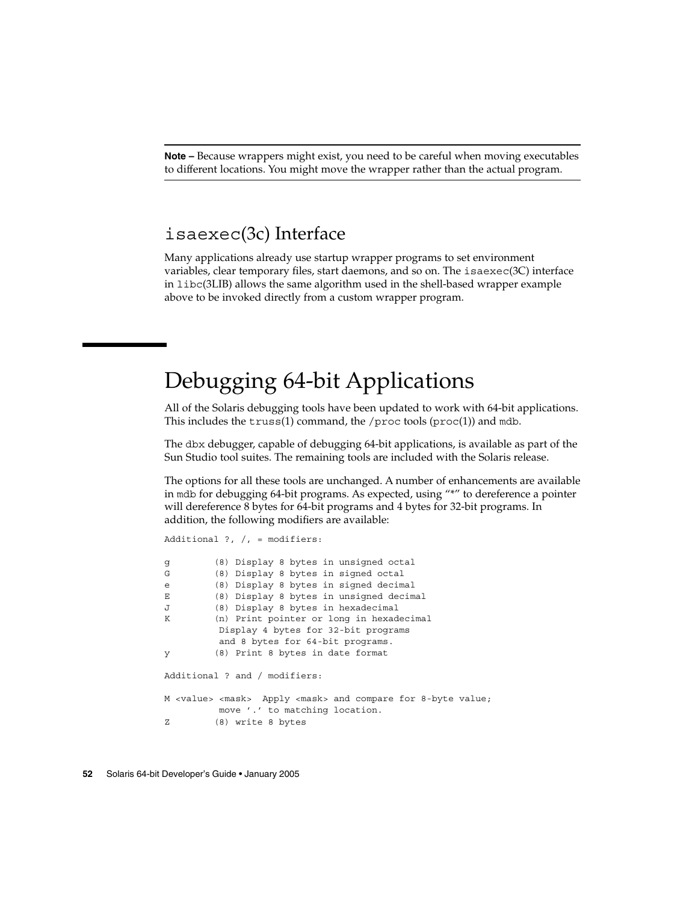**Note –** Because wrappers might exist, you need to be careful when moving executables to different locations. You might move the wrapper rather than the actual program.

## isaexec(3c) Interface

Many applications already use startup wrapper programs to set environment variables, clear temporary files, start daemons, and so on. The isaexec(3C) interface in libc(3LIB) allows the same algorithm used in the shell-based wrapper example above to be invoked directly from a custom wrapper program.

# Debugging 64-bit Applications

All of the Solaris debugging tools have been updated to work with 64-bit applications. This includes the truss(1) command, the /proc tools (proc(1)) and mdb.

The dbx debugger, capable of debugging 64-bit applications, is available as part of the Sun Studio tool suites. The remaining tools are included with the Solaris release.

The options for all these tools are unchanged. A number of enhancements are available in mdb for debugging 64-bit programs. As expected, using "*" to dereference a pointer will dereference 8 bytes for 64-bit programs and 4 bytes for 32-bit programs. In addition, the following modifiers are available:

```
Additional ?, /, = modifiers:

g        (8) Display 8 bytes in unsigned octal
G        (8) Display 8 bytes in signed octal
e        (8) Display 8 bytes in signed decimal
E        (8) Display 8 bytes in unsigned decimal
J        (8) Display 8 bytes in hexadecimal
K        (n) Print pointer or long in hexadecimal
          Display 4 bytes for 32-bit programs
          and 8 bytes for 64-bit programs.
y        (8) Print 8 bytes in date format

Additional ? and / modifiers:

M <value> <mask>  Apply <mask> and compare for 8-byte value;
          move '.' to matching location.
Z        (8) write 8 bytes
```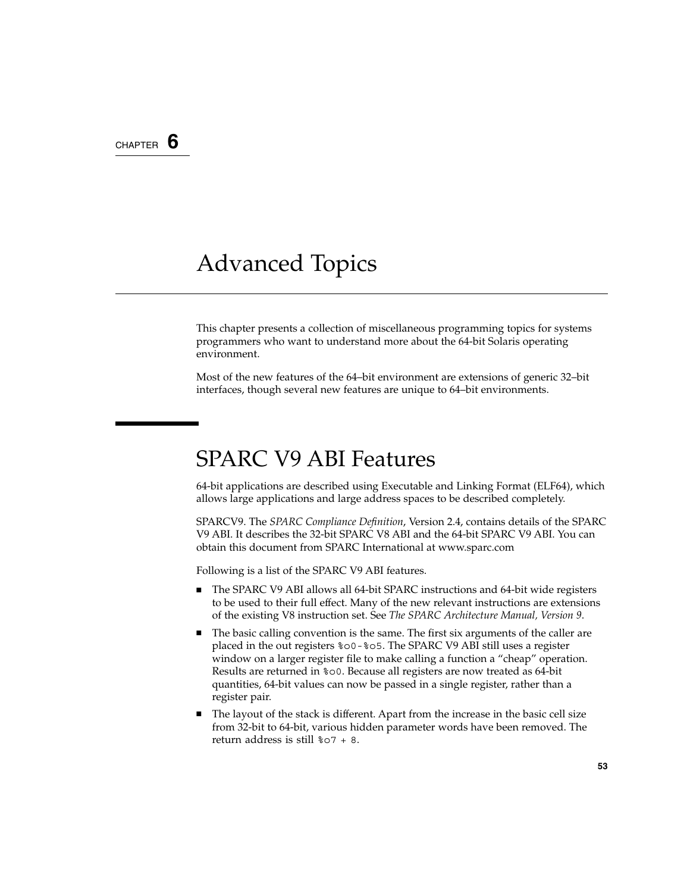CHAPTER 6

# Advanced Topics

This chapter presents a collection of miscellaneous programming topics for systems programmers who want to understand more about the 64-bit Solaris operating environment.

Most of the new features of the 64–bit environment are extensions of generic 32–bit interfaces, though several new features are unique to 64–bit environments.

## SPARC V9 ABI Features

64-bit applications are described using Executable and Linking Format (ELF64), which allows large applications and large address spaces to be described completely.

SPARCV9. The *SPARC Compliance Definition*, Version 2.4, contains details of the SPARC V9 ABI. It describes the 32-bit SPARC V8 ABI and the 64-bit SPARC V9 ABI. You can obtain this document from SPARC International at www.sparc.com

Following is a list of the SPARC V9 ABI features.

- The SPARC V9 ABI allows all 64-bit SPARC instructions and 64-bit wide registers to be used to their full effect. Many of the new relevant instructions are extensions of the existing V8 instruction set. See *The SPARC Architecture Manual, Version 9*.
- The basic calling convention is the same. The first six arguments of the caller are placed in the out registers `%o0-%o5`. The SPARC V9 ABI still uses a register window on a larger register file to make calling a function a "cheap" operation. Results are returned in `%o0`. Because all registers are now treated as 64-bit quantities, 64-bit values can now be passed in a single register, rather than a register pair.
- The layout of the stack is different. Apart from the increase in the basic cell size from 32-bit to 64-bit, various hidden parameter words have been removed. The return address is still `%o7 + 8`.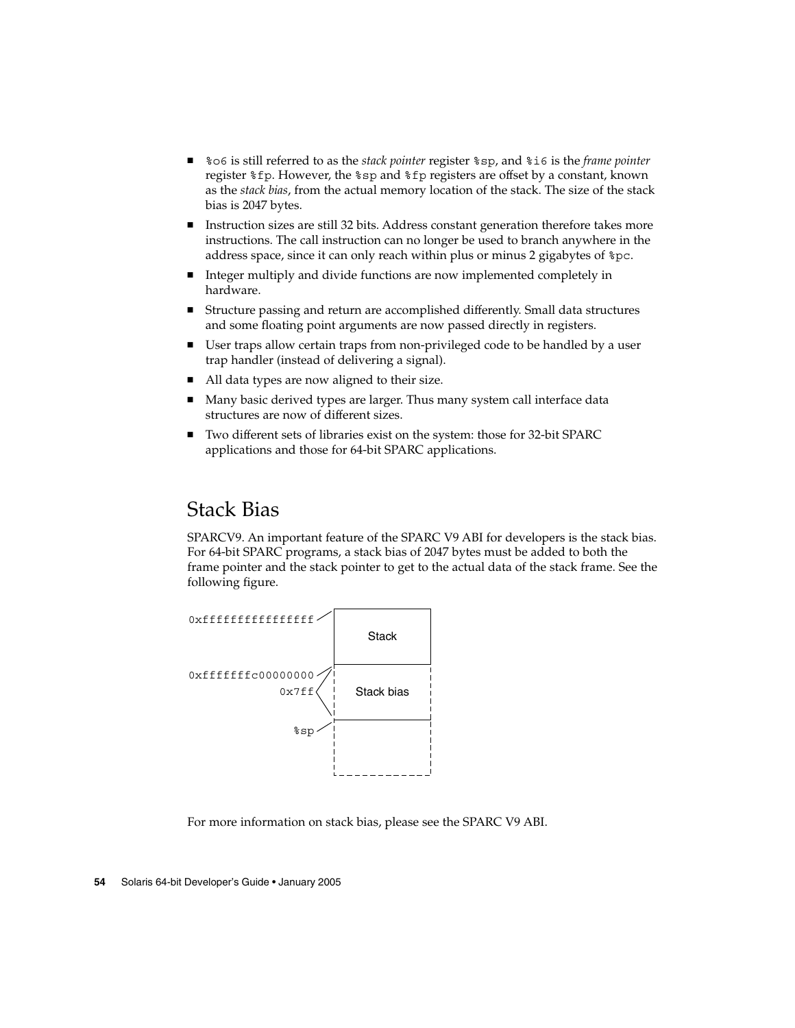- `%o6` is still referred to as the *stack pointer* register `%sp`, and `%i6` is the *frame pointer* register `%fp`. However, the `%sp` and `%fp` registers are offset by a constant, known as the *stack bias*, from the actual memory location of the stack. The size of the stack bias is 2047 bytes.
- Instruction sizes are still 32 bits. Address constant generation therefore takes more instructions. The call instruction can no longer be used to branch anywhere in the address space, since it can only reach within plus or minus 2 gigabytes of `%pc`.
- Integer multiply and divide functions are now implemented completely in hardware.
- Structure passing and return are accomplished differently. Small data structures and some floating point arguments are now passed directly in registers.
- User traps allow certain traps from non-privileged code to be handled by a user trap handler (instead of delivering a signal).
- All data types are now aligned to their size.
- Many basic derived types are larger. Thus many system call interface data structures are now of different sizes.
- Two different sets of libraries exist on the system: those for 32-bit SPARC applications and those for 64-bit SPARC applications.

## Stack Bias

SPARCV9. An important feature of the SPARC V9 ABI for developers is the stack bias. For 64-bit SPARC programs, a stack bias of 2047 bytes must be added to both the frame pointer and the stack pointer to get to the actual data of the stack frame. See the following figure.

```
0xffffffffffffffff  +------------+
                    |   Stack    |
0xfffffffc00000000  +------------+
             0x7ff  | Stack bias |
               %sp  +------------+
                    |            |
                    +------------+
```

For more information on stack bias, please see the SPARC V9 ABI.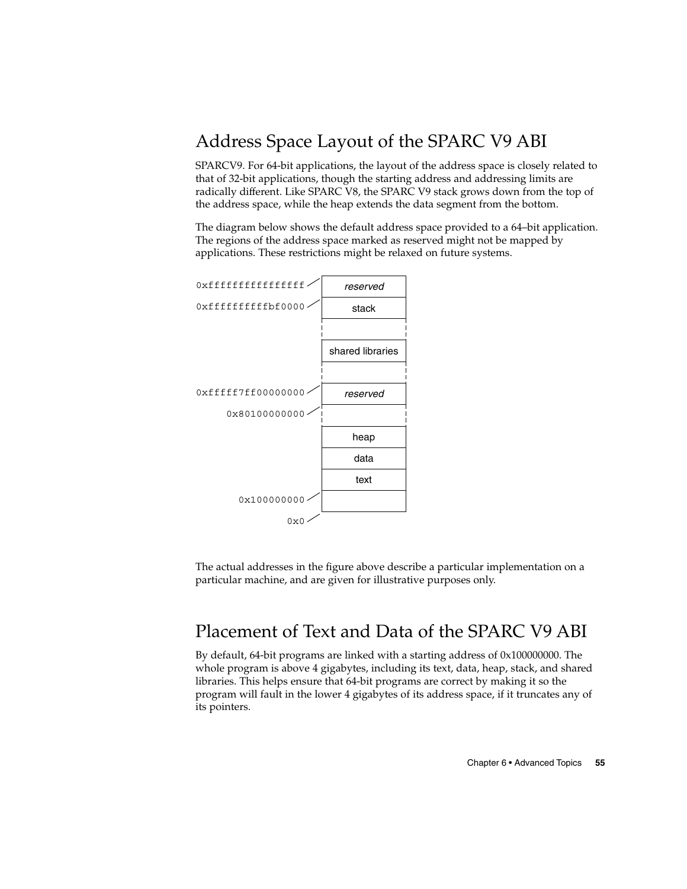## Address Space Layout of the SPARC V9 ABI

SPARCV9. For 64-bit applications, the layout of the address space is closely related to that of 32-bit applications, though the starting address and addressing limits are radically different. Like SPARC V8, the SPARC V9 stack grows down from the top of the address space, while the heap extends the data segment from the bottom.

The diagram below shows the default address space provided to a 64–bit application. The regions of the address space marked as reserved might not be mapped by applications. These restrictions might be relaxed on future systems.

```
0xffffffffffffffff  +------------------+
                    |     reserved     |
0xffffffffffbf0000  +------------------+
                    |      stack       |
                    +------------------+
                    |                  |
                    +------------------+
                    | shared libraries |
                    +------------------+
                    |                  |
0xfffff7ff00000000  +------------------+
                    |     reserved     |
0x80100000000       +------------------+
                    |                  |
                    +------------------+
                    |       heap       |
                    +------------------+
                    |       data       |
                    +------------------+
                    |       text       |
0x100000000         +------------------+
                    |                  |
0x0                 +------------------+
```

The actual addresses in the figure above describe a particular implementation on a particular machine, and are given for illustrative purposes only.

## Placement of Text and Data of the SPARC V9 ABI

By default, 64-bit programs are linked with a starting address of 0x100000000. The whole program is above 4 gigabytes, including its text, data, heap, stack, and shared libraries. This helps ensure that 64-bit programs are correct by making it so the program will fault in the lower 4 gigabytes of its address space, if it truncates any of its pointers.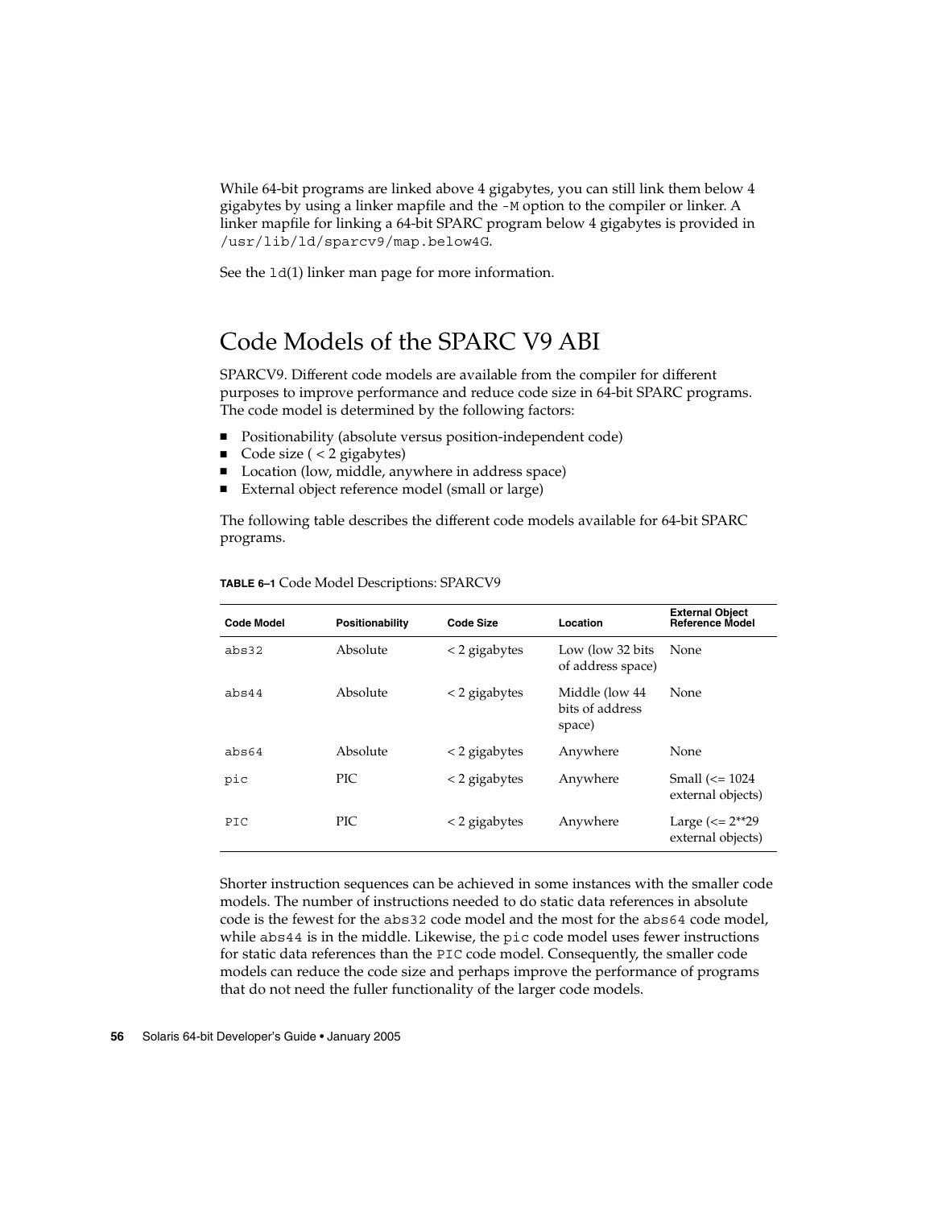While 64-bit programs are linked above 4 gigabytes, you can still link them below 4 gigabytes by using a linker mapfile and the `-M` option to the compiler or linker. A linker mapfile for linking a 64-bit SPARC program below 4 gigabytes is provided in `/usr/lib/ld/sparcv9/map.below4G`.

See the `ld`(1) linker man page for more information.

## Code Models of the SPARC V9 ABI

SPARCV9. Different code models are available from the compiler for different purposes to improve performance and reduce code size in 64-bit SPARC programs. The code model is determined by the following factors:

- Positionability (absolute versus position-independent code)
- Code size ( < 2 gigabytes)
- Location (low, middle, anywhere in address space)
- External object reference model (small or large)

The following table describes the different code models available for 64-bit SPARC programs.

**TABLE 6–1** Code Model Descriptions: SPARCV9

| Code Model | Positionability | Code Size | Location | External Object Reference Model |
| --- | --- | --- | --- | --- |
| `abs32` | Absolute | < 2 gigabytes | Low (low 32 bits of address space) | None |
| `abs44` | Absolute | < 2 gigabytes | Middle (low 44 bits of address space) | None |
| `abs64` | Absolute | < 2 gigabytes | Anywhere | None |
| `pic` | PIC | < 2 gigabytes | Anywhere | Small (<= 1024 external objects) |
| `PIC` | PIC | < 2 gigabytes | Anywhere | Large (<= 2**29 external objects) |

Shorter instruction sequences can be achieved in some instances with the smaller code models. The number of instructions needed to do static data references in absolute code is the fewest for the `abs32` code model and the most for the `abs64` code model, while `abs44` is in the middle. Likewise, the `pic` code model uses fewer instructions for static data references than the `PIC` code model. Consequently, the smaller code models can reduce the code size and perhaps improve the performance of programs that do not need the fuller functionality of the larger code models.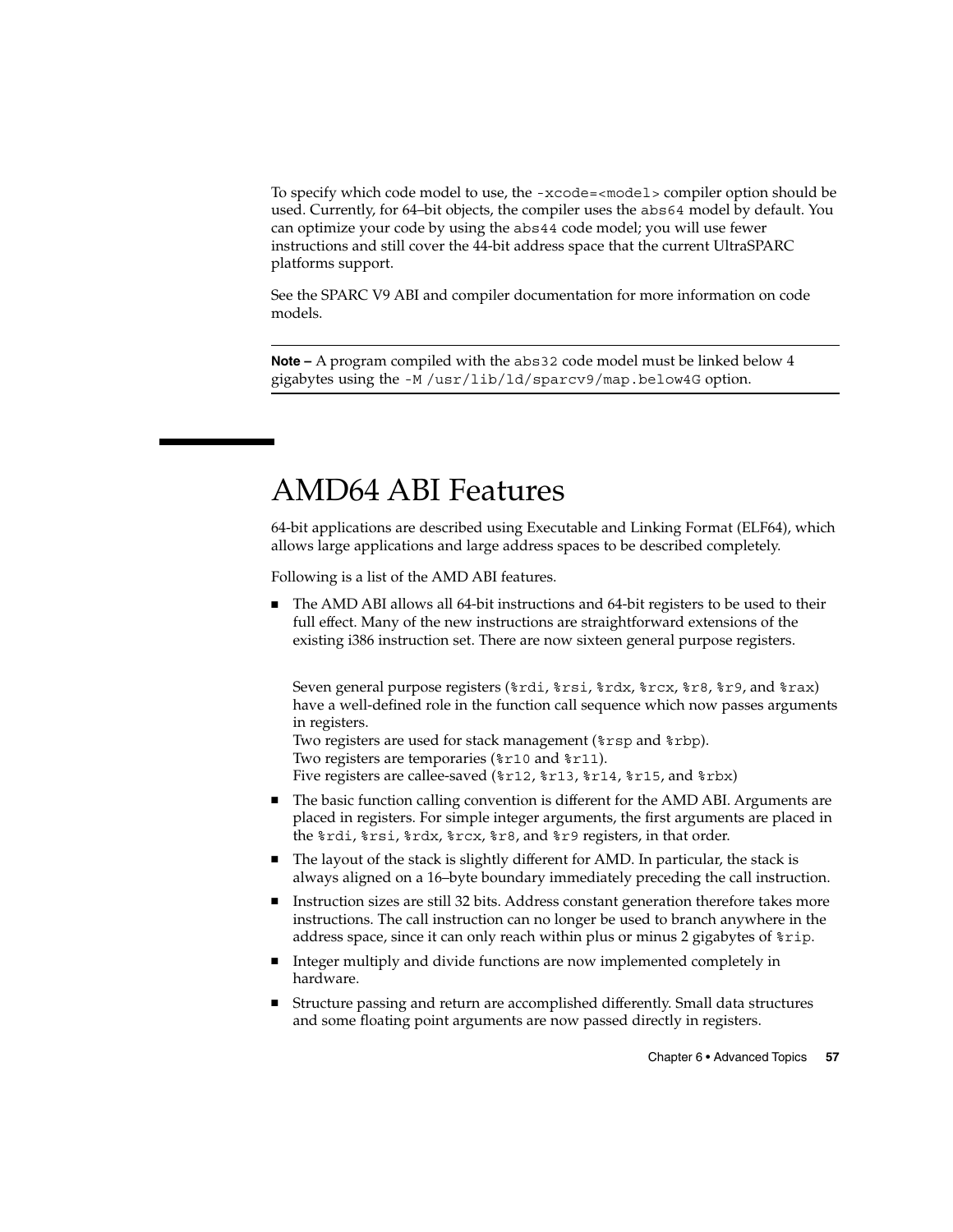To specify which code model to use, the `-xcode=<model>` compiler option should be used. Currently, for 64–bit objects, the compiler uses the `abs64` model by default. You can optimize your code by using the `abs44` code model; you will use fewer instructions and still cover the 44-bit address space that the current UltraSPARC platforms support.

See the SPARC V9 ABI and compiler documentation for more information on code models.

---

**Note –** A program compiled with the `abs32` code model must be linked below 4 gigabytes using the `-M /usr/lib/ld/sparcv9/map.below4G` option.

---

# AMD64 ABI Features

64-bit applications are described using Executable and Linking Format (ELF64), which allows large applications and large address spaces to be described completely.

Following is a list of the AMD ABI features.

- The AMD ABI allows all 64-bit instructions and 64-bit registers to be used to their full effect. Many of the new instructions are straightforward extensions of the existing i386 instruction set. There are now sixteen general purpose registers.

  Seven general purpose registers (`%rdi`, `%rsi`, `%rdx`, `%rcx`, `%r8`, `%r9`, and `%rax`) have a well-defined role in the function call sequence which now passes arguments in registers.
  Two registers are used for stack management (`%rsp` and `%rbp`).
  Two registers are temporaries (`%r10` and `%r11`).
  Five registers are callee-saved (`%r12`, `%r13`, `%r14`, `%r15`, and `%rbx`)
- The basic function calling convention is different for the AMD ABI. Arguments are placed in registers. For simple integer arguments, the first arguments are placed in the `%rdi`, `%rsi`, `%rdx`, `%rcx`, `%r8`, and `%r9` registers, in that order.
- The layout of the stack is slightly different for AMD. In particular, the stack is always aligned on a 16–byte boundary immediately preceding the call instruction.
- Instruction sizes are still 32 bits. Address constant generation therefore takes more instructions. The call instruction can no longer be used to branch anywhere in the address space, since it can only reach within plus or minus 2 gigabytes of `%rip`.
- Integer multiply and divide functions are now implemented completely in hardware.
- Structure passing and return are accomplished differently. Small data structures and some floating point arguments are now passed directly in registers.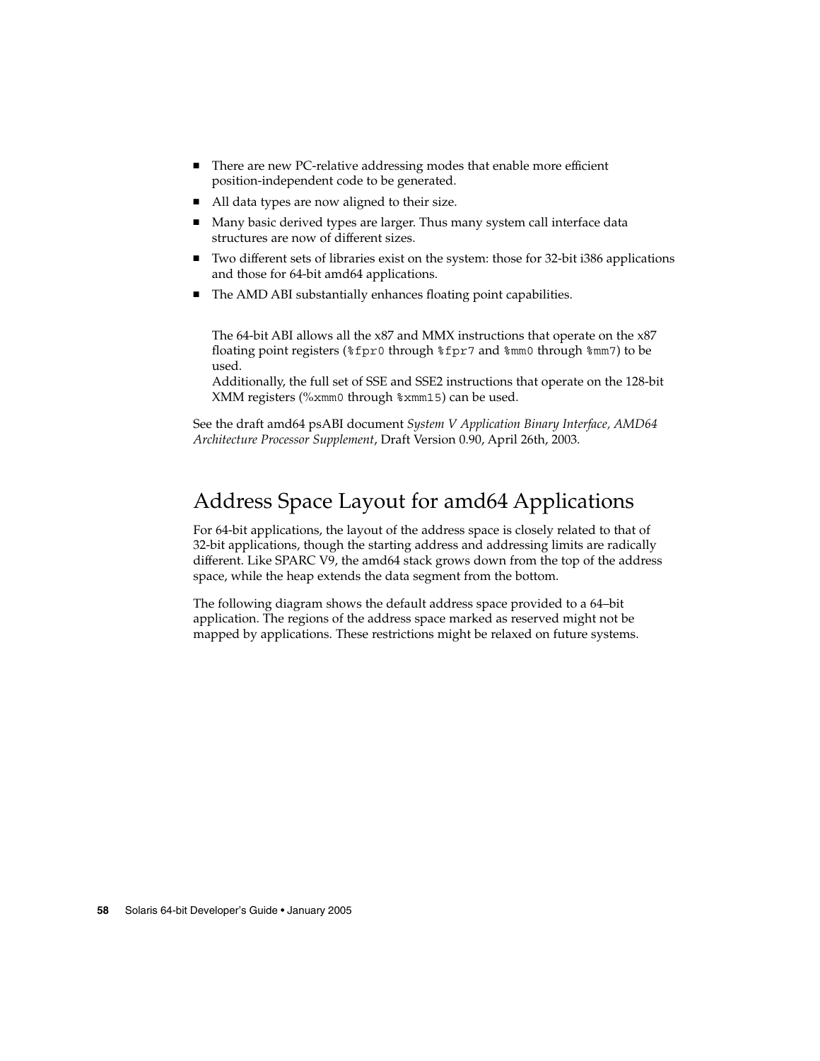- There are new PC-relative addressing modes that enable more efficient position-independent code to be generated.
- All data types are now aligned to their size.
- Many basic derived types are larger. Thus many system call interface data structures are now of different sizes.
- Two different sets of libraries exist on the system: those for 32-bit i386 applications and those for 64-bit amd64 applications.
- The AMD ABI substantially enhances floating point capabilities.

  The 64-bit ABI allows all the x87 and MMX instructions that operate on the x87 floating point registers (`%fpr0` through `%fpr7` and `%mm0` through `%mm7`) to be used.

  Additionally, the full set of SSE and SSE2 instructions that operate on the 128-bit XMM registers (`%xmm0` through `%xmm15`) can be used.

See the draft amd64 psABI document *System V Application Binary Interface, AMD64 Architecture Processor Supplement*, Draft Version 0.90, April 26th, 2003.

## Address Space Layout for amd64 Applications

For 64-bit applications, the layout of the address space is closely related to that of 32-bit applications, though the starting address and addressing limits are radically different. Like SPARC V9, the amd64 stack grows down from the top of the address space, while the heap extends the data segment from the bottom.

The following diagram shows the default address space provided to a 64–bit application. The regions of the address space marked as reserved might not be mapped by applications. These restrictions might be relaxed on future systems.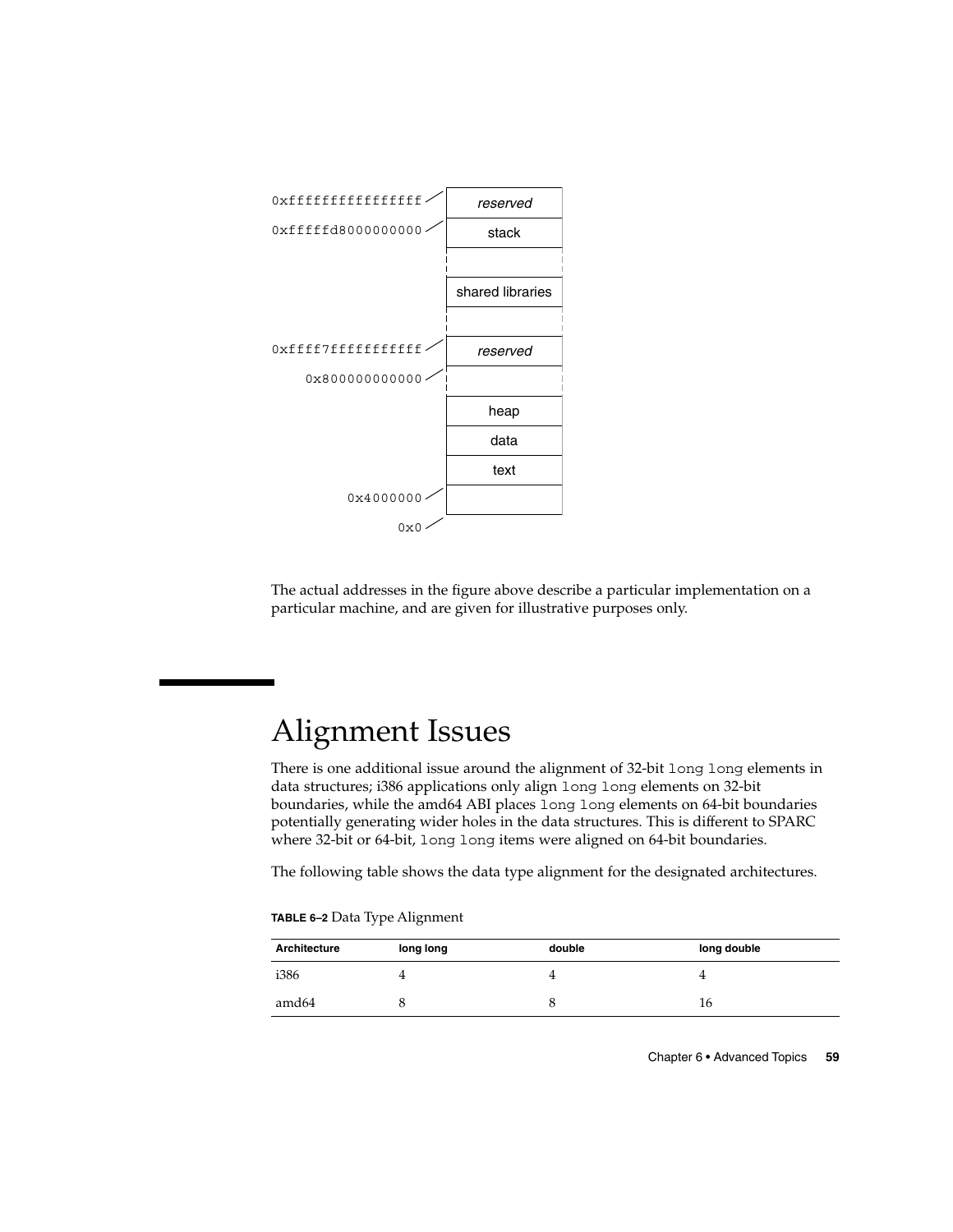```
0xffffffffffffffff  ┌──────────────────┐
                    │     reserved     │
0xfffffd8000000000  ├──────────────────┤
                    │      stack       │
                    ├──────────────────┤
                    │                  │
                    ├──────────────────┤
                    │ shared libraries │
                    ├──────────────────┤
                    │                  │
0xffff7fffffffffff  ├──────────────────┤
                    │     reserved     │
    0x800000000000  ├──────────────────┤
                    │                  │
                    ├──────────────────┤
                    │       heap       │
                    ├──────────────────┤
                    │       data       │
                    ├──────────────────┤
                    │       text       │
         0x4000000  ├──────────────────┤
                    │                  │
               0x0  └──────────────────┘
```

The actual addresses in the figure above describe a particular implementation on a particular machine, and are given for illustrative purposes only.

# Alignment Issues

There is one additional issue around the alignment of 32-bit `long long` elements in data structures; i386 applications only align `long long` elements on 32-bit boundaries, while the amd64 ABI places `long long` elements on 64-bit boundaries potentially generating wider holes in the data structures. This is different to SPARC where 32-bit or 64-bit, `long long` items were aligned on 64-bit boundaries.

The following table shows the data type alignment for the designated architectures.

**TABLE 6–2** Data Type Alignment

| Architecture | long long | double | long double |
|---|---|---|---|
| i386 | 4 | 4 | 4 |
| amd64 | 8 | 8 | 16 |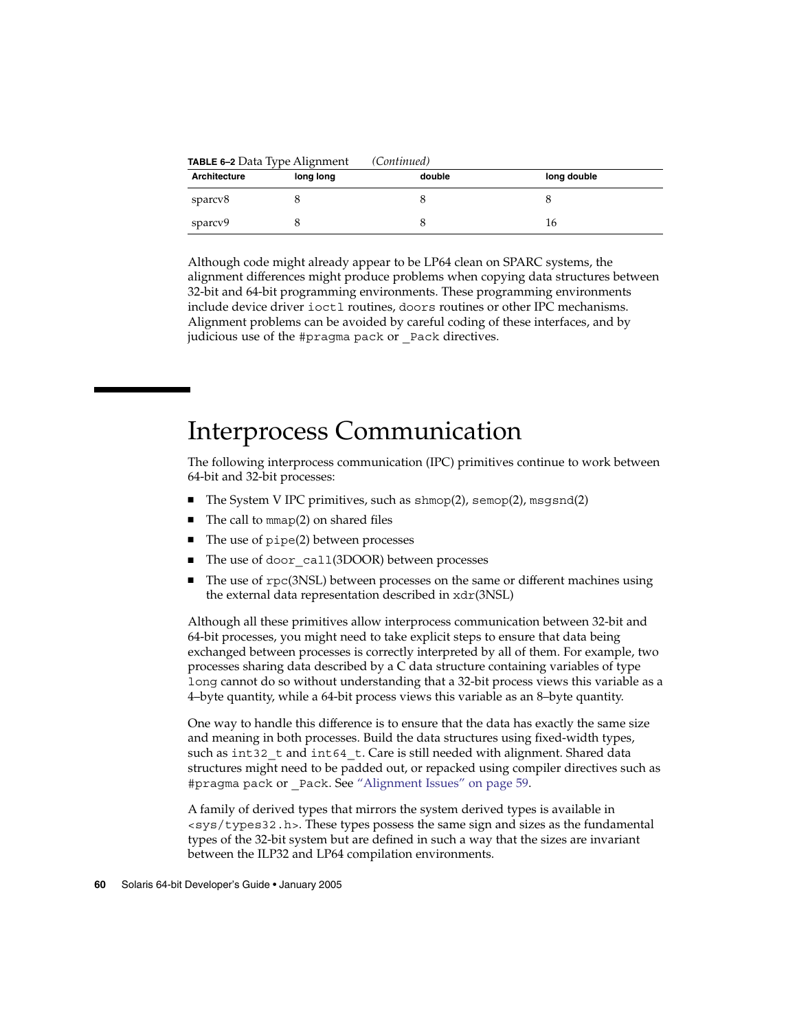**TABLE 6–2** Data Type Alignment *(Continued)*

| Architecture | long long | double | long double |
| --- | --- | --- | --- |
| sparcv8 | 8 | 8 | 8 |
| sparcv9 | 8 | 8 | 16 |

Although code might already appear to be LP64 clean on SPARC systems, the alignment differences might produce problems when copying data structures between 32-bit and 64-bit programming environments. These programming environments include device driver `ioctl` routines, `doors` routines or other IPC mechanisms. Alignment problems can be avoided by careful coding of these interfaces, and by judicious use of the `#pragma pack` or `_Pack` directives.

# Interprocess Communication

The following interprocess communication (IPC) primitives continue to work between 64-bit and 32-bit processes:

- The System V IPC primitives, such as `shmop`(2), `semop`(2), `msgsnd`(2)
- The call to `mmap`(2) on shared files
- The use of `pipe`(2) between processes
- The use of `door_call`(3DOOR) between processes
- The use of `rpc`(3NSL) between processes on the same or different machines using the external data representation described in `xdr`(3NSL)

Although all these primitives allow interprocess communication between 32-bit and 64-bit processes, you might need to take explicit steps to ensure that data being exchanged between processes is correctly interpreted by all of them. For example, two processes sharing data described by a C data structure containing variables of type `long` cannot do so without understanding that a 32-bit process views this variable as a 4–byte quantity, while a 64-bit process views this variable as an 8–byte quantity.

One way to handle this difference is to ensure that the data has exactly the same size and meaning in both processes. Build the data structures using fixed-width types, such as `int32_t` and `int64_t`. Care is still needed with alignment. Shared data structures might need to be padded out, or repacked using compiler directives such as `#pragma pack` or `_Pack`. See "Alignment Issues" on page 59.

A family of derived types that mirrors the system derived types is available in `<sys/types32.h>`. These types possess the same sign and sizes as the fundamental types of the 32-bit system but are defined in such a way that the sizes are invariant between the ILP32 and LP64 compilation environments.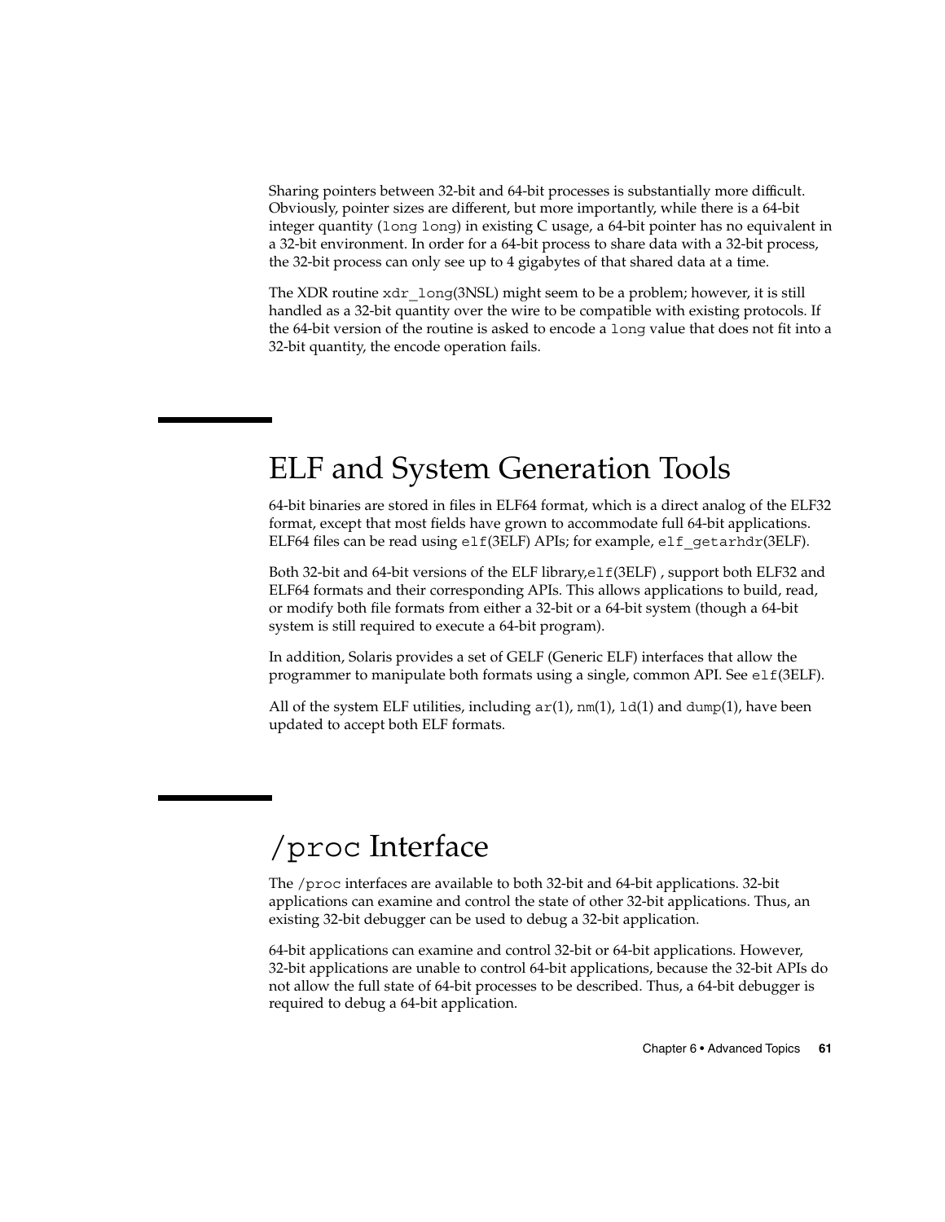Sharing pointers between 32-bit and 64-bit processes is substantially more difficult. Obviously, pointer sizes are different, but more importantly, while there is a 64-bit integer quantity (`long long`) in existing C usage, a 64-bit pointer has no equivalent in a 32-bit environment. In order for a 64-bit process to share data with a 32-bit process, the 32-bit process can only see up to 4 gigabytes of that shared data at a time.

The XDR routine `xdr_long`(3NSL) might seem to be a problem; however, it is still handled as a 32-bit quantity over the wire to be compatible with existing protocols. If the 64-bit version of the routine is asked to encode a `long` value that does not fit into a 32-bit quantity, the encode operation fails.

# ELF and System Generation Tools

64-bit binaries are stored in files in ELF64 format, which is a direct analog of the ELF32 format, except that most fields have grown to accommodate full 64-bit applications. ELF64 files can be read using `elf`(3ELF) APIs; for example, `elf_getarhdr`(3ELF).

Both 32-bit and 64-bit versions of the ELF library,`elf`(3ELF) , support both ELF32 and ELF64 formats and their corresponding APIs. This allows applications to build, read, or modify both file formats from either a 32-bit or a 64-bit system (though a 64-bit system is still required to execute a 64-bit program).

In addition, Solaris provides a set of GELF (Generic ELF) interfaces that allow the programmer to manipulate both formats using a single, common API. See `elf`(3ELF).

All of the system ELF utilities, including `ar`(1), `nm`(1), `ld`(1) and `dump`(1), have been updated to accept both ELF formats.

# `/proc` Interface

The `/proc` interfaces are available to both 32-bit and 64-bit applications. 32-bit applications can examine and control the state of other 32-bit applications. Thus, an existing 32-bit debugger can be used to debug a 32-bit application.

64-bit applications can examine and control 32-bit or 64-bit applications. However, 32-bit applications are unable to control 64-bit applications, because the 32-bit APIs do not allow the full state of 64-bit processes to be described. Thus, a 64-bit debugger is required to debug a 64-bit application.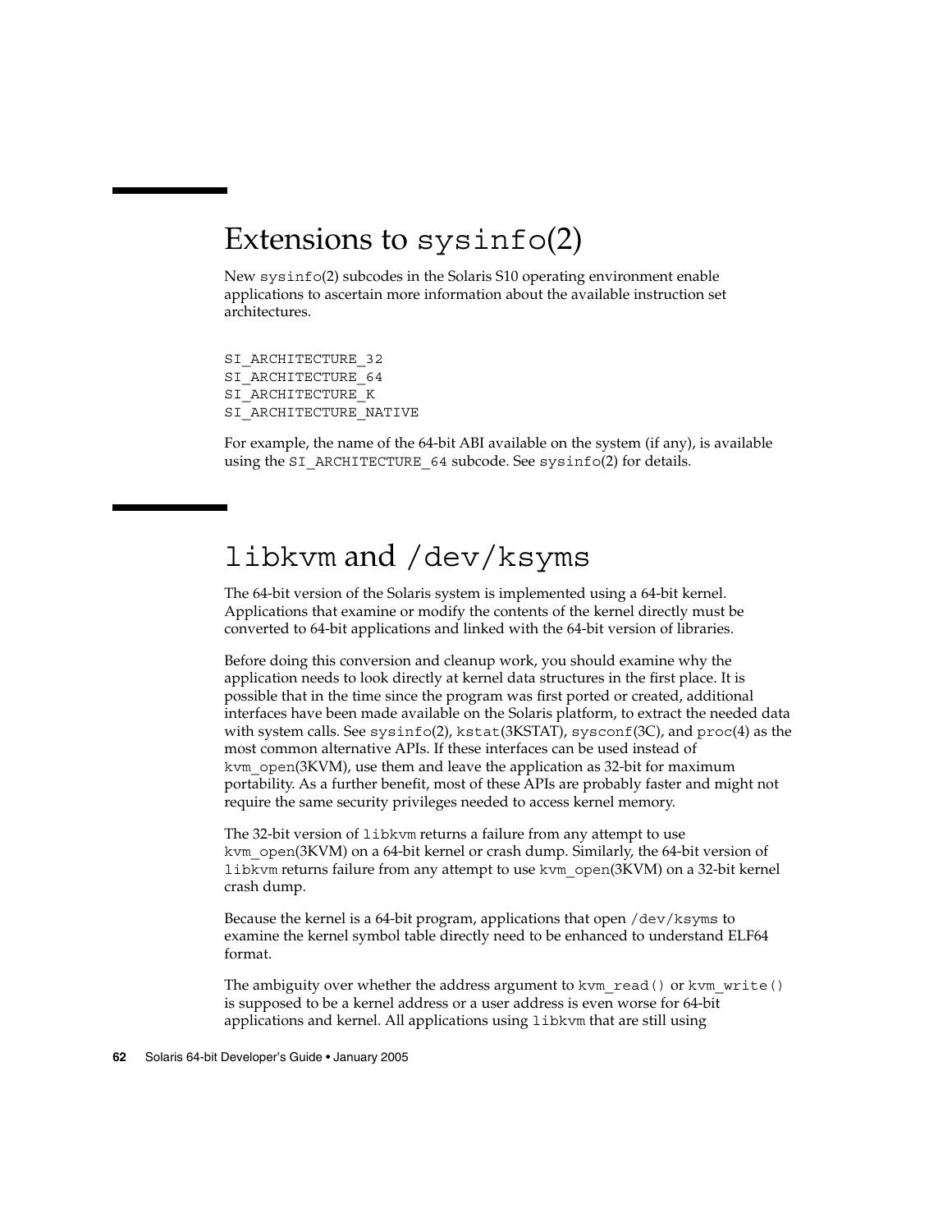## Extensions to sysinfo(2)

New sysinfo(2) subcodes in the Solaris S10 operating environment enable applications to ascertain more information about the available instruction set architectures.

```
SI_ARCHITECTURE_32
SI_ARCHITECTURE_64
SI_ARCHITECTURE_K
SI_ARCHITECTURE_NATIVE
```

For example, the name of the 64-bit ABI available on the system (if any), is available using the SI_ARCHITECTURE_64 subcode. See sysinfo(2) for details.

## libkvm and /dev/ksyms

The 64-bit version of the Solaris system is implemented using a 64-bit kernel. Applications that examine or modify the contents of the kernel directly must be converted to 64-bit applications and linked with the 64-bit version of libraries.

Before doing this conversion and cleanup work, you should examine why the application needs to look directly at kernel data structures in the first place. It is possible that in the time since the program was first ported or created, additional interfaces have been made available on the Solaris platform, to extract the needed data with system calls. See sysinfo(2), kstat(3KSTAT), sysconf(3C), and proc(4) as the most common alternative APIs. If these interfaces can be used instead of kvm_open(3KVM), use them and leave the application as 32-bit for maximum portability. As a further benefit, most of these APIs are probably faster and might not require the same security privileges needed to access kernel memory.

The 32-bit version of libkvm returns a failure from any attempt to use kvm_open(3KVM) on a 64-bit kernel or crash dump. Similarly, the 64-bit version of libkvm returns failure from any attempt to use kvm_open(3KVM) on a 32-bit kernel crash dump.

Because the kernel is a 64-bit program, applications that open /dev/ksyms to examine the kernel symbol table directly need to be enhanced to understand ELF64 format.

The ambiguity over whether the address argument to kvm_read() or kvm_write() is supposed to be a kernel address or a user address is even worse for 64-bit applications and kernel. All applications using libkvm that are still using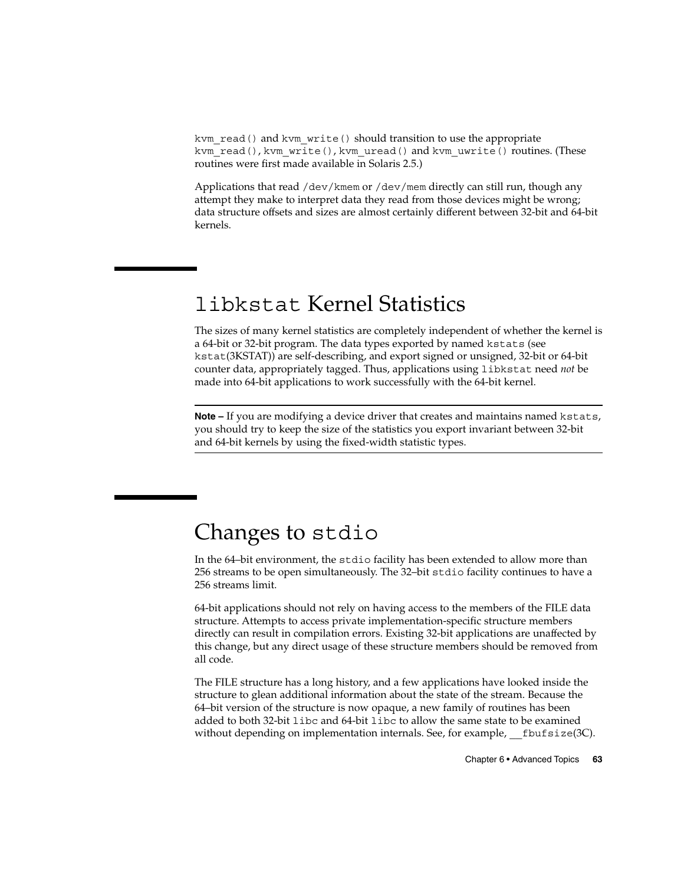kvm_read() and kvm_write() should transition to use the appropriate kvm_read(), kvm_write(), kvm_uread() and kvm_uwrite() routines. (These routines were first made available in Solaris 2.5.)

Applications that read /dev/kmem or /dev/mem directly can still run, though any attempt they make to interpret data they read from those devices might be wrong; data structure offsets and sizes are almost certainly different between 32-bit and 64-bit kernels.

## libkstat Kernel Statistics

The sizes of many kernel statistics are completely independent of whether the kernel is a 64-bit or 32-bit program. The data types exported by named kstats (see kstat(3KSTAT)) are self-describing, and export signed or unsigned, 32-bit or 64-bit counter data, appropriately tagged. Thus, applications using libkstat need *not* be made into 64-bit applications to work successfully with the 64-bit kernel.

---

**Note –** If you are modifying a device driver that creates and maintains named kstats, you should try to keep the size of the statistics you export invariant between 32-bit and 64-bit kernels by using the fixed-width statistic types.

---

## Changes to stdio

In the 64–bit environment, the stdio facility has been extended to allow more than 256 streams to be open simultaneously. The 32–bit stdio facility continues to have a 256 streams limit.

64-bit applications should not rely on having access to the members of the FILE data structure. Attempts to access private implementation-specific structure members directly can result in compilation errors. Existing 32-bit applications are unaffected by this change, but any direct usage of these structure members should be removed from all code.

The FILE structure has a long history, and a few applications have looked inside the structure to glean additional information about the state of the stream. Because the 64–bit version of the structure is now opaque, a new family of routines has been added to both 32-bit libc and 64-bit libc to allow the same state to be examined without depending on implementation internals. See, for example, __fbufsize(3C).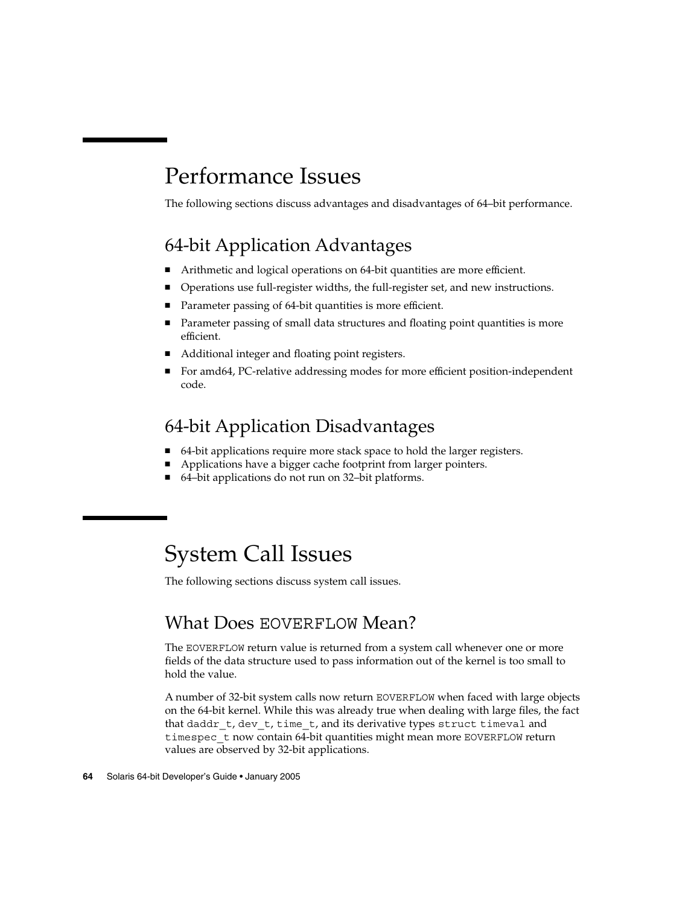# Performance Issues

The following sections discuss advantages and disadvantages of 64–bit performance.

## 64-bit Application Advantages

- Arithmetic and logical operations on 64-bit quantities are more efficient.
- Operations use full-register widths, the full-register set, and new instructions.
- Parameter passing of 64-bit quantities is more efficient.
- Parameter passing of small data structures and floating point quantities is more efficient.
- Additional integer and floating point registers.
- For amd64, PC-relative addressing modes for more efficient position-independent code.

## 64-bit Application Disadvantages

- 64-bit applications require more stack space to hold the larger registers.
- Applications have a bigger cache footprint from larger pointers.
- 64–bit applications do not run on 32–bit platforms.

# System Call Issues

The following sections discuss system call issues.

## What Does `EOVERFLOW` Mean?

The `EOVERFLOW` return value is returned from a system call whenever one or more fields of the data structure used to pass information out of the kernel is too small to hold the value.

A number of 32-bit system calls now return `EOVERFLOW` when faced with large objects on the 64-bit kernel. While this was already true when dealing with large files, the fact that `daddr_t`, `dev_t`, `time_t`, and its derivative types `struct timeval` and `timespec_t` now contain 64-bit quantities might mean more `EOVERFLOW` return values are observed by 32-bit applications.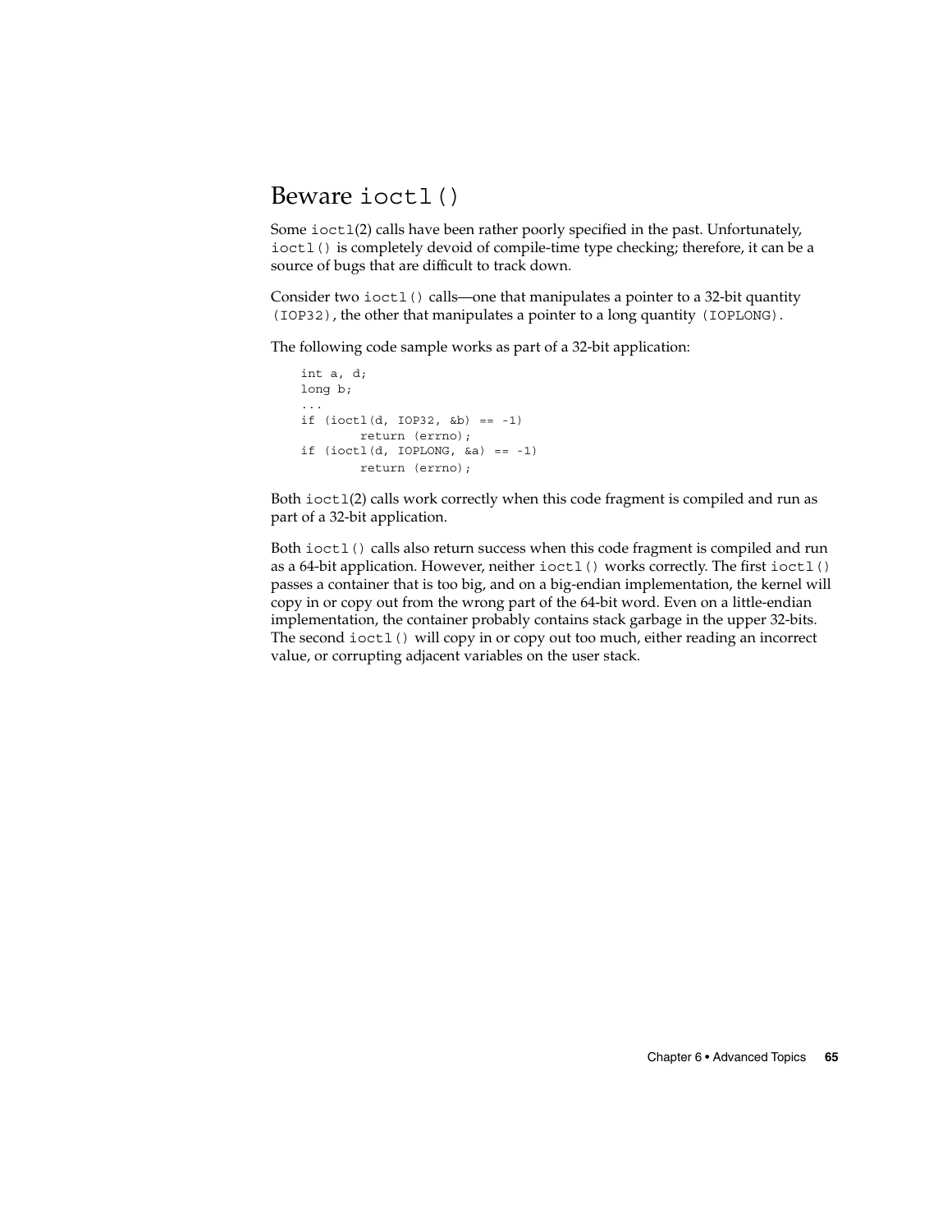## Beware `ioctl()`

Some `ioctl`(2) calls have been rather poorly specified in the past. Unfortunately, `ioctl()` is completely devoid of compile-time type checking; therefore, it can be a source of bugs that are difficult to track down.

Consider two `ioctl()` calls—one that manipulates a pointer to a 32-bit quantity `(IOP32)`, the other that manipulates a pointer to a long quantity `(IOPLONG)`.

The following code sample works as part of a 32-bit application:

```
int a, d;
long b;
...
if (ioctl(d, IOP32, &b) == -1)
        return (errno);
if (ioctl(d, IOPLONG, &a) == -1)
        return (errno);
```

Both `ioctl`(2) calls work correctly when this code fragment is compiled and run as part of a 32-bit application.

Both `ioctl()` calls also return success when this code fragment is compiled and run as a 64-bit application. However, neither `ioctl()` works correctly. The first `ioctl()` passes a container that is too big, and on a big-endian implementation, the kernel will copy in or copy out from the wrong part of the 64-bit word. Even on a little-endian implementation, the container probably contains stack garbage in the upper 32-bits. The second `ioctl()` will copy in or copy out too much, either reading an incorrect value, or corrupting adjacent variables on the user stack.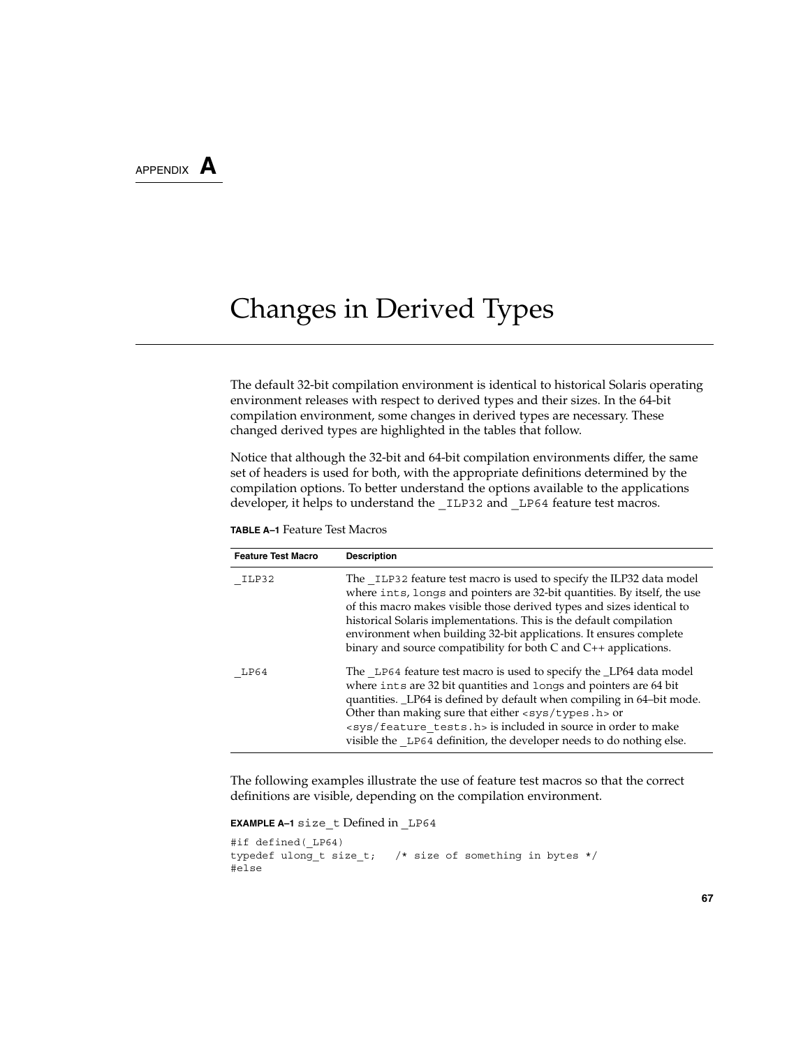APPENDIX **A**

# Changes in Derived Types

The default 32-bit compilation environment is identical to historical Solaris operating environment releases with respect to derived types and their sizes. In the 64-bit compilation environment, some changes in derived types are necessary. These changed derived types are highlighted in the tables that follow.

Notice that although the 32-bit and 64-bit compilation environments differ, the same set of headers is used for both, with the appropriate definitions determined by the compilation options. To better understand the options available to the applications developer, it helps to understand the `_ILP32` and `_LP64` feature test macros.

**TABLE A–1** Feature Test Macros

| Feature Test Macro | Description |
| --- | --- |
| `_ILP32` | The `_ILP32` feature test macro is used to specify the ILP32 data model where `ints`, `longs` and pointers are 32-bit quantities. By itself, the use of this macro makes visible those derived types and sizes identical to historical Solaris implementations. This is the default compilation environment when building 32-bit applications. It ensures complete binary and source compatibility for both C and C++ applications. |
| `_LP64` | The `_LP64` feature test macro is used to specify the _LP64 data model where `ints` are 32 bit quantities and `longs` and pointers are 64 bit quantities. _LP64 is defined by default when compiling in 64–bit mode. Other than making sure that either `<sys/types.h>` or `<sys/feature_tests.h>` is included in source in order to make visible the `_LP64` definition, the developer needs to do nothing else. |

The following examples illustrate the use of feature test macros so that the correct definitions are visible, depending on the compilation environment.

**EXAMPLE A–1** `size_t` Defined in `_LP64`

```
#if defined(_LP64)
typedef ulong_t size_t;   /* size of something in bytes */
#else
```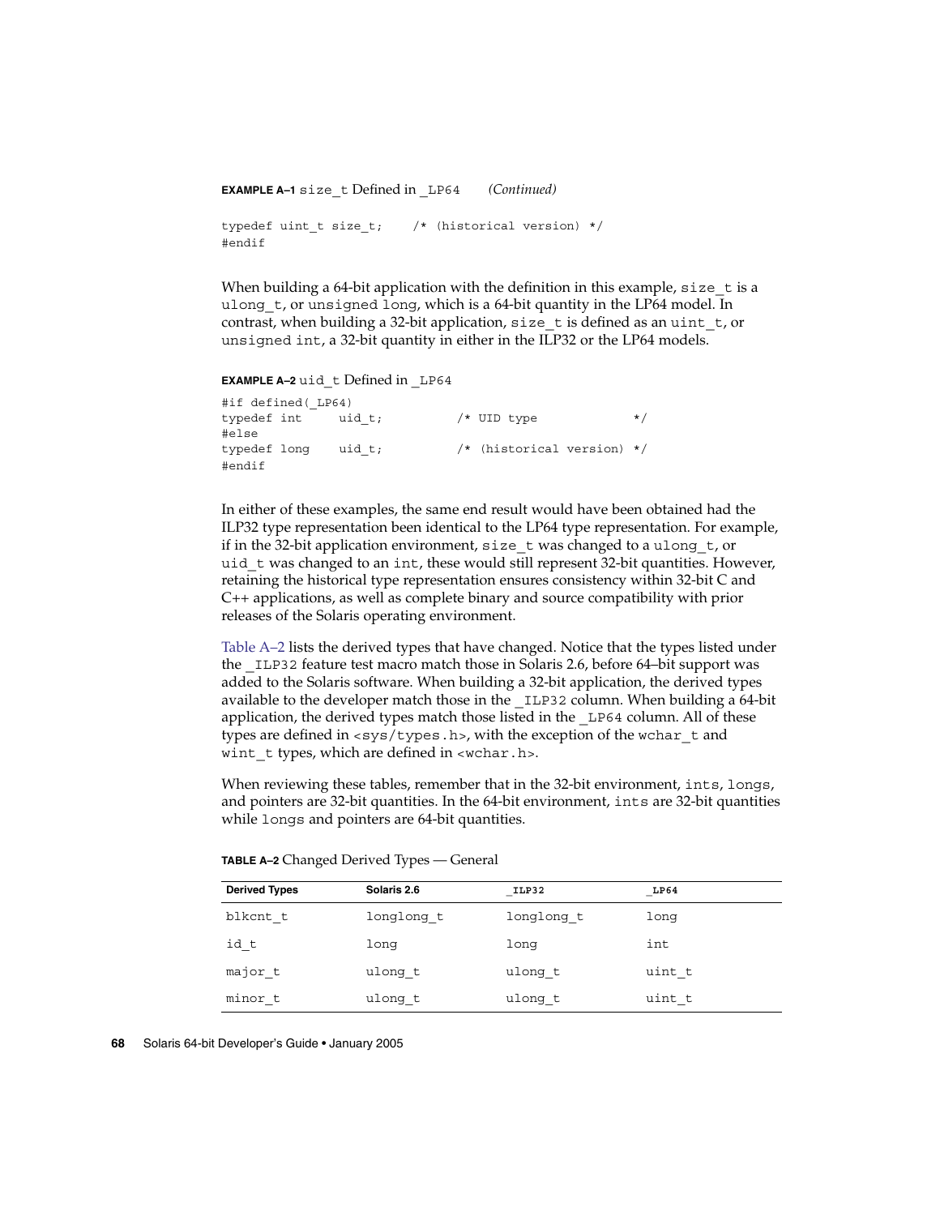**EXAMPLE A–1** `size_t` Defined in `_LP64` *(Continued)*

```
typedef uint_t size_t;    /* (historical version) */
#endif
```

When building a 64-bit application with the definition in this example, `size_t` is a `ulong_t`, or `unsigned long`, which is a 64-bit quantity in the LP64 model. In contrast, when building a 32-bit application, `size_t` is defined as an `uint_t`, or `unsigned int`, a 32-bit quantity in either in the ILP32 or the LP64 models.

**EXAMPLE A–2** `uid_t` Defined in `_LP64`

```
#if defined(_LP64)
typedef int     uid_t;          /* UID type             */
#else
typedef long    uid_t;          /* (historical version) */
#endif
```

In either of these examples, the same end result would have been obtained had the ILP32 type representation been identical to the LP64 type representation. For example, if in the 32-bit application environment, `size_t` was changed to a `ulong_t`, or `uid_t` was changed to an `int`, these would still represent 32-bit quantities. However, retaining the historical type representation ensures consistency within 32-bit C and C++ applications, as well as complete binary and source compatibility with prior releases of the Solaris operating environment.

Table A–2 lists the derived types that have changed. Notice that the types listed under the `_ILP32` feature test macro match those in Solaris 2.6, before 64–bit support was added to the Solaris software. When building a 32-bit application, the derived types available to the developer match those in the `_ILP32` column. When building a 64-bit application, the derived types match those listed in the `_LP64` column. All of these types are defined in `<sys/types.h>`, with the exception of the `wchar_t` and `wint_t` types, which are defined in `<wchar.h>`.

When reviewing these tables, remember that in the 32-bit environment, `int`s, `long`s, and pointers are 32-bit quantities. In the 64-bit environment, `int`s are 32-bit quantities while `long`s and pointers are 64-bit quantities.

**TABLE A–2** Changed Derived Types — General

| Derived Types | Solaris 2.6 | `_ILP32` | `_LP64` |
|---|---|---|---|
| `blkcnt_t` | `longlong_t` | `longlong_t` | `long` |
| `id_t` | `long` | `long` | `int` |
| `major_t` | `ulong_t` | `ulong_t` | `uint_t` |
| `minor_t` | `ulong_t` | `ulong_t` | `uint_t` |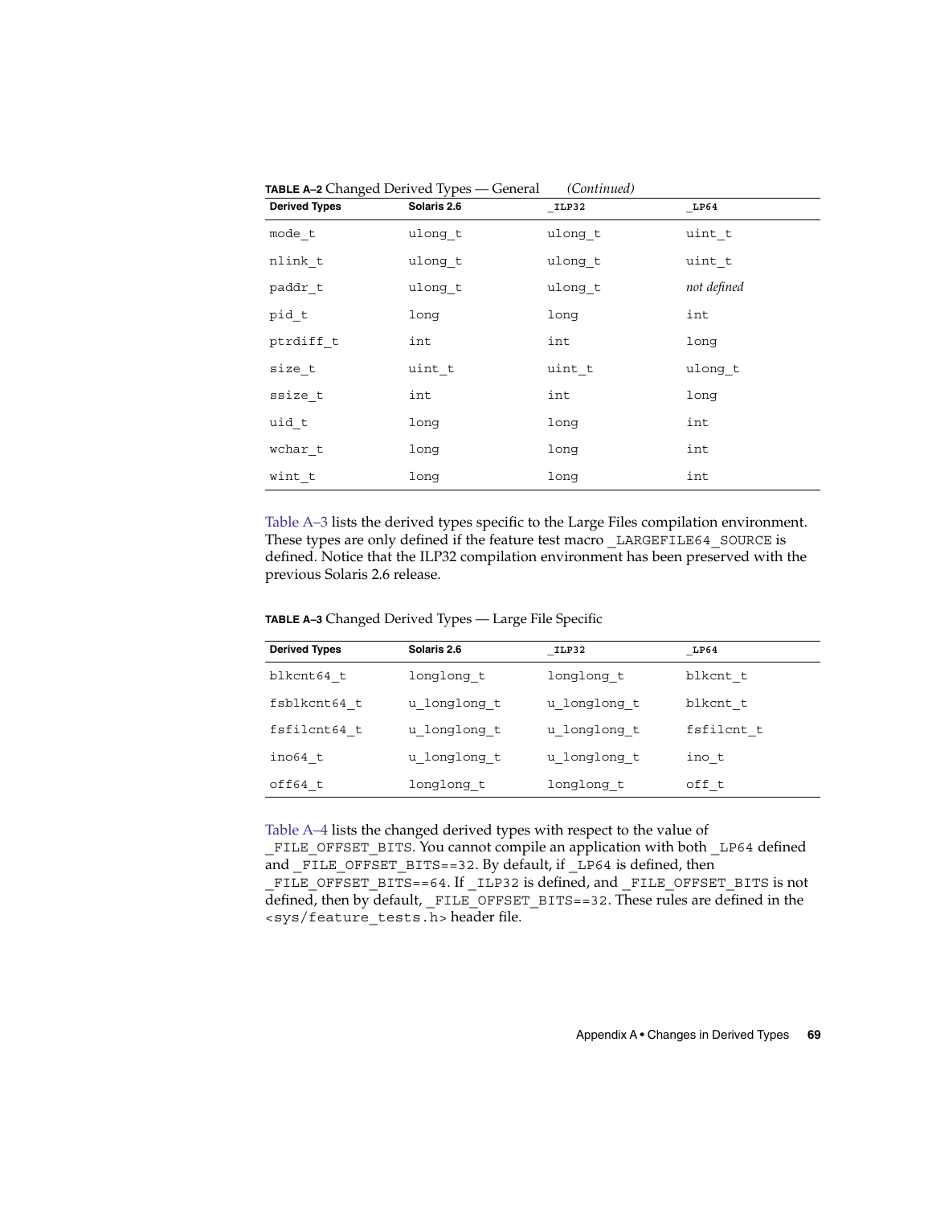**TABLE A–2** Changed Derived Types — General *(Continued)*

| Derived Types | Solaris 2.6 | _ILP32 | _LP64 |
|---|---|---|---|
| mode_t | ulong_t | ulong_t | uint_t |
| nlink_t | ulong_t | ulong_t | uint_t |
| paddr_t | ulong_t | ulong_t | *not defined* |
| pid_t | long | long | int |
| ptrdiff_t | int | int | long |
| size_t | uint_t | uint_t | ulong_t |
| ssize_t | int | int | long |
| uid_t | long | long | int |
| wchar_t | long | long | int |
| wint_t | long | long | int |

Table A–3 lists the derived types specific to the Large Files compilation environment. These types are only defined if the feature test macro `_LARGEFILE64_SOURCE` is defined. Notice that the ILP32 compilation environment has been preserved with the previous Solaris 2.6 release.

**TABLE A–3** Changed Derived Types — Large File Specific

| Derived Types | Solaris 2.6 | _ILP32 | _LP64 |
|---|---|---|---|
| blkcnt64_t | longlong_t | longlong_t | blkcnt_t |
| fsblkcnt64_t | u_longlong_t | u_longlong_t | blkcnt_t |
| fsfilcnt64_t | u_longlong_t | u_longlong_t | fsfilcnt_t |
| ino64_t | u_longlong_t | u_longlong_t | ino_t |
| off64_t | longlong_t | longlong_t | off_t |

Table A–4 lists the changed derived types with respect to the value of `_FILE_OFFSET_BITS`. You cannot compile an application with both `_LP64` defined and `_FILE_OFFSET_BITS==32`. By default, if `_LP64` is defined, then `_FILE_OFFSET_BITS==64`. If `_ILP32` is defined, and `_FILE_OFFSET_BITS` is not defined, then by default, `_FILE_OFFSET_BITS==32`. These rules are defined in the `<sys/feature_tests.h>` header file.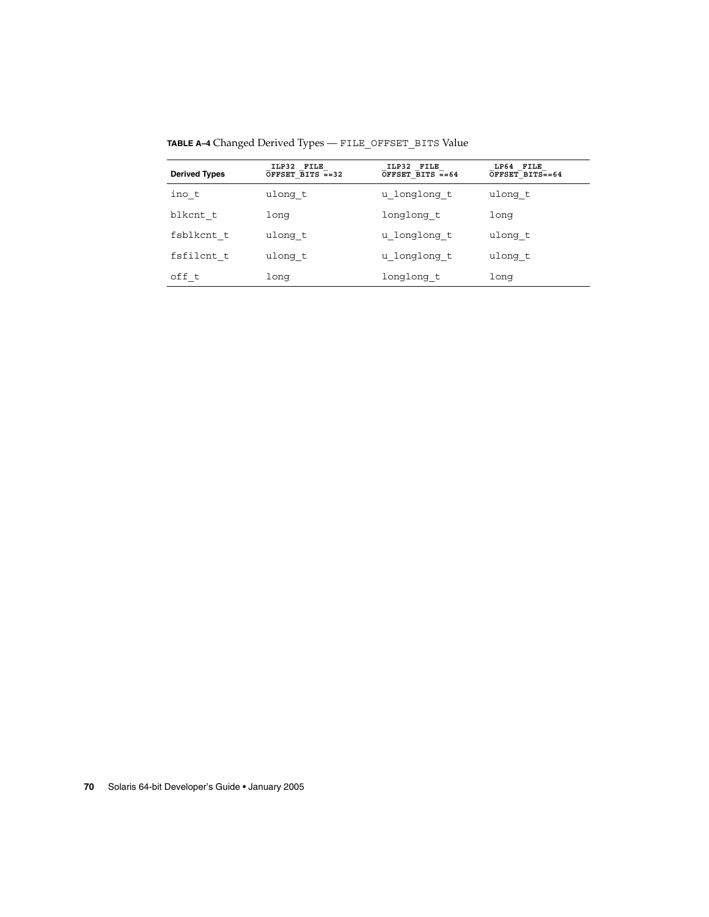**TABLE A–4** Changed Derived Types — FILE_OFFSET_BITS Value

| Derived Types | _ILP32 _FILE_OFFSET_BITS ==32 | _ILP32 _FILE_OFFSET_BITS ==64 | _LP64 _FILE_OFFSET_BITS==64 |
| --- | --- | --- | --- |
| ino_t | ulong_t | u_longlong_t | ulong_t |
| blkcnt_t | long | longlong_t | long |
| fsblkcnt_t | ulong_t | u_longlong_t | ulong_t |
| fsfilcnt_t | ulong_t | u_longlong_t | ulong_t |
| off_t | long | longlong_t | long |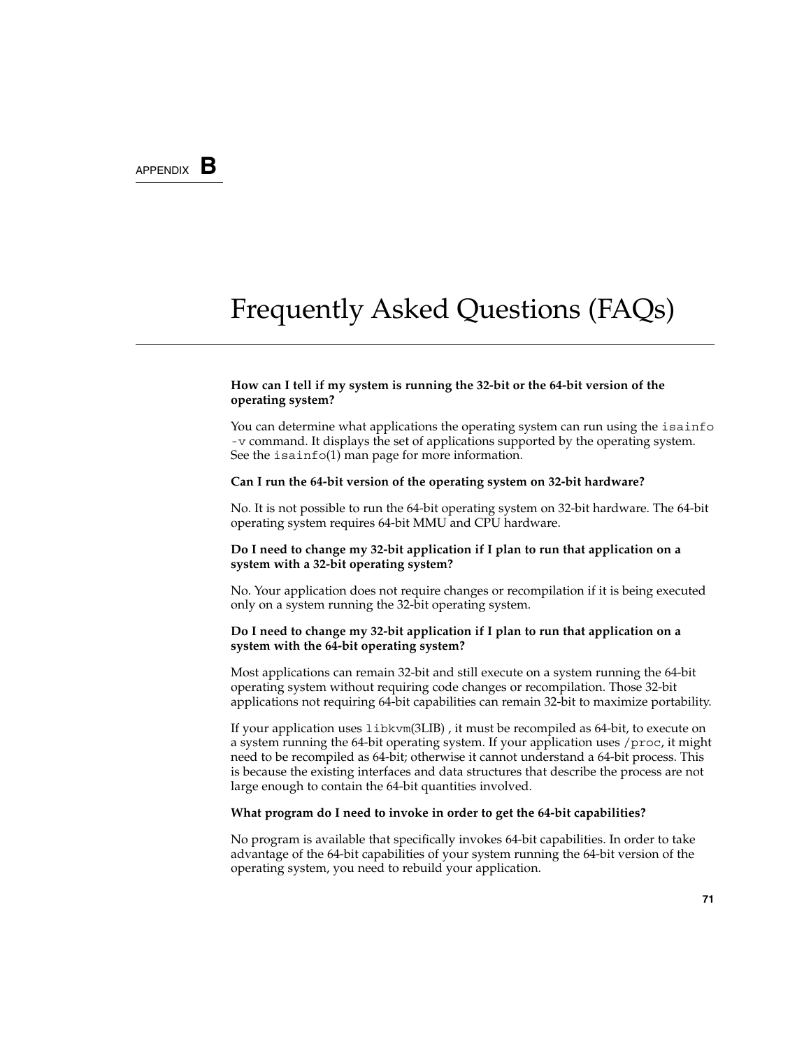APPENDIX **B**

# Frequently Asked Questions (FAQs)

**How can I tell if my system is running the 32-bit or the 64-bit version of the operating system?**

You can determine what applications the operating system can run using the `isainfo -v` command. It displays the set of applications supported by the operating system. See the `isainfo`(1) man page for more information.

**Can I run the 64-bit version of the operating system on 32-bit hardware?**

No. It is not possible to run the 64-bit operating system on 32-bit hardware. The 64-bit operating system requires 64-bit MMU and CPU hardware.

**Do I need to change my 32-bit application if I plan to run that application on a system with a 32-bit operating system?**

No. Your application does not require changes or recompilation if it is being executed only on a system running the 32-bit operating system.

**Do I need to change my 32-bit application if I plan to run that application on a system with the 64-bit operating system?**

Most applications can remain 32-bit and still execute on a system running the 64-bit operating system without requiring code changes or recompilation. Those 32-bit applications not requiring 64-bit capabilities can remain 32-bit to maximize portability.

If your application uses `libkvm`(3LIB) , it must be recompiled as 64-bit, to execute on a system running the 64-bit operating system. If your application uses `/proc`, it might need to be recompiled as 64-bit; otherwise it cannot understand a 64-bit process. This is because the existing interfaces and data structures that describe the process are not large enough to contain the 64-bit quantities involved.

**What program do I need to invoke in order to get the 64-bit capabilities?**

No program is available that specifically invokes 64-bit capabilities. In order to take advantage of the 64-bit capabilities of your system running the 64-bit version of the operating system, you need to rebuild your application.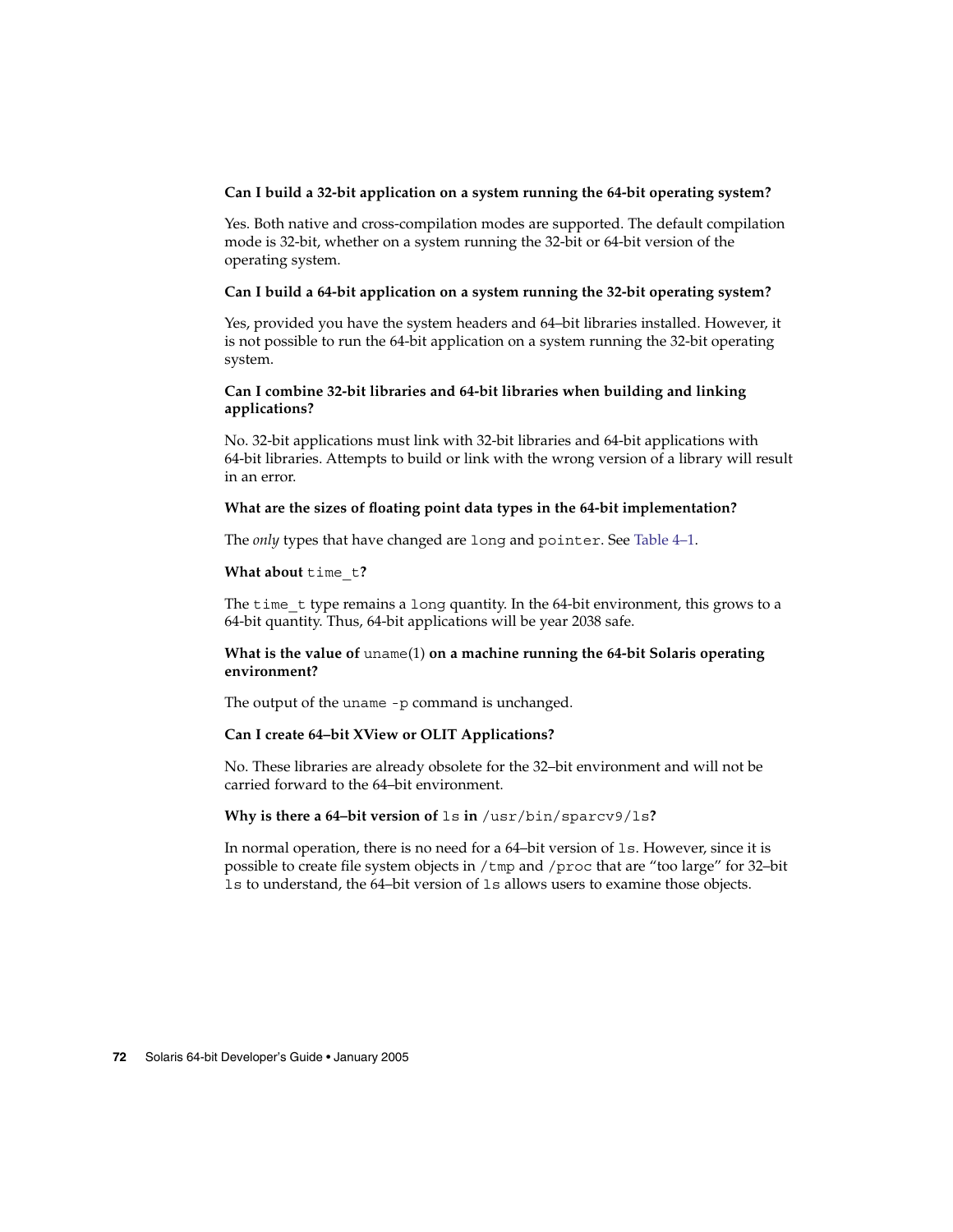**Can I build a 32-bit application on a system running the 64-bit operating system?**

Yes. Both native and cross-compilation modes are supported. The default compilation mode is 32-bit, whether on a system running the 32-bit or 64-bit version of the operating system.

**Can I build a 64-bit application on a system running the 32-bit operating system?**

Yes, provided you have the system headers and 64–bit libraries installed. However, it is not possible to run the 64-bit application on a system running the 32-bit operating system.

**Can I combine 32-bit libraries and 64-bit libraries when building and linking applications?**

No. 32-bit applications must link with 32-bit libraries and 64-bit applications with 64-bit libraries. Attempts to build or link with the wrong version of a library will result in an error.

**What are the sizes of floating point data types in the 64-bit implementation?**

The *only* types that have changed are `long` and `pointer`. See Table 4–1.

**What about `time_t`?**

The `time_t` type remains a `long` quantity. In the 64-bit environment, this grows to a 64-bit quantity. Thus, 64-bit applications will be year 2038 safe.

**What is the value of `uname`(1) on a machine running the 64-bit Solaris operating environment?**

The output of the `uname -p` command is unchanged.

**Can I create 64–bit XView or OLIT Applications?**

No. These libraries are already obsolete for the 32–bit environment and will not be carried forward to the 64–bit environment.

**Why is there a 64–bit version of `ls` in `/usr/bin/sparcv9/ls`?**

In normal operation, there is no need for a 64–bit version of `ls`. However, since it is possible to create file system objects in `/tmp` and `/proc` that are "too large" for 32–bit `ls` to understand, the 64–bit version of `ls` allows users to examine those objects.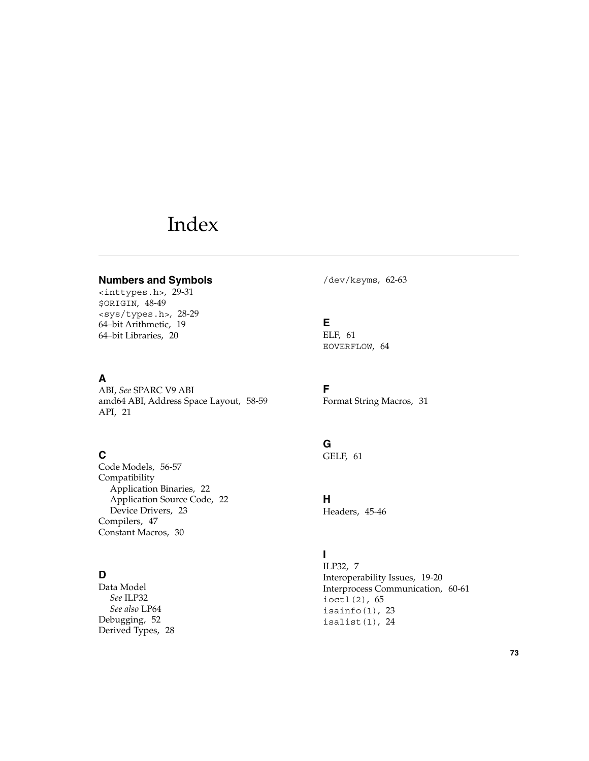# Index

## Numbers and Symbols

`<inttypes.h>`, 29-31
`$ORIGIN`, 48-49
`<sys/types.h>`, 28-29
64–bit Arithmetic, 19
64–bit Libraries, 20

## A

ABI, *See* SPARC V9 ABI
amd64 ABI, Address Space Layout, 58-59
API, 21

## C

Code Models, 56-57
Compatibility
 Application Binaries, 22
 Application Source Code, 22
 Device Drivers, 23
Compilers, 47
Constant Macros, 30

## D

Data Model
 *See* ILP32
 *See also* LP64
Debugging, 52
Derived Types, 28
`/dev/ksyms`, 62-63

## E

ELF, 61
`EOVERFLOW`, 64

## F

Format String Macros, 31

## G

GELF, 61

## H

Headers, 45-46

## I

ILP32, 7
Interoperability Issues, 19-20
Interprocess Communication, 60-61
`ioctl(2)`, 65
`isainfo(1)`, 23
`isalist(1)`, 24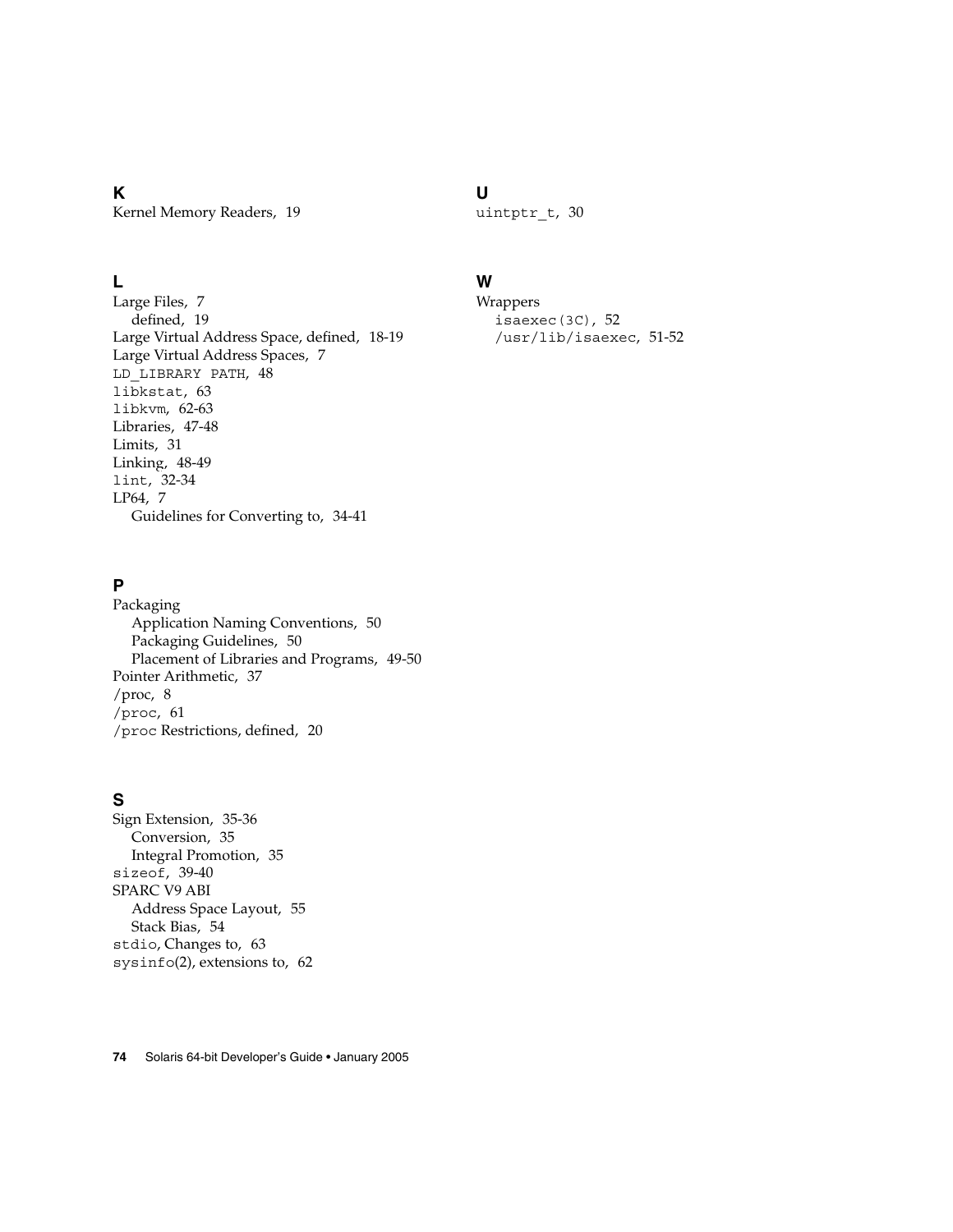## K

Kernel Memory Readers, 19

## L

Large Files, 7
- defined, 19

Large Virtual Address Space, defined, 18-19
Large Virtual Address Spaces, 7
LD_LIBRARY PATH, 48
libkstat, 63
libkvm, 62-63
Libraries, 47-48
Limits, 31
Linking, 48-49
lint, 32-34
LP64, 7
- Guidelines for Converting to, 34-41

## P

Packaging
- Application Naming Conventions, 50
- Packaging Guidelines, 50
- Placement of Libraries and Programs, 49-50

Pointer Arithmetic, 37
/proc, 8
/proc, 61
/proc Restrictions, defined, 20

## S

Sign Extension, 35-36
- Conversion, 35
- Integral Promotion, 35

sizeof, 39-40
SPARC V9 ABI
- Address Space Layout, 55
- Stack Bias, 54

stdio, Changes to, 63
sysinfo(2), extensions to, 62

## U

uintptr_t, 30

## W

Wrappers
- isaexec(3C), 52
- /usr/lib/isaexec, 51-52